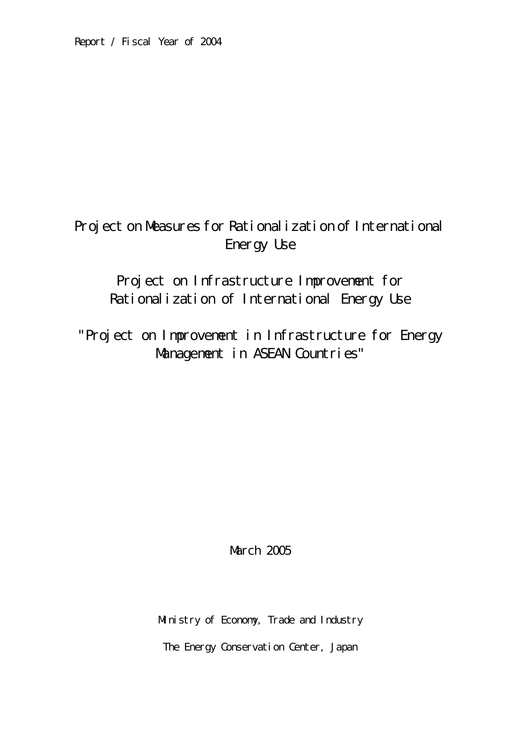Report / Fiscal Year of 2004

# Project on Measures for Rationalization of International Energy Use

## Project on Infrastructure Improvement for Rationalization of International Energy Use

## "Project on Improvement in Infrastructure for Energy Management in ASEAN Countries"

March 2005

Ministry of Economy, Trade and Industry

The Energy Conservation Center, Japan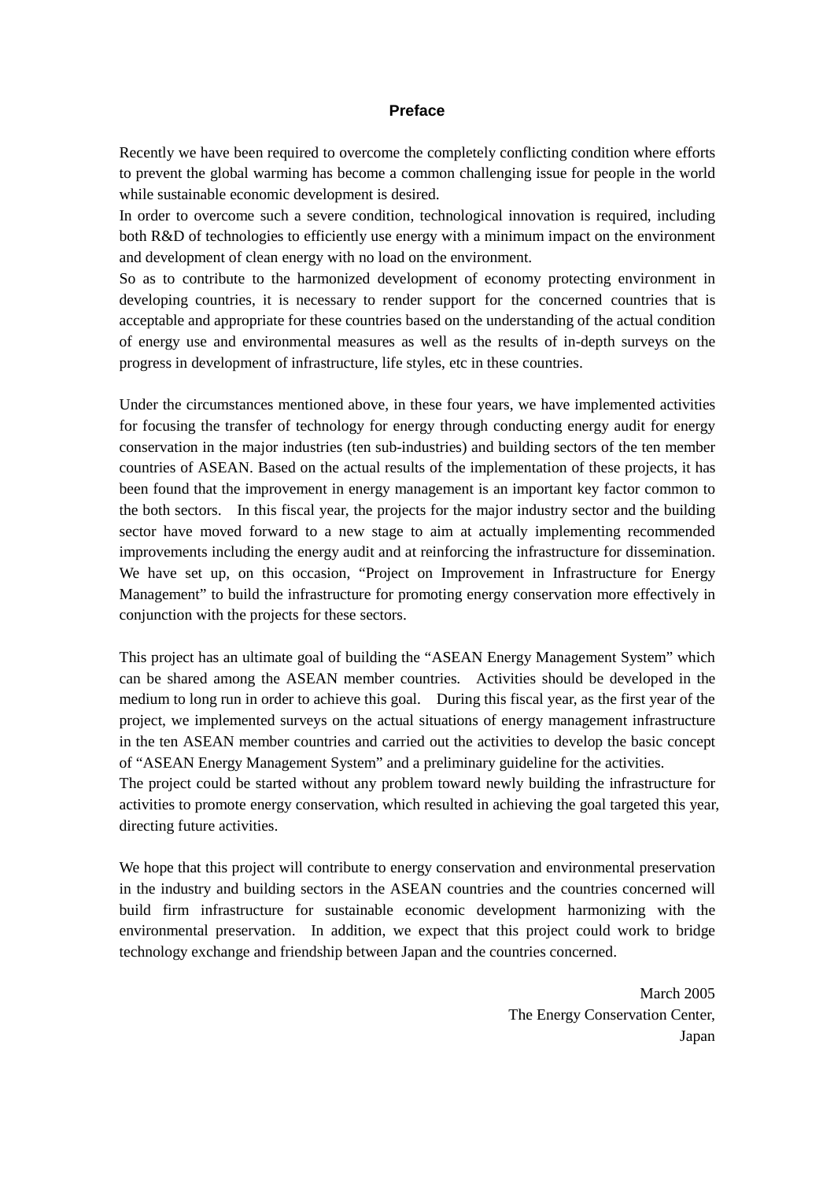# Preface

Recently we have been required to overcome the completely conflicting condition where efforts to prevent the global warming has become a common challenging issue for people in the world while sustainable economic development is desired.

In order to overcome such a severe condition, technological innovation is required, including both R&D of technologies to efficiently use energy with a minimum impact on the environment and development of clean energy with no load on the environment.

So as to contribute to the harmonized development of economy protecting environment in developing countries, it is necessary to render support for the concerned countries that is acceptable and appropriate for these countries based on the understanding of the actual condition of energy use and environmental measures as well as the results of in-depth surveys on the progress in development of infrastructure, life styles, etc in these countries.

Under the circumstances mentioned above, in these four years, we have implemented activities for focusing the transfer of technology for energy through conducting energy audit for energy conservation in the major industries (ten sub-industries) and building sectors of the ten member countries of ASEAN. Based on the actual results of the implementation of these projects, it has been found that the improvement in energy management is an important key factor common to the both sectors. In this fiscal year, the projects for the major industry sector and the building sector have moved forward to a new stage to aim at actually implementing recommended improvements including the energy audit and at reinforcing the infrastructure for dissemination. We have set up, on this occasion, "Project on Improvement in Infrastructure for Energy Management" to build the infrastructure for promoting energy conservation more effectively in conjunction with the projects for these sectors.

This project has an ultimate goal of building the "ASEAN Energy Management System" which can be shared among the ASEAN member countries. Activities should be developed in the medium to long run in order to achieve this goal. During this fiscal year, as the first year of the project, we implemented surveys on the actual situations of energy management infrastructure in the ten ASEAN member countries and carried out the activities to develop the basic concept of "ASEAN Energy Management System" and a preliminary guideline for the activities.

The project could be started without any problem toward newly building the infrastructure for activities to promote energy conservation, which resulted in achieving the goal targeted this year, directing future activities.

We hope that this project will contribute to energy conservation and environmental preservation in the industry and building sectors in the ASEAN countries and the countries concerned will build firm infrastructure for sustainable economic development harmonizing with the environmental preservation. In addition, we expect that this project could work to bridge technology exchange and friendship between Japan and the countries concerned.

March 2005

The Energy Conservation Center,

Japan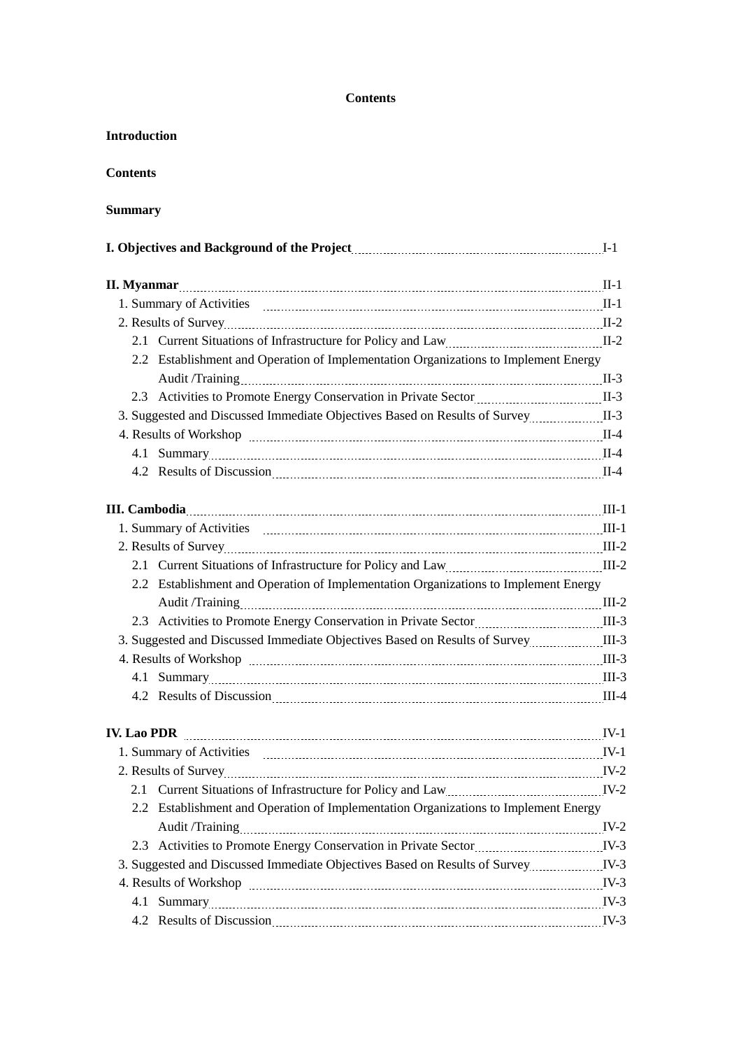# Contents

**Introduction**

**Contents**

**Summary**

**I. Objectives and Background of the Project** I-1

**II. Myanmar** II-1

1. Summary of Activities II-1
2. Results of Survey II-2
   - 2.1 Current Situations of Infrastructure for Policy and Law II-2
   - 2.2 Establishment and Operation of Implementation Organizations to Implement Energy Audit /Training II-3
   - 2.3 Activities to Promote Energy Conservation in Private Sector II-3
3. Suggested and Discussed Immediate Objectives Based on Results of Survey II-3
4. Results of Workshop II-4
   - 4.1 Summary II-4
   - 4.2 Results of Discussion II-4

**III. Cambodia** III-1

1. Summary of Activities III-1
2. Results of Survey III-2
   - 2.1 Current Situations of Infrastructure for Policy and Law III-2
   - 2.2 Establishment and Operation of Implementation Organizations to Implement Energy Audit /Training III-2
   - 2.3 Activities to Promote Energy Conservation in Private Sector III-3
3. Suggested and Discussed Immediate Objectives Based on Results of Survey III-3
4. Results of Workshop III-3
   - 4.1 Summary III-3
   - 4.2 Results of Discussion III-4

**IV. Lao PDR** IV-1

1. Summary of Activities IV-1
2. Results of Survey IV-2
   - 2.1 Current Situations of Infrastructure for Policy and Law IV-2
   - 2.2 Establishment and Operation of Implementation Organizations to Implement Energy Audit /Training IV-2
   - 2.3 Activities to Promote Energy Conservation in Private Sector IV-3
3. Suggested and Discussed Immediate Objectives Based on Results of Survey IV-3
4. Results of Workshop IV-3
   - 4.1 Summary IV-3
   - 4.2 Results of Discussion IV-3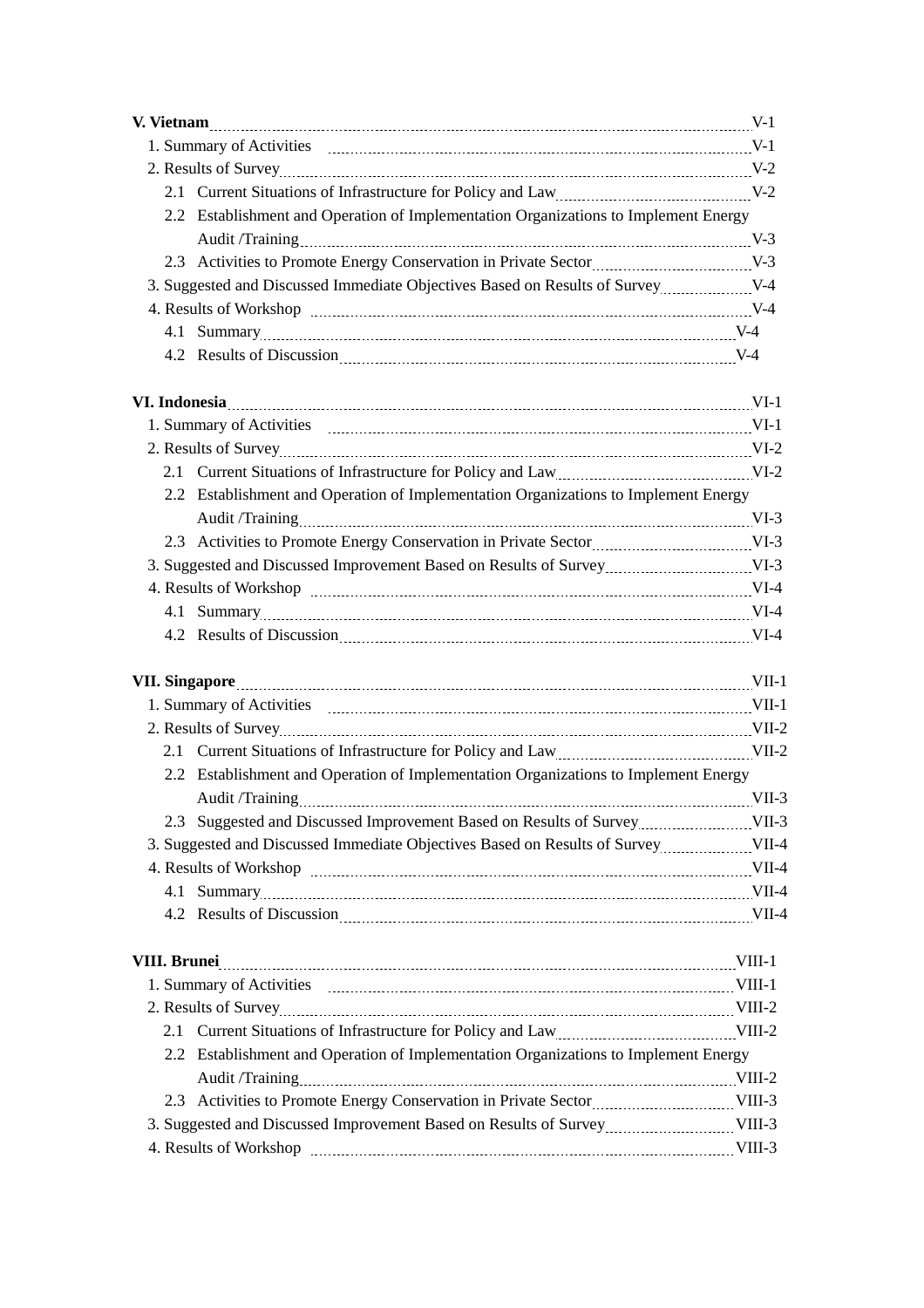**V. Vietnam** ........ V-1

1. Summary of Activities ........ V-1
2. Results of Survey ........ V-2
   - 2.1 Current Situations of Infrastructure for Policy and Law ........ V-2
   - 2.2 Establishment and Operation of Implementation Organizations to Implement Energy Audit /Training ........ V-3
   - 2.3 Activities to Promote Energy Conservation in Private Sector ........ V-3
3. Suggested and Discussed Immediate Objectives Based on Results of Survey ........ V-4
4. Results of Workshop ........ V-4
   - 4.1 Summary ........ V-4
   - 4.2 Results of Discussion ........ V-4

**VI. Indonesia** ........ VI-1

1. Summary of Activities ........ VI-1
2. Results of Survey ........ VI-2
   - 2.1 Current Situations of Infrastructure for Policy and Law ........ VI-2
   - 2.2 Establishment and Operation of Implementation Organizations to Implement Energy Audit /Training ........ VI-3
   - 2.3 Activities to Promote Energy Conservation in Private Sector ........ VI-3
3. Suggested and Discussed Improvement Based on Results of Survey ........ VI-3
4. Results of Workshop ........ VI-4
   - 4.1 Summary ........ VI-4
   - 4.2 Results of Discussion ........ VI-4

**VII. Singapore** ........ VII-1

1. Summary of Activities ........ VII-1
2. Results of Survey ........ VII-2
   - 2.1 Current Situations of Infrastructure for Policy and Law ........ VII-2
   - 2.2 Establishment and Operation of Implementation Organizations to Implement Energy Audit /Training ........ VII-3
   - 2.3 Suggested and Discussed Improvement Based on Results of Survey ........ VII-3
3. Suggested and Discussed Immediate Objectives Based on Results of Survey ........ VII-4
4. Results of Workshop ........ VII-4
   - 4.1 Summary ........ VII-4
   - 4.2 Results of Discussion ........ VII-4

**VIII. Brunei** ........ VIII-1

1. Summary of Activities ........ VIII-1
2. Results of Survey ........ VIII-2
   - 2.1 Current Situations of Infrastructure for Policy and Law ........ VIII-2
   - 2.2 Establishment and Operation of Implementation Organizations to Implement Energy Audit /Training ........ VIII-2
   - 2.3 Activities to Promote Energy Conservation in Private Sector ........ VIII-3
3. Suggested and Discussed Improvement Based on Results of Survey ........ VIII-3
4. Results of Workshop ........ VIII-3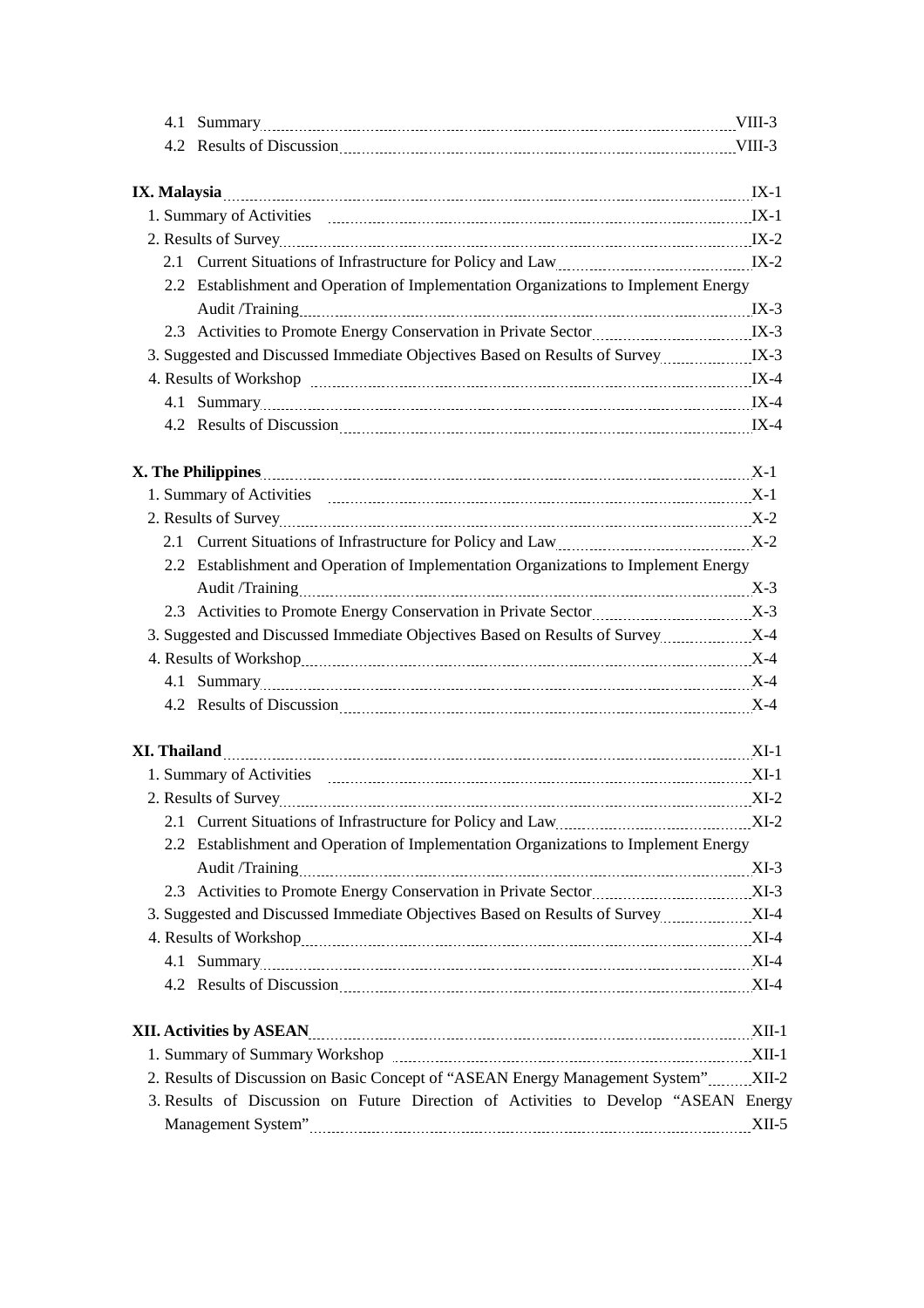4.1 Summary ........ VIII-3
4.2 Results of Discussion ........ VIII-3

**IX. Malaysia** ........ IX-1

1. Summary of Activities ........ IX-1
2. Results of Survey ........ IX-2
   2.1 Current Situations of Infrastructure for Policy and Law ........ IX-2
   2.2 Establishment and Operation of Implementation Organizations to Implement Energy Audit /Training ........ IX-3
   2.3 Activities to Promote Energy Conservation in Private Sector ........ IX-3
3. Suggested and Discussed Immediate Objectives Based on Results of Survey ........ IX-3
4. Results of Workshop ........ IX-4
   4.1 Summary ........ IX-4
   4.2 Results of Discussion ........ IX-4

**X. The Philippines** ........ X-1

1. Summary of Activities ........ X-1
2. Results of Survey ........ X-2
   2.1 Current Situations of Infrastructure for Policy and Law ........ X-2
   2.2 Establishment and Operation of Implementation Organizations to Implement Energy Audit /Training ........ X-3
   2.3 Activities to Promote Energy Conservation in Private Sector ........ X-3
3. Suggested and Discussed Immediate Objectives Based on Results of Survey ........ X-4
4. Results of Workshop ........ X-4
   4.1 Summary ........ X-4
   4.2 Results of Discussion ........ X-4

**XI. Thailand** ........ XI-1

1. Summary of Activities ........ XI-1
2. Results of Survey ........ XI-2
   2.1 Current Situations of Infrastructure for Policy and Law ........ XI-2
   2.2 Establishment and Operation of Implementation Organizations to Implement Energy Audit /Training ........ XI-3
   2.3 Activities to Promote Energy Conservation in Private Sector ........ XI-3
3. Suggested and Discussed Immediate Objectives Based on Results of Survey ........ XI-4
4. Results of Workshop ........ XI-4
   4.1 Summary ........ XI-4
   4.2 Results of Discussion ........ XI-4

**XII. Activities by ASEAN** ........ XII-1

1. Summary of Summary Workshop ........ XII-1
2. Results of Discussion on Basic Concept of "ASEAN Energy Management System" ........ XII-2
3. Results of Discussion on Future Direction of Activities to Develop "ASEAN Energy Management System" ........ XII-5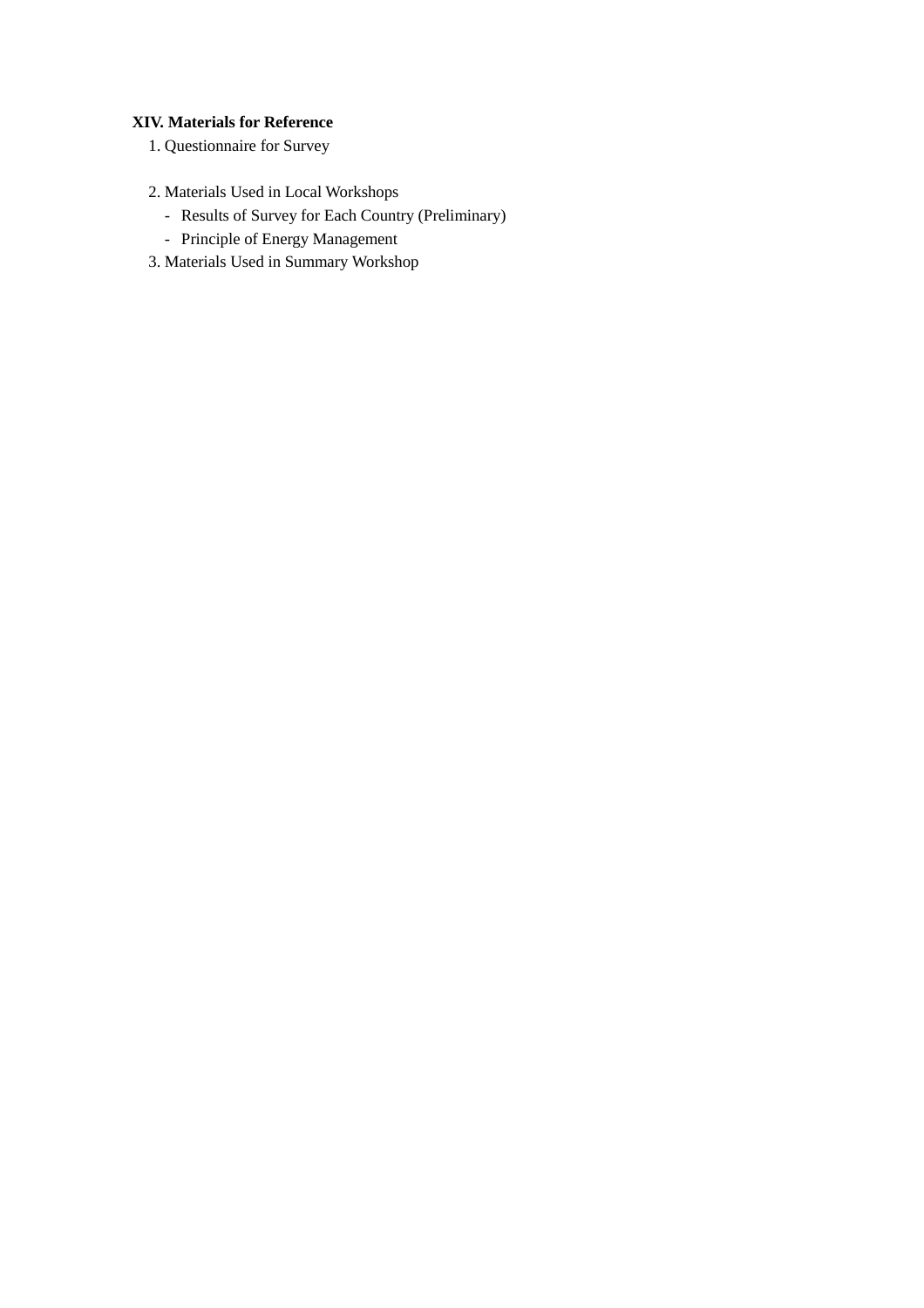**XIV. Materials for Reference**

1. Questionnaire for Survey

2. Materials Used in Local Workshops
   - Results of Survey for Each Country (Preliminary)
   - Principle of Energy Management
3. Materials Used in Summary Workshop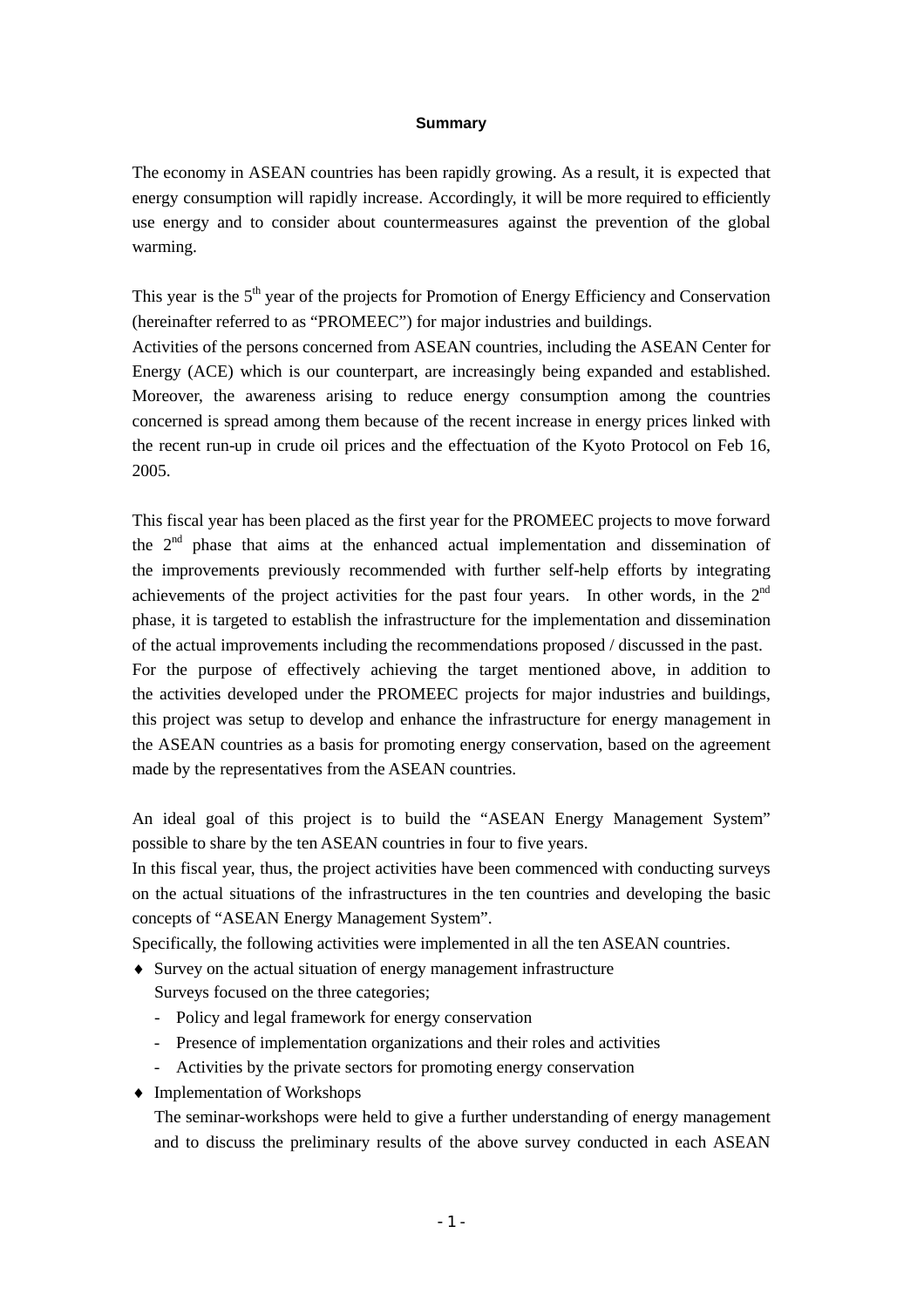**Summary**

The economy in ASEAN countries has been rapidly growing. As a result, it is expected that energy consumption will rapidly increase. Accordingly, it will be more required to efficiently use energy and to consider about countermeasures against the prevention of the global warming.

This year is the 5th year of the projects for Promotion of Energy Efficiency and Conservation (hereinafter referred to as "PROMEEC") for major industries and buildings.
Activities of the persons concerned from ASEAN countries, including the ASEAN Center for Energy (ACE) which is our counterpart, are increasingly being expanded and established. Moreover, the awareness arising to reduce energy consumption among the countries concerned is spread among them because of the recent increase in energy prices linked with the recent run-up in crude oil prices and the effectuation of the Kyoto Protocol on Feb 16, 2005.

This fiscal year has been placed as the first year for the PROMEEC projects to move forward the 2nd phase that aims at the enhanced actual implementation and dissemination of the improvements previously recommended with further self-help efforts by integrating achievements of the project activities for the past four years. In other words, in the 2nd phase, it is targeted to establish the infrastructure for the implementation and dissemination of the actual improvements including the recommendations proposed / discussed in the past.
For the purpose of effectively achieving the target mentioned above, in addition to the activities developed under the PROMEEC projects for major industries and buildings, this project was setup to develop and enhance the infrastructure for energy management in the ASEAN countries as a basis for promoting energy conservation, based on the agreement made by the representatives from the ASEAN countries.

An ideal goal of this project is to build the "ASEAN Energy Management System" possible to share by the ten ASEAN countries in four to five years.
In this fiscal year, thus, the project activities have been commenced with conducting surveys on the actual situations of the infrastructures in the ten countries and developing the basic concepts of "ASEAN Energy Management System".
Specifically, the following activities were implemented in all the ten ASEAN countries.

- Survey on the actual situation of energy management infrastructure
  Surveys focused on the three categories;
  - Policy and legal framework for energy conservation
  - Presence of implementation organizations and their roles and activities
  - Activities by the private sectors for promoting energy conservation
- Implementation of Workshops
  The seminar-workshops were held to give a further understanding of energy management and to discuss the preliminary results of the above survey conducted in each ASEAN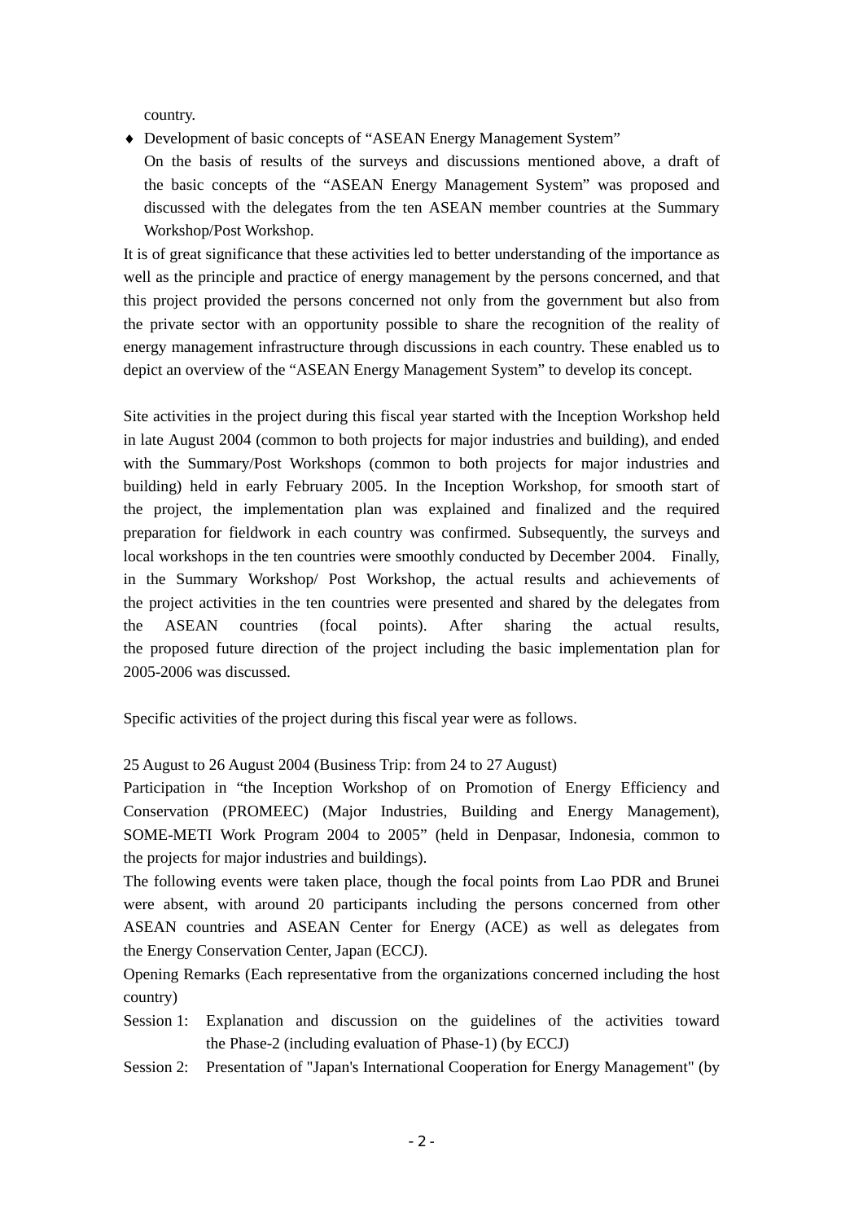country.

- Development of basic concepts of “ASEAN Energy Management System”
  On the basis of results of the surveys and discussions mentioned above, a draft of the basic concepts of the “ASEAN Energy Management System” was proposed and discussed with the delegates from the ten ASEAN member countries at the Summary Workshop/Post Workshop.

It is of great significance that these activities led to better understanding of the importance as well as the principle and practice of energy management by the persons concerned, and that this project provided the persons concerned not only from the government but also from the private sector with an opportunity possible to share the recognition of the reality of energy management infrastructure through discussions in each country. These enabled us to depict an overview of the “ASEAN Energy Management System” to develop its concept.

Site activities in the project during this fiscal year started with the Inception Workshop held in late August 2004 (common to both projects for major industries and building), and ended with the Summary/Post Workshops (common to both projects for major industries and building) held in early February 2005. In the Inception Workshop, for smooth start of the project, the implementation plan was explained and finalized and the required preparation for fieldwork in each country was confirmed. Subsequently, the surveys and local workshops in the ten countries were smoothly conducted by December 2004. Finally, in the Summary Workshop/ Post Workshop, the actual results and achievements of the project activities in the ten countries were presented and shared by the delegates from the ASEAN countries (focal points). After sharing the actual results, the proposed future direction of the project including the basic implementation plan for 2005-2006 was discussed.

Specific activities of the project during this fiscal year were as follows.

25 August to 26 August 2004 (Business Trip: from 24 to 27 August)

Participation in “the Inception Workshop of on Promotion of Energy Efficiency and Conservation (PROMEEC) (Major Industries, Building and Energy Management), SOME-METI Work Program 2004 to 2005” (held in Denpasar, Indonesia, common to the projects for major industries and buildings).

The following events were taken place, though the focal points from Lao PDR and Brunei were absent, with around 20 participants including the persons concerned from other ASEAN countries and ASEAN Center for Energy (ACE) as well as delegates from the Energy Conservation Center, Japan (ECCJ).

Opening Remarks (Each representative from the organizations concerned including the host country)

Session 1: Explanation and discussion on the guidelines of the activities toward the Phase-2 (including evaluation of Phase-1) (by ECCJ)

Session 2: Presentation of "Japan's International Cooperation for Energy Management" (by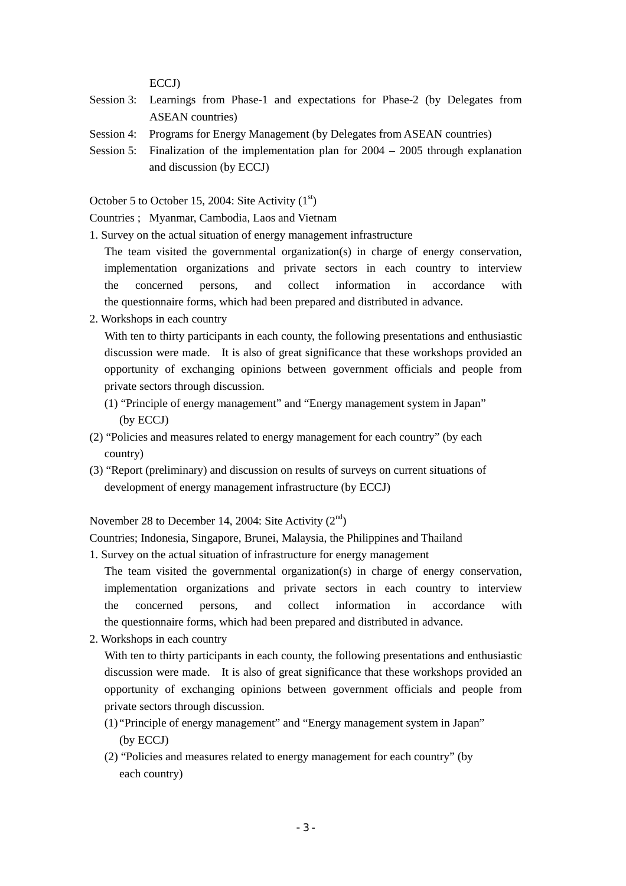ECCJ)

Session 3: Learnings from Phase-1 and expectations for Phase-2 (by Delegates from ASEAN countries)

Session 4: Programs for Energy Management (by Delegates from ASEAN countries)

Session 5: Finalization of the implementation plan for 2004 – 2005 through explanation and discussion (by ECCJ)

October 5 to October 15, 2004: Site Activity (1st)

Countries ; Myanmar, Cambodia, Laos and Vietnam

1. Survey on the actual situation of energy management infrastructure

   The team visited the governmental organization(s) in charge of energy conservation, implementation organizations and private sectors in each country to interview the concerned persons, and collect information in accordance with the questionnaire forms, which had been prepared and distributed in advance.

2. Workshops in each country

   With ten to thirty participants in each county, the following presentations and enthusiastic discussion were made. It is also of great significance that these workshops provided an opportunity of exchanging opinions between government officials and people from private sectors through discussion.

   (1) "Principle of energy management" and "Energy management system in Japan" (by ECCJ)

   (2) "Policies and measures related to energy management for each country" (by each country)

   (3) "Report (preliminary) and discussion on results of surveys on current situations of development of energy management infrastructure (by ECCJ)

November 28 to December 14, 2004: Site Activity (2nd)

Countries; Indonesia, Singapore, Brunei, Malaysia, the Philippines and Thailand

1. Survey on the actual situation of infrastructure for energy management

   The team visited the governmental organization(s) in charge of energy conservation, implementation organizations and private sectors in each country to interview the concerned persons, and collect information in accordance with the questionnaire forms, which had been prepared and distributed in advance.

2. Workshops in each country

   With ten to thirty participants in each county, the following presentations and enthusiastic discussion were made. It is also of great significance that these workshops provided an opportunity of exchanging opinions between government officials and people from private sectors through discussion.

   (1) "Principle of energy management" and "Energy management system in Japan" (by ECCJ)

   (2) "Policies and measures related to energy management for each country" (by each country)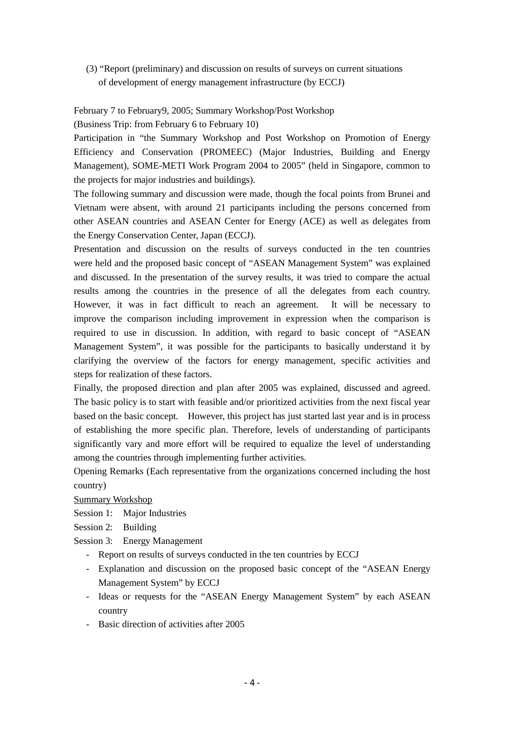(3) "Report (preliminary) and discussion on results of surveys on current situations of development of energy management infrastructure (by ECCJ)

February 7 to February9, 2005; Summary Workshop/Post Workshop

(Business Trip: from February 6 to February 10)

Participation in "the Summary Workshop and Post Workshop on Promotion of Energy Efficiency and Conservation (PROMEEC) (Major Industries, Building and Energy Management), SOME-METI Work Program 2004 to 2005" (held in Singapore, common to the projects for major industries and buildings).

The following summary and discussion were made, though the focal points from Brunei and Vietnam were absent, with around 21 participants including the persons concerned from other ASEAN countries and ASEAN Center for Energy (ACE) as well as delegates from the Energy Conservation Center, Japan (ECCJ).

Presentation and discussion on the results of surveys conducted in the ten countries were held and the proposed basic concept of "ASEAN Management System" was explained and discussed. In the presentation of the survey results, it was tried to compare the actual results among the countries in the presence of all the delegates from each country. However, it was in fact difficult to reach an agreement. It will be necessary to improve the comparison including improvement in expression when the comparison is required to use in discussion. In addition, with regard to basic concept of "ASEAN Management System", it was possible for the participants to basically understand it by clarifying the overview of the factors for energy management, specific activities and steps for realization of these factors.

Finally, the proposed direction and plan after 2005 was explained, discussed and agreed. The basic policy is to start with feasible and/or prioritized activities from the next fiscal year based on the basic concept. However, this project has just started last year and is in process of establishing the more specific plan. Therefore, levels of understanding of participants significantly vary and more effort will be required to equalize the level of understanding among the countries through implementing further activities.

Opening Remarks (Each representative from the organizations concerned including the host country)

Summary Workshop

Session 1: Major Industries

Session 2: Building

Session 3: Energy Management

- Report on results of surveys conducted in the ten countries by ECCJ
- Explanation and discussion on the proposed basic concept of the "ASEAN Energy Management System" by ECCJ
- Ideas or requests for the "ASEAN Energy Management System" by each ASEAN country
- Basic direction of activities after 2005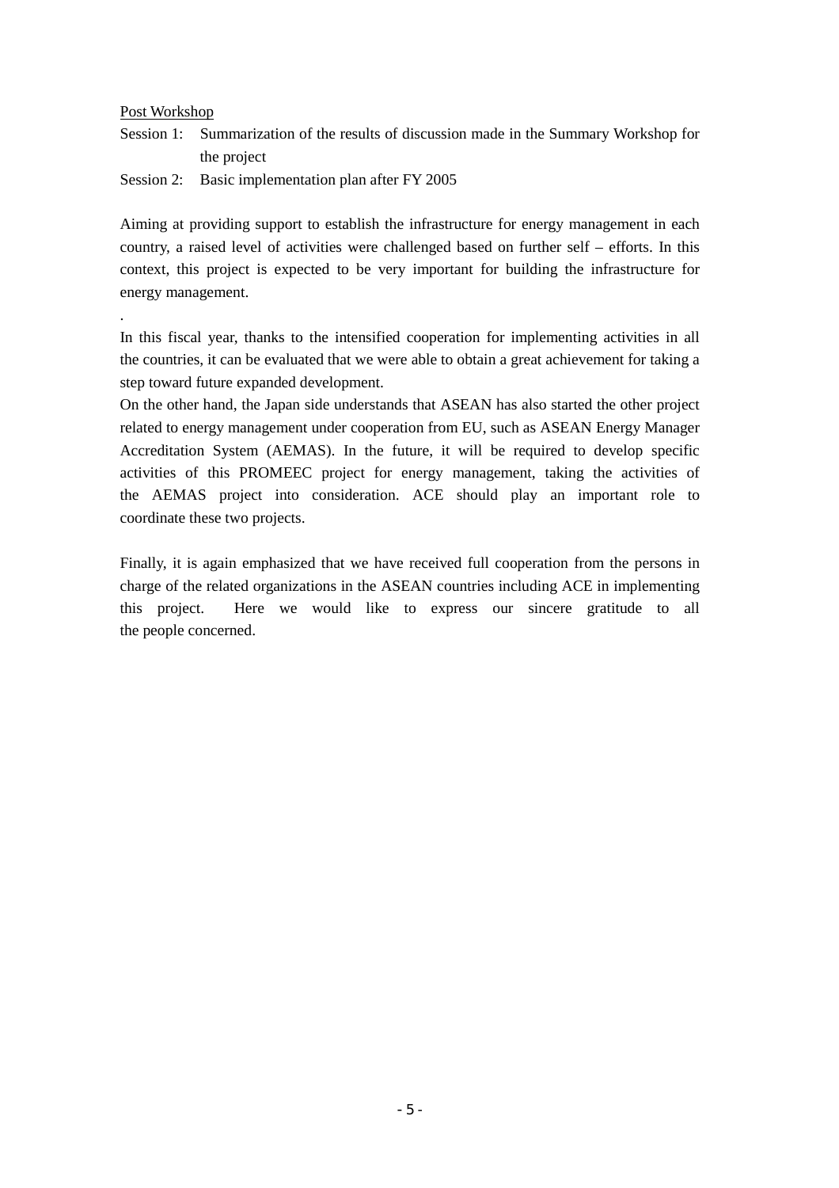Post Workshop

Session 1: Summarization of the results of discussion made in the Summary Workshop for the project

Session 2: Basic implementation plan after FY 2005

Aiming at providing support to establish the infrastructure for energy management in each country, a raised level of activities were challenged based on further self – efforts. In this context, this project is expected to be very important for building the infrastructure for energy management.

.

In this fiscal year, thanks to the intensified cooperation for implementing activities in all the countries, it can be evaluated that we were able to obtain a great achievement for taking a step toward future expanded development.

On the other hand, the Japan side understands that ASEAN has also started the other project related to energy management under cooperation from EU, such as ASEAN Energy Manager Accreditation System (AEMAS). In the future, it will be required to develop specific activities of this PROMEEC project for energy management, taking the activities of the AEMAS project into consideration. ACE should play an important role to coordinate these two projects.

Finally, it is again emphasized that we have received full cooperation from the persons in charge of the related organizations in the ASEAN countries including ACE in implementing this project. Here we would like to express our sincere gratitude to all the people concerned.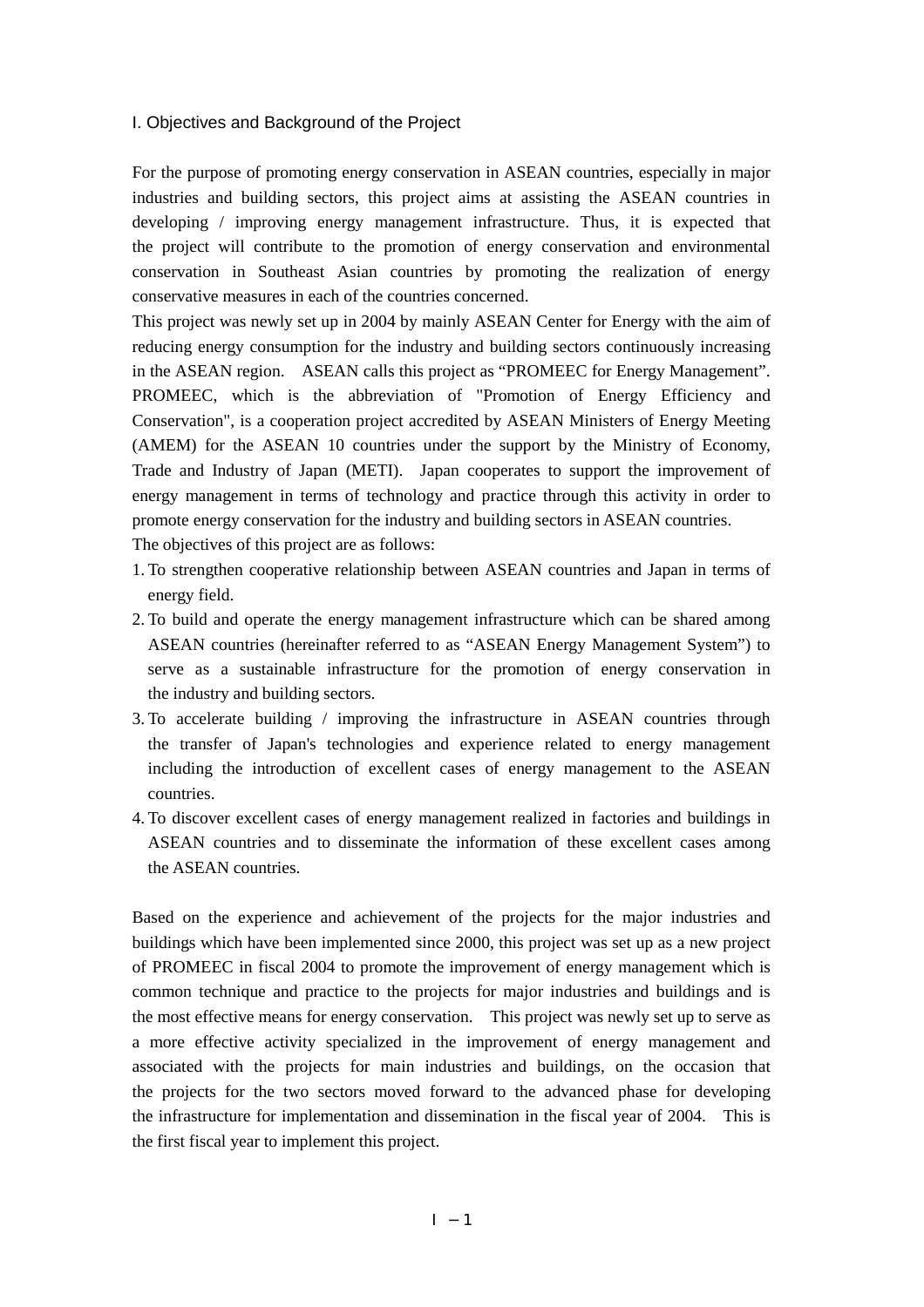## I. Objectives and Background of the Project

For the purpose of promoting energy conservation in ASEAN countries, especially in major industries and building sectors, this project aims at assisting the ASEAN countries in developing / improving energy management infrastructure. Thus, it is expected that the project will contribute to the promotion of energy conservation and environmental conservation in Southeast Asian countries by promoting the realization of energy conservative measures in each of the countries concerned.

This project was newly set up in 2004 by mainly ASEAN Center for Energy with the aim of reducing energy consumption for the industry and building sectors continuously increasing in the ASEAN region. ASEAN calls this project as "PROMEEC for Energy Management". PROMEEC, which is the abbreviation of "Promotion of Energy Efficiency and Conservation", is a cooperation project accredited by ASEAN Ministers of Energy Meeting (AMEM) for the ASEAN 10 countries under the support by the Ministry of Economy, Trade and Industry of Japan (METI). Japan cooperates to support the improvement of energy management in terms of technology and practice through this activity in order to promote energy conservation for the industry and building sectors in ASEAN countries.

The objectives of this project are as follows:

1. To strengthen cooperative relationship between ASEAN countries and Japan in terms of energy field.
2. To build and operate the energy management infrastructure which can be shared among ASEAN countries (hereinafter referred to as "ASEAN Energy Management System") to serve as a sustainable infrastructure for the promotion of energy conservation in the industry and building sectors.
3. To accelerate building / improving the infrastructure in ASEAN countries through the transfer of Japan's technologies and experience related to energy management including the introduction of excellent cases of energy management to the ASEAN countries.
4. To discover excellent cases of energy management realized in factories and buildings in ASEAN countries and to disseminate the information of these excellent cases among the ASEAN countries.

Based on the experience and achievement of the projects for the major industries and buildings which have been implemented since 2000, this project was set up as a new project of PROMEEC in fiscal 2004 to promote the improvement of energy management which is common technique and practice to the projects for major industries and buildings and is the most effective means for energy conservation. This project was newly set up to serve as a more effective activity specialized in the improvement of energy management and associated with the projects for main industries and buildings, on the occasion that the projects for the two sectors moved forward to the advanced phase for developing the infrastructure for implementation and dissemination in the fiscal year of 2004. This is the first fiscal year to implement this project.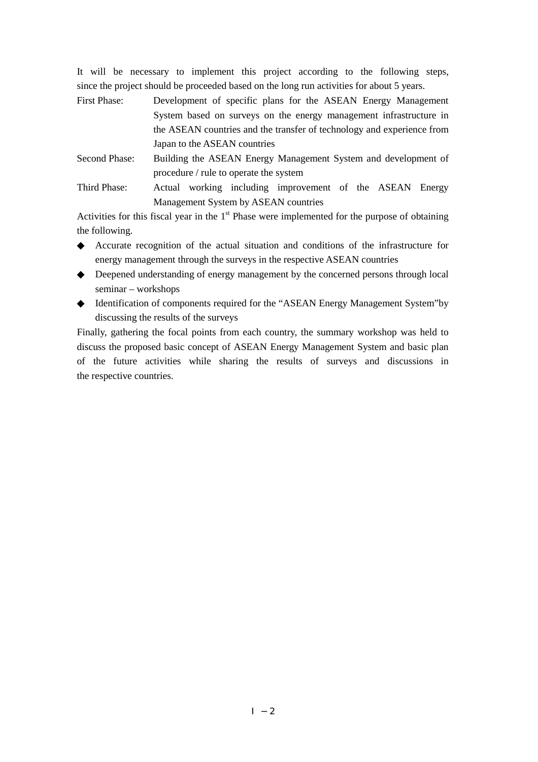It will be necessary to implement this project according to the following steps, since the project should be proceeded based on the long run activities for about 5 years.

First Phase: Development of specific plans for the ASEAN Energy Management System based on surveys on the energy management infrastructure in the ASEAN countries and the transfer of technology and experience from Japan to the ASEAN countries

Second Phase: Building the ASEAN Energy Management System and development of procedure / rule to operate the system

Third Phase: Actual working including improvement of the ASEAN Energy Management System by ASEAN countries

Activities for this fiscal year in the 1st Phase were implemented for the purpose of obtaining the following.

- ◆ Accurate recognition of the actual situation and conditions of the infrastructure for energy management through the surveys in the respective ASEAN countries
- ◆ Deepened understanding of energy management by the concerned persons through local seminar – workshops
- ◆ Identification of components required for the "ASEAN Energy Management System"by discussing the results of the surveys

Finally, gathering the focal points from each country, the summary workshop was held to discuss the proposed basic concept of ASEAN Energy Management System and basic plan of the future activities while sharing the results of surveys and discussions in the respective countries.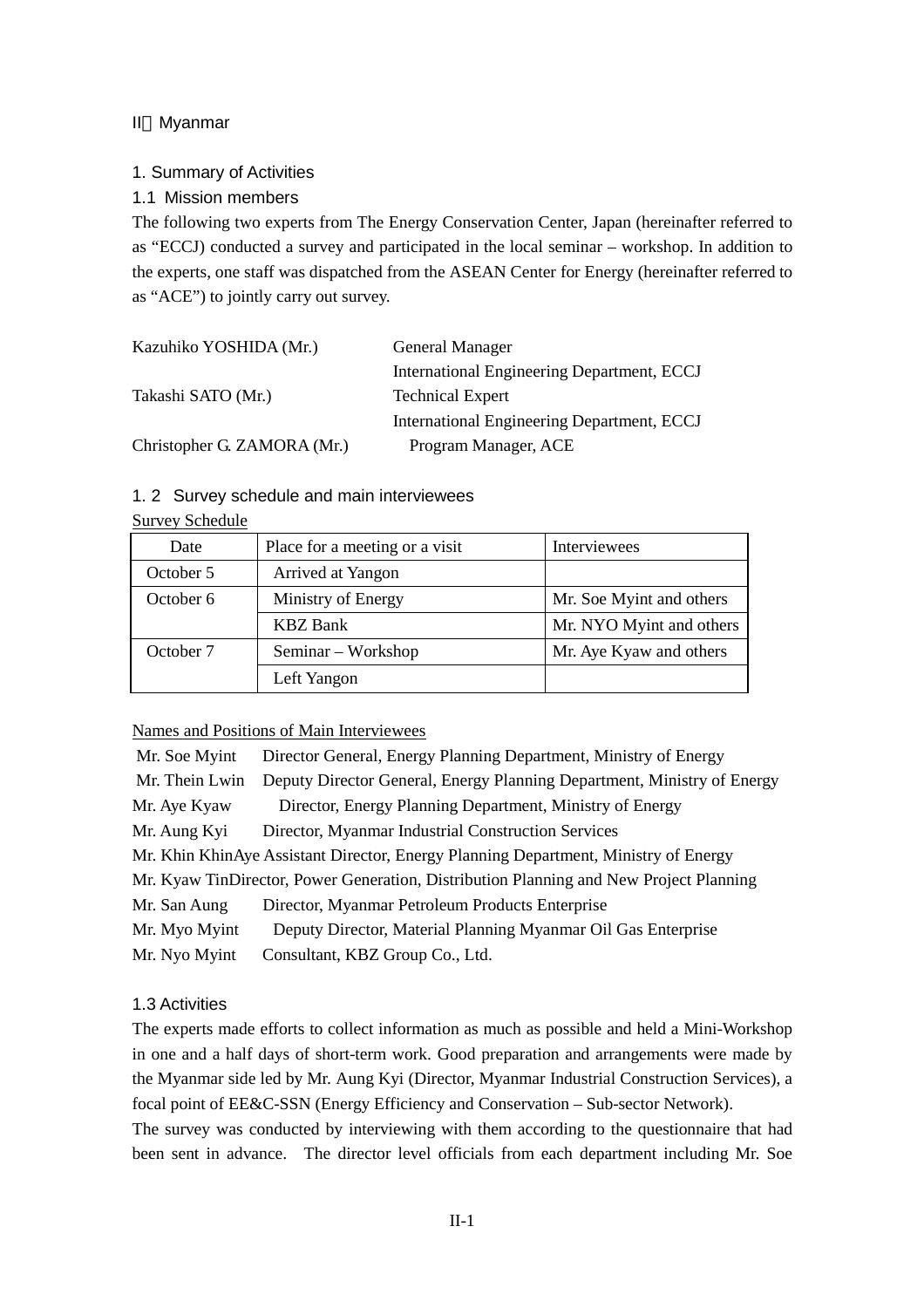# II．Myanmar

## 1. Summary of Activities

### 1.1 Mission members

The following two experts from The Energy Conservation Center, Japan (hereinafter referred to as "ECCJ) conducted a survey and participated in the local seminar – workshop. In addition to the experts, one staff was dispatched from the ASEAN Center for Energy (hereinafter referred to as "ACE") to jointly carry out survey.

| | |
|---|---|
| Kazuhiko YOSHIDA (Mr.) | General Manager<br>International Engineering Department, ECCJ |
| Takashi SATO (Mr.) | Technical Expert<br>International Engineering Department, ECCJ |
| Christopher G. ZAMORA (Mr.) | Program Manager, ACE |

### 1. 2 Survey schedule and main interviewees

Survey Schedule

| Date | Place for a meeting or a visit | Interviewees |
|---|---|---|
| October 5 | Arrived at Yangon | |
| October 6 | Ministry of Energy | Mr. Soe Myint and others |
| | KBZ Bank | Mr. NYO Myint and others |
| October 7 | Seminar – Workshop | Mr. Aye Kyaw and others |
| | Left Yangon | |

Names and Positions of Main Interviewees

Mr. Soe Myint Director General, Energy Planning Department, Ministry of Energy
Mr. Thein Lwin Deputy Director General, Energy Planning Department, Ministry of Energy
Mr. Aye Kyaw Director, Energy Planning Department, Ministry of Energy
Mr. Aung Kyi Director, Myanmar Industrial Construction Services
Mr. Khin KhinAye Assistant Director, Energy Planning Department, Ministry of Energy
Mr. Kyaw TinDirector, Power Generation, Distribution Planning and New Project Planning
Mr. San Aung Director, Myanmar Petroleum Products Enterprise
Mr. Myo Myint Deputy Director, Material Planning Myanmar Oil Gas Enterprise
Mr. Nyo Myint Consultant, KBZ Group Co., Ltd.

### 1.3 Activities

The experts made efforts to collect information as much as possible and held a Mini-Workshop in one and a half days of short-term work. Good preparation and arrangements were made by the Myanmar side led by Mr. Aung Kyi (Director, Myanmar Industrial Construction Services), a focal point of EE&C-SSN (Energy Efficiency and Conservation – Sub-sector Network).

The survey was conducted by interviewing with them according to the questionnaire that had been sent in advance. The director level officials from each department including Mr. Soe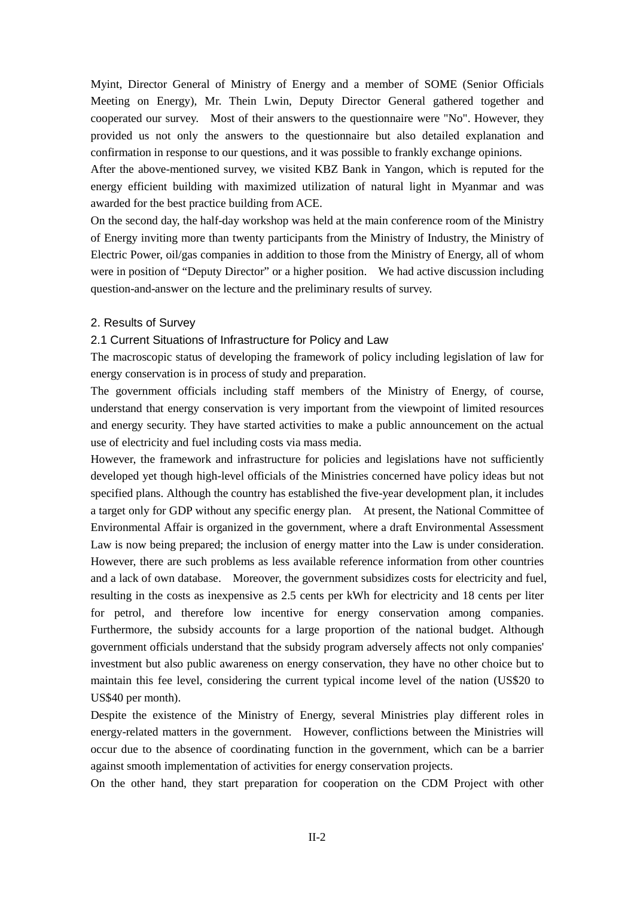Myint, Director General of Ministry of Energy and a member of SOME (Senior Officials Meeting on Energy), Mr. Thein Lwin, Deputy Director General gathered together and cooperated our survey. Most of their answers to the questionnaire were "No". However, they provided us not only the answers to the questionnaire but also detailed explanation and confirmation in response to our questions, and it was possible to frankly exchange opinions.

After the above-mentioned survey, we visited KBZ Bank in Yangon, which is reputed for the energy efficient building with maximized utilization of natural light in Myanmar and was awarded for the best practice building from ACE.

On the second day, the half-day workshop was held at the main conference room of the Ministry of Energy inviting more than twenty participants from the Ministry of Industry, the Ministry of Electric Power, oil/gas companies in addition to those from the Ministry of Energy, all of whom were in position of "Deputy Director" or a higher position. We had active discussion including question-and-answer on the lecture and the preliminary results of survey.

## 2. Results of Survey

### 2.1 Current Situations of Infrastructure for Policy and Law

The macroscopic status of developing the framework of policy including legislation of law for energy conservation is in process of study and preparation.

The government officials including staff members of the Ministry of Energy, of course, understand that energy conservation is very important from the viewpoint of limited resources and energy security. They have started activities to make a public announcement on the actual use of electricity and fuel including costs via mass media.

However, the framework and infrastructure for policies and legislations have not sufficiently developed yet though high-level officials of the Ministries concerned have policy ideas but not specified plans. Although the country has established the five-year development plan, it includes a target only for GDP without any specific energy plan. At present, the National Committee of Environmental Affair is organized in the government, where a draft Environmental Assessment Law is now being prepared; the inclusion of energy matter into the Law is under consideration. However, there are such problems as less available reference information from other countries and a lack of own database. Moreover, the government subsidizes costs for electricity and fuel, resulting in the costs as inexpensive as 2.5 cents per kWh for electricity and 18 cents per liter for petrol, and therefore low incentive for energy conservation among companies. Furthermore, the subsidy accounts for a large proportion of the national budget. Although government officials understand that the subsidy program adversely affects not only companies' investment but also public awareness on energy conservation, they have no other choice but to maintain this fee level, considering the current typical income level of the nation (US$20 to US$40 per month).

Despite the existence of the Ministry of Energy, several Ministries play different roles in energy-related matters in the government. However, conflictions between the Ministries will occur due to the absence of coordinating function in the government, which can be a barrier against smooth implementation of activities for energy conservation projects.

On the other hand, they start preparation for cooperation on the CDM Project with other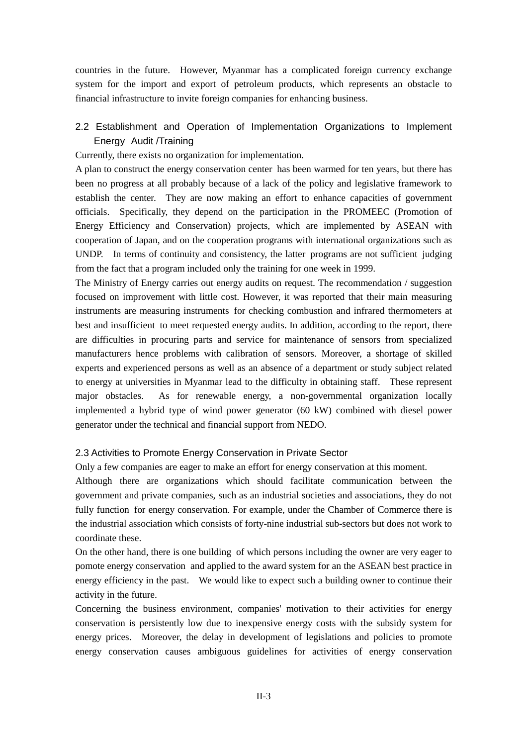countries in the future. However, Myanmar has a complicated foreign currency exchange system for the import and export of petroleum products, which represents an obstacle to financial infrastructure to invite foreign companies for enhancing business.

### 2.2 Establishment and Operation of Implementation Organizations to Implement Energy Audit /Training

Currently, there exists no organization for implementation.

A plan to construct the energy conservation center has been warmed for ten years, but there has been no progress at all probably because of a lack of the policy and legislative framework to establish the center. They are now making an effort to enhance capacities of government officials. Specifically, they depend on the participation in the PROMEEC (Promotion of Energy Efficiency and Conservation) projects, which are implemented by ASEAN with cooperation of Japan, and on the cooperation programs with international organizations such as UNDP. In terms of continuity and consistency, the latter programs are not sufficient judging from the fact that a program included only the training for one week in 1999.

The Ministry of Energy carries out energy audits on request. The recommendation / suggestion focused on improvement with little cost. However, it was reported that their main measuring instruments are measuring instruments for checking combustion and infrared thermometers at best and insufficient to meet requested energy audits. In addition, according to the report, there are difficulties in procuring parts and service for maintenance of sensors from specialized manufacturers hence problems with calibration of sensors. Moreover, a shortage of skilled experts and experienced persons as well as an absence of a department or study subject related to energy at universities in Myanmar lead to the difficulty in obtaining staff. These represent major obstacles. As for renewable energy, a non-governmental organization locally implemented a hybrid type of wind power generator (60 kW) combined with diesel power generator under the technical and financial support from NEDO.

### 2.3 Activities to Promote Energy Conservation in Private Sector

Only a few companies are eager to make an effort for energy conservation at this moment.

Although there are organizations which should facilitate communication between the government and private companies, such as an industrial societies and associations, they do not fully function for energy conservation. For example, under the Chamber of Commerce there is the industrial association which consists of forty-nine industrial sub-sectors but does not work to coordinate these.

On the other hand, there is one building of which persons including the owner are very eager to pomote energy conservation and applied to the award system for an the ASEAN best practice in energy efficiency in the past. We would like to expect such a building owner to continue their activity in the future.

Concerning the business environment, companies' motivation to their activities for energy conservation is persistently low due to inexpensive energy costs with the subsidy system for energy prices. Moreover, the delay in development of legislations and policies to promote energy conservation causes ambiguous guidelines for activities of energy conservation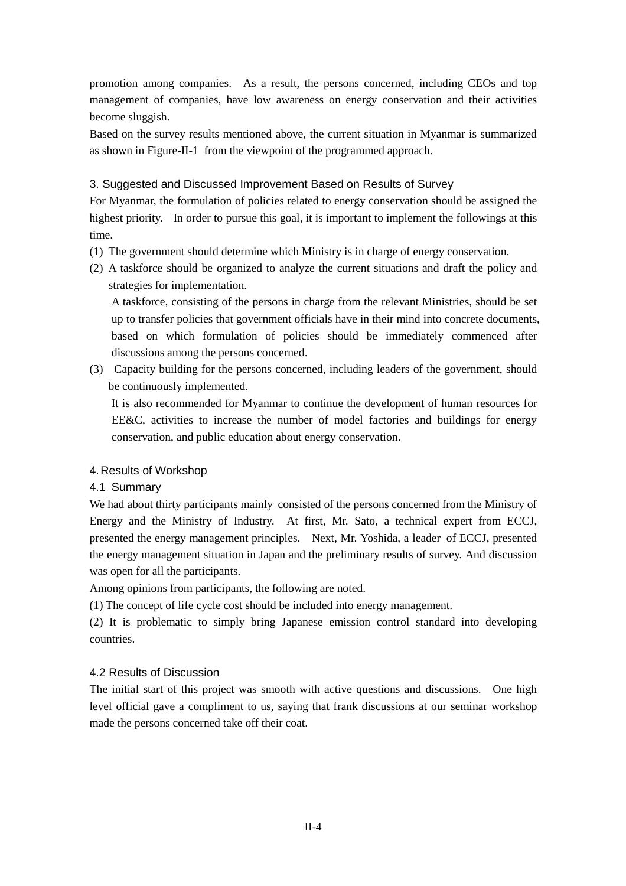promotion among companies. As a result, the persons concerned, including CEOs and top management of companies, have low awareness on energy conservation and their activities become sluggish.

Based on the survey results mentioned above, the current situation in Myanmar is summarized as shown in Figure-II-1 from the viewpoint of the programmed approach.

## 3. Suggested and Discussed Improvement Based on Results of Survey

For Myanmar, the formulation of policies related to energy conservation should be assigned the highest priority. In order to pursue this goal, it is important to implement the followings at this time.

(1) The government should determine which Ministry is in charge of energy conservation.

(2) A taskforce should be organized to analyze the current situations and draft the policy and strategies for implementation.

A taskforce, consisting of the persons in charge from the relevant Ministries, should be set up to transfer policies that government officials have in their mind into concrete documents, based on which formulation of policies should be immediately commenced after discussions among the persons concerned.

(3) Capacity building for the persons concerned, including leaders of the government, should be continuously implemented.

It is also recommended for Myanmar to continue the development of human resources for EE&C, activities to increase the number of model factories and buildings for energy conservation, and public education about energy conservation.

## 4. Results of Workshop

### 4.1 Summary

We had about thirty participants mainly consisted of the persons concerned from the Ministry of Energy and the Ministry of Industry. At first, Mr. Sato, a technical expert from ECCJ, presented the energy management principles. Next, Mr. Yoshida, a leader of ECCJ, presented the energy management situation in Japan and the preliminary results of survey. And discussion was open for all the participants.

Among opinions from participants, the following are noted.

(1) The concept of life cycle cost should be included into energy management.

(2) It is problematic to simply bring Japanese emission control standard into developing countries.

### 4.2 Results of Discussion

The initial start of this project was smooth with active questions and discussions. One high level official gave a compliment to us, saying that frank discussions at our seminar workshop made the persons concerned take off their coat.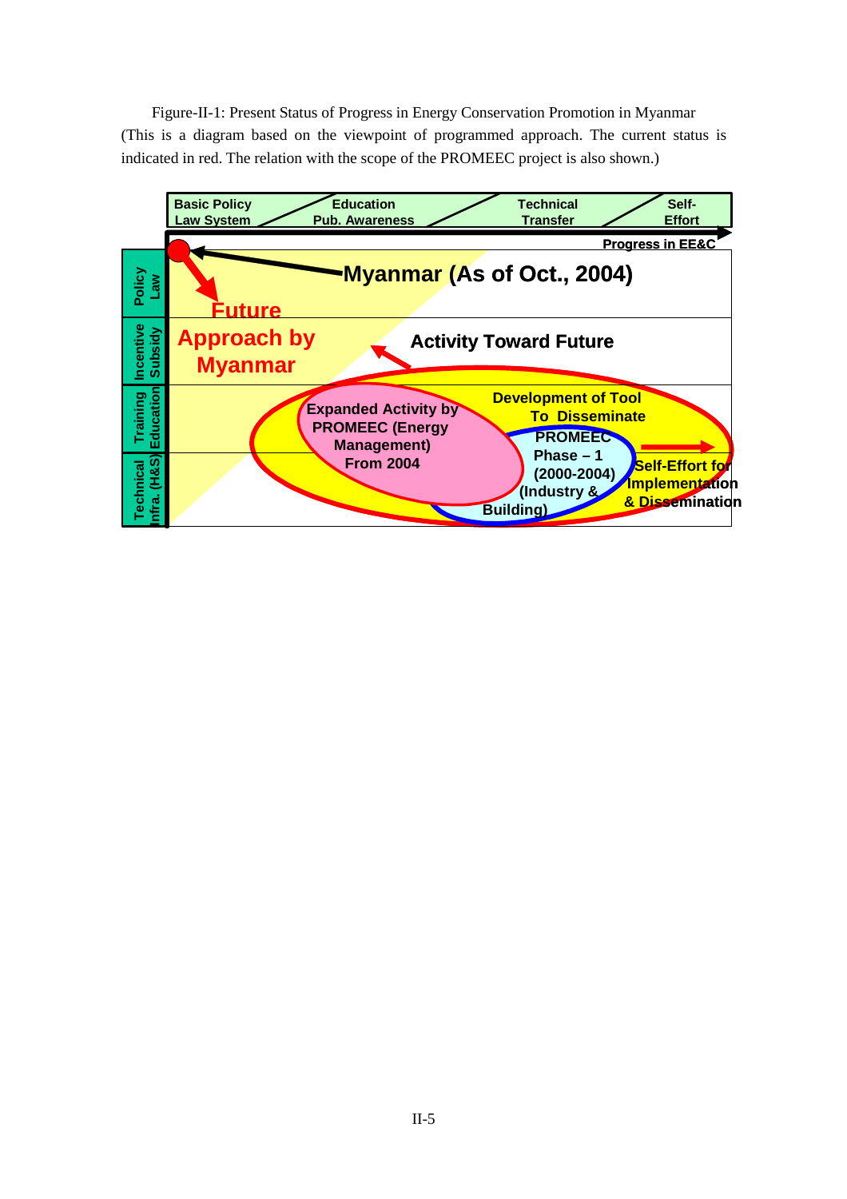Figure-II-1: Present Status of Progress in Energy Conservation Promotion in Myanmar (This is a diagram based on the viewpoint of programmed approach. The current status is indicated in red. The relation with the scope of the PROMEEC project is also shown.)

Basic Policy Law System — Education Pub. Awareness — Technical Transfer — Self-Effort

Progress in EE&C

Policy Law | Incentive Subsidy | Training Education | Technical Infra. (H&S)

Myanmar (As of Oct., 2004)

Future Approach by Myanmar

Activity Toward Future

Expanded Activity by PROMEEC (Energy Management) From 2004

Development of Tool To Disseminate

PROMEEC Phase – 1 (2000-2004) (Industry & Building)

Self-Effort for Implementation & Dissemination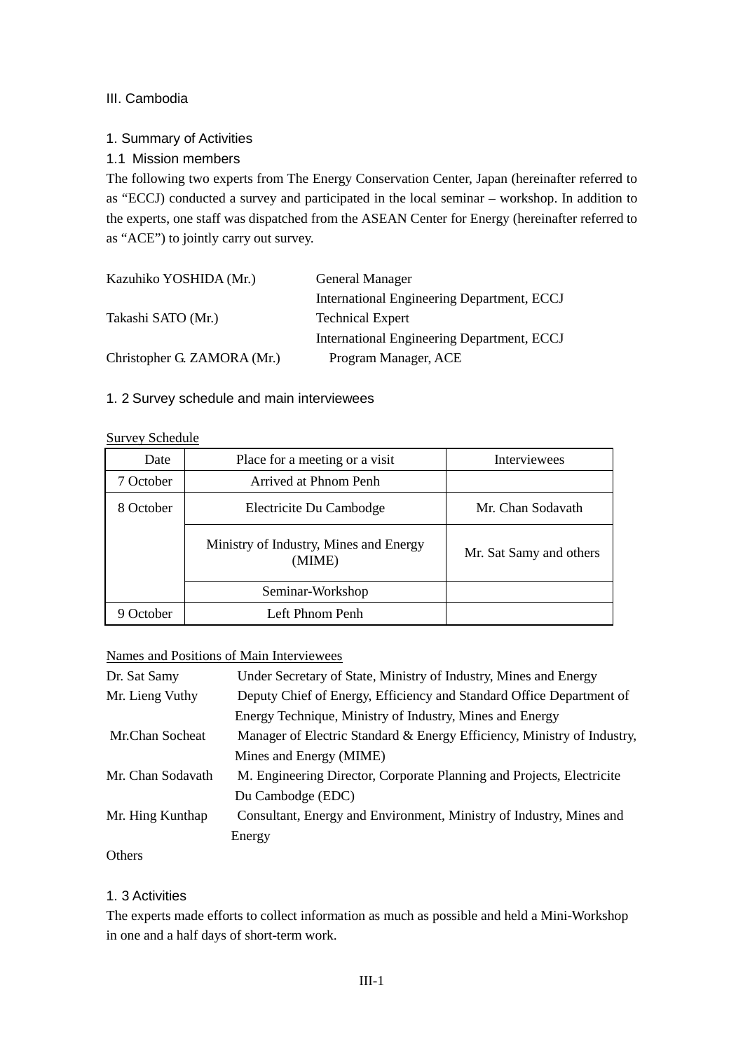# III. Cambodia

## 1. Summary of Activities

### 1.1 Mission members

The following two experts from The Energy Conservation Center, Japan (hereinafter referred to as "ECCJ) conducted a survey and participated in the local seminar – workshop. In addition to the experts, one staff was dispatched from the ASEAN Center for Energy (hereinafter referred to as "ACE") to jointly carry out survey.

| | |
|---|---|
| Kazuhiko YOSHIDA (Mr.) | General Manager<br>International Engineering Department, ECCJ |
| Takashi SATO (Mr.) | Technical Expert<br>International Engineering Department, ECCJ |
| Christopher G. ZAMORA (Mr.) | Program Manager, ACE |

### 1. 2 Survey schedule and main interviewees

Survey Schedule

| Date | Place for a meeting or a visit | Interviewees |
|---|---|---|
| 7 October | Arrived at Phnom Penh | |
| 8 October | Electricite Du Cambodge | Mr. Chan Sodavath |
| | Ministry of Industry, Mines and Energy (MIME) | Mr. Sat Samy and others |
| | Seminar-Workshop | |
| 9 October | Left Phnom Penh | |

Names and Positions of Main Interviewees

| | |
|---|---|
| Dr. Sat Samy | Under Secretary of State, Ministry of Industry, Mines and Energy |
| Mr. Lieng Vuthy | Deputy Chief of Energy, Efficiency and Standard Office Department of Energy Technique, Ministry of Industry, Mines and Energy |
| Mr.Chan Socheat | Manager of Electric Standard & Energy Efficiency, Ministry of Industry, Mines and Energy (MIME) |
| Mr. Chan Sodavath | M. Engineering Director, Corporate Planning and Projects, Electricite Du Cambodge (EDC) |
| Mr. Hing Kunthap | Consultant, Energy and Environment, Ministry of Industry, Mines and Energy |

Others

### 1. 3 Activities

The experts made efforts to collect information as much as possible and held a Mini-Workshop in one and a half days of short-term work.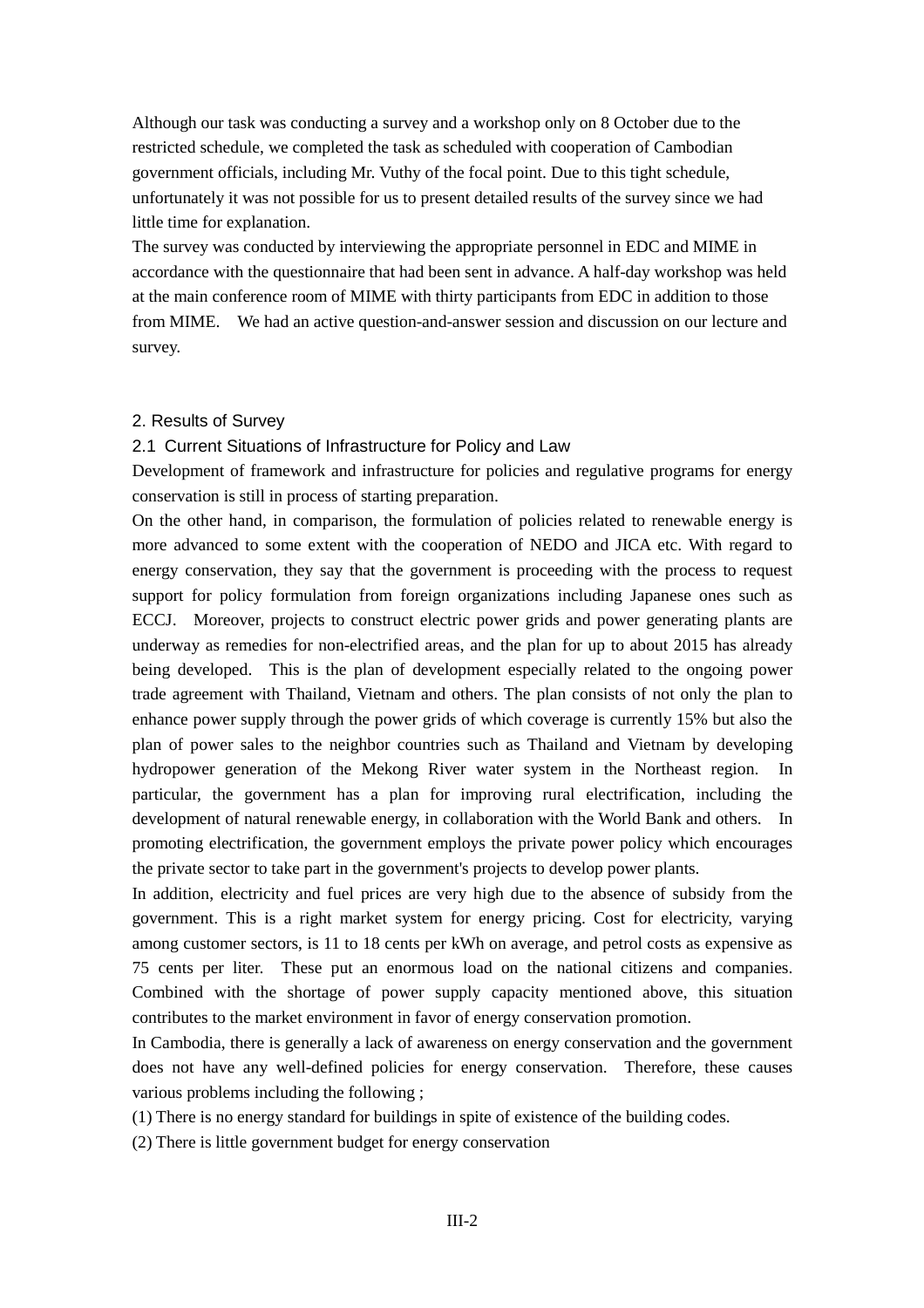Although our task was conducting a survey and a workshop only on 8 October due to the restricted schedule, we completed the task as scheduled with cooperation of Cambodian government officials, including Mr. Vuthy of the focal point. Due to this tight schedule, unfortunately it was not possible for us to present detailed results of the survey since we had little time for explanation.

The survey was conducted by interviewing the appropriate personnel in EDC and MIME in accordance with the questionnaire that had been sent in advance. A half-day workshop was held at the main conference room of MIME with thirty participants from EDC in addition to those from MIME. We had an active question-and-answer session and discussion on our lecture and survey.

## 2. Results of Survey

### 2.1 Current Situations of Infrastructure for Policy and Law

Development of framework and infrastructure for policies and regulative programs for energy conservation is still in process of starting preparation.

On the other hand, in comparison, the formulation of policies related to renewable energy is more advanced to some extent with the cooperation of NEDO and JICA etc. With regard to energy conservation, they say that the government is proceeding with the process to request support for policy formulation from foreign organizations including Japanese ones such as ECCJ. Moreover, projects to construct electric power grids and power generating plants are underway as remedies for non-electrified areas, and the plan for up to about 2015 has already being developed. This is the plan of development especially related to the ongoing power trade agreement with Thailand, Vietnam and others. The plan consists of not only the plan to enhance power supply through the power grids of which coverage is currently 15% but also the plan of power sales to the neighbor countries such as Thailand and Vietnam by developing hydropower generation of the Mekong River water system in the Northeast region. In particular, the government has a plan for improving rural electrification, including the development of natural renewable energy, in collaboration with the World Bank and others. In promoting electrification, the government employs the private power policy which encourages the private sector to take part in the government's projects to develop power plants.

In addition, electricity and fuel prices are very high due to the absence of subsidy from the government. This is a right market system for energy pricing. Cost for electricity, varying among customer sectors, is 11 to 18 cents per kWh on average, and petrol costs as expensive as 75 cents per liter. These put an enormous load on the national citizens and companies. Combined with the shortage of power supply capacity mentioned above, this situation contributes to the market environment in favor of energy conservation promotion.

In Cambodia, there is generally a lack of awareness on energy conservation and the government does not have any well-defined policies for energy conservation. Therefore, these causes various problems including the following ;

(1) There is no energy standard for buildings in spite of existence of the building codes.

(2) There is little government budget for energy conservation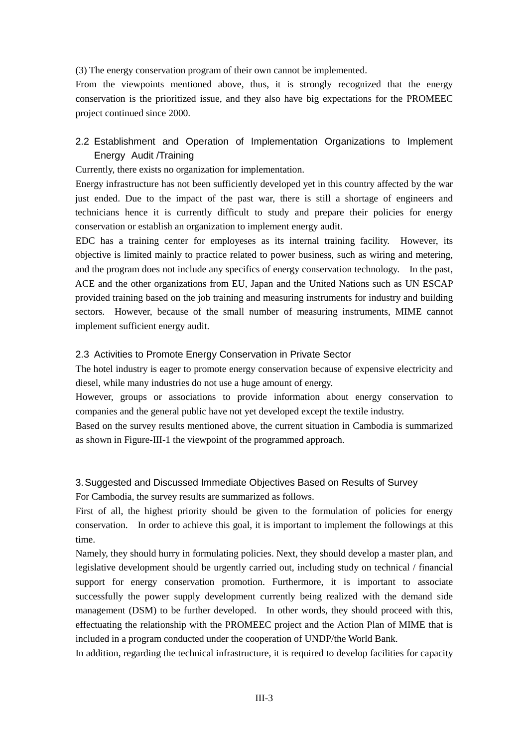(3) The energy conservation program of their own cannot be implemented.

From the viewpoints mentioned above, thus, it is strongly recognized that the energy conservation is the prioritized issue, and they also have big expectations for the PROMEEC project continued since 2000.

### 2.2 Establishment and Operation of Implementation Organizations to Implement Energy Audit /Training

Currently, there exists no organization for implementation.

Energy infrastructure has not been sufficiently developed yet in this country affected by the war just ended. Due to the impact of the past war, there is still a shortage of engineers and technicians hence it is currently difficult to study and prepare their policies for energy conservation or establish an organization to implement energy audit.

EDC has a training center for employees as its internal training facility. However, its objective is limited mainly to practice related to power business, such as wiring and metering, and the program does not include any specifics of energy conservation technology. In the past, ACE and the other organizations from EU, Japan and the United Nations such as UN ESCAP provided training based on the job training and measuring instruments for industry and building sectors. However, because of the small number of measuring instruments, MIME cannot implement sufficient energy audit.

### 2.3 Activities to Promote Energy Conservation in Private Sector

The hotel industry is eager to promote energy conservation because of expensive electricity and diesel, while many industries do not use a huge amount of energy.

However, groups or associations to provide information about energy conservation to companies and the general public have not yet developed except the textile industry.

Based on the survey results mentioned above, the current situation in Cambodia is summarized as shown in Figure-III-1 the viewpoint of the programmed approach.

## 3. Suggested and Discussed Immediate Objectives Based on Results of Survey

For Cambodia, the survey results are summarized as follows.

First of all, the highest priority should be given to the formulation of policies for energy conservation. In order to achieve this goal, it is important to implement the followings at this time.

Namely, they should hurry in formulating policies. Next, they should develop a master plan, and legislative development should be urgently carried out, including study on technical / financial support for energy conservation promotion. Furthermore, it is important to associate successfully the power supply development currently being realized with the demand side management (DSM) to be further developed. In other words, they should proceed with this, effectuating the relationship with the PROMEEC project and the Action Plan of MIME that is included in a program conducted under the cooperation of UNDP/the World Bank.

In addition, regarding the technical infrastructure, it is required to develop facilities for capacity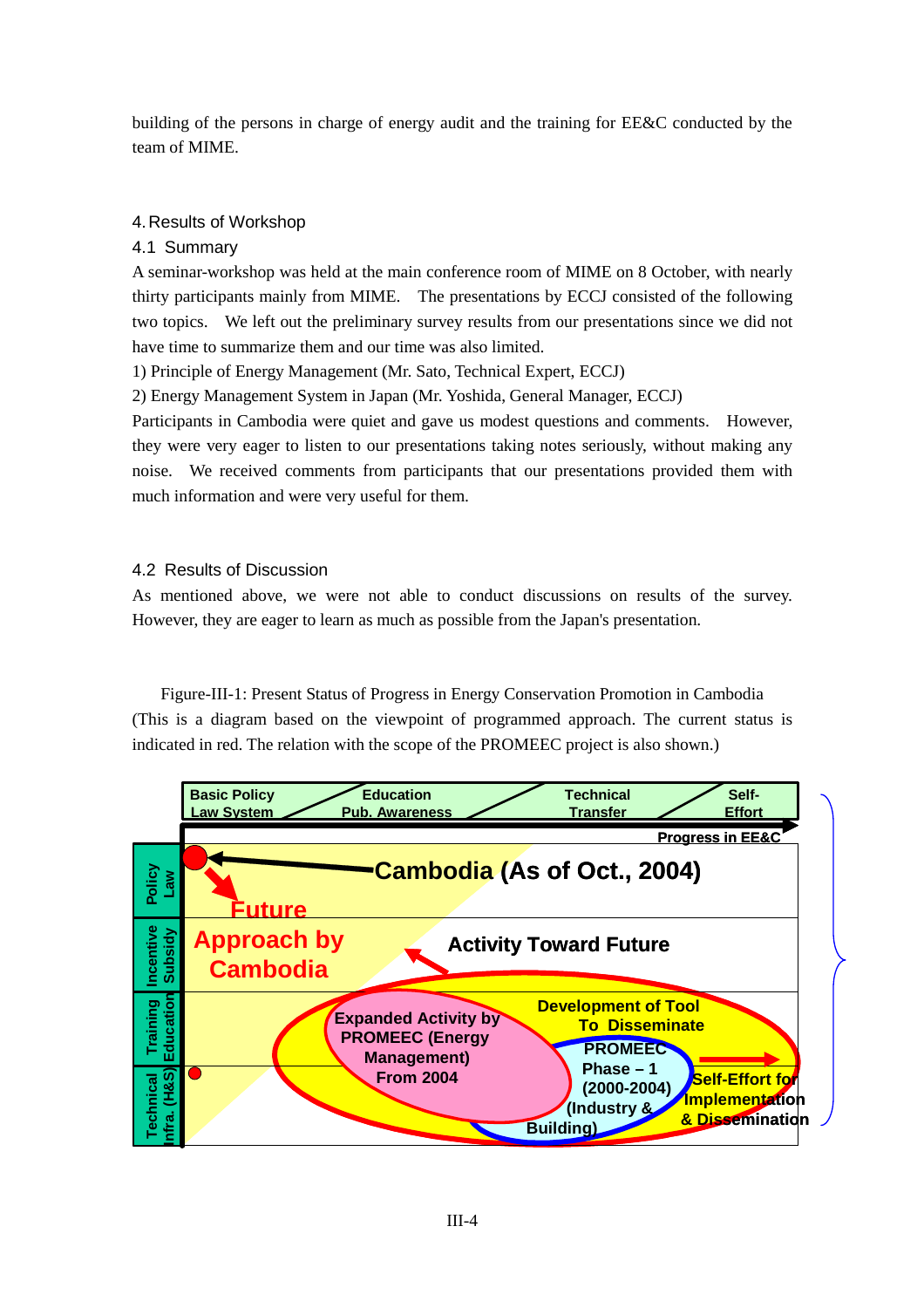building of the persons in charge of energy audit and the training for EE&C conducted by the team of MIME.

## 4. Results of Workshop

### 4.1 Summary

A seminar-workshop was held at the main conference room of MIME on 8 October, with nearly thirty participants mainly from MIME. The presentations by ECCJ consisted of the following two topics. We left out the preliminary survey results from our presentations since we did not have time to summarize them and our time was also limited.

1) Principle of Energy Management (Mr. Sato, Technical Expert, ECCJ)

2) Energy Management System in Japan (Mr. Yoshida, General Manager, ECCJ)

Participants in Cambodia were quiet and gave us modest questions and comments. However, they were very eager to listen to our presentations taking notes seriously, without making any noise. We received comments from participants that our presentations provided them with much information and were very useful for them.

### 4.2 Results of Discussion

As mentioned above, we were not able to conduct discussions on results of the survey. However, they are eager to learn as much as possible from the Japan's presentation.

Figure-III-1: Present Status of Progress in Energy Conservation Promotion in Cambodia (This is a diagram based on the viewpoint of programmed approach. The current status is indicated in red. The relation with the scope of the PROMEEC project is also shown.)

Basic Policy Law System | Education Pub. Awareness | Technical Transfer | Self-Effort

Progress in EE&C

Policy Law | Incentive Subsidy | Training Education | Technical Infra. (H&S)

Cambodia (As of Oct., 2004)

Future Approach by Cambodia

Activity Toward Future

Expanded Activity by PROMEEC (Energy Management) From 2004

Development of Tool To Disseminate

PROMEEC Phase – 1 (2000-2004) (Industry & Building)

Self-Effort for Implementation & Dissemination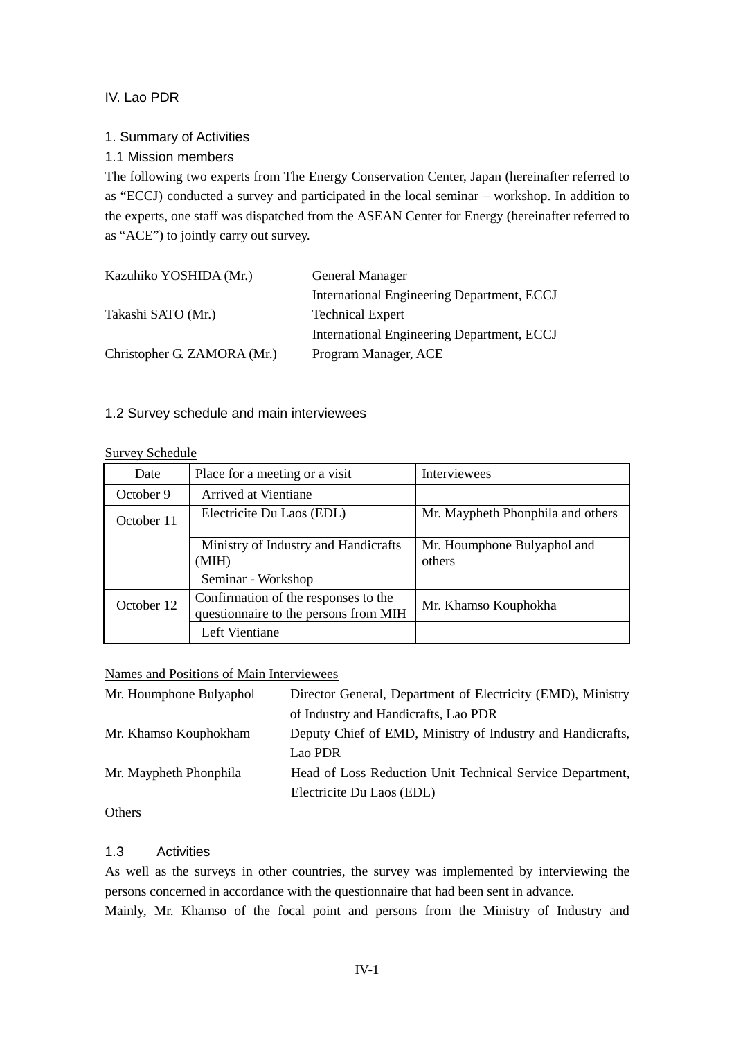# IV. Lao PDR

## 1. Summary of Activities

### 1.1 Mission members

The following two experts from The Energy Conservation Center, Japan (hereinafter referred to as "ECCJ) conducted a survey and participated in the local seminar – workshop. In addition to the experts, one staff was dispatched from the ASEAN Center for Energy (hereinafter referred to as "ACE") to jointly carry out survey.

| | |
|---|---|
| Kazuhiko YOSHIDA (Mr.) | General Manager<br>International Engineering Department, ECCJ |
| Takashi SATO (Mr.) | Technical Expert<br>International Engineering Department, ECCJ |
| Christopher G. ZAMORA (Mr.) | Program Manager, ACE |

### 1.2 Survey schedule and main interviewees

Survey Schedule

| Date | Place for a meeting or a visit | Interviewees |
|---|---|---|
| October 9 | Arrived at Vientiane | |
| October 11 | Electricite Du Laos (EDL) | Mr. Maypheth Phonphila and others |
| | Ministry of Industry and Handicrafts (MIH) | Mr. Houmphone Bulyaphol and others |
| | Seminar - Workshop | |
| October 12 | Confirmation of the responses to the questionnaire to the persons from MIH | Mr. Khamso Kouphokha |
| | Left Vientiane | |

Names and Positions of Main Interviewees

| | |
|---|---|
| Mr. Houmphone Bulyaphol | Director General, Department of Electricity (EMD), Ministry of Industry and Handicrafts, Lao PDR |
| Mr. Khamso Kouphokham | Deputy Chief of EMD, Ministry of Industry and Handicrafts, Lao PDR |
| Mr. Maypheth Phonphila | Head of Loss Reduction Unit Technical Service Department, Electricite Du Laos (EDL) |

Others

### 1.3 Activities

As well as the surveys in other countries, the survey was implemented by interviewing the persons concerned in accordance with the questionnaire that had been sent in advance.

Mainly, Mr. Khamso of the focal point and persons from the Ministry of Industry and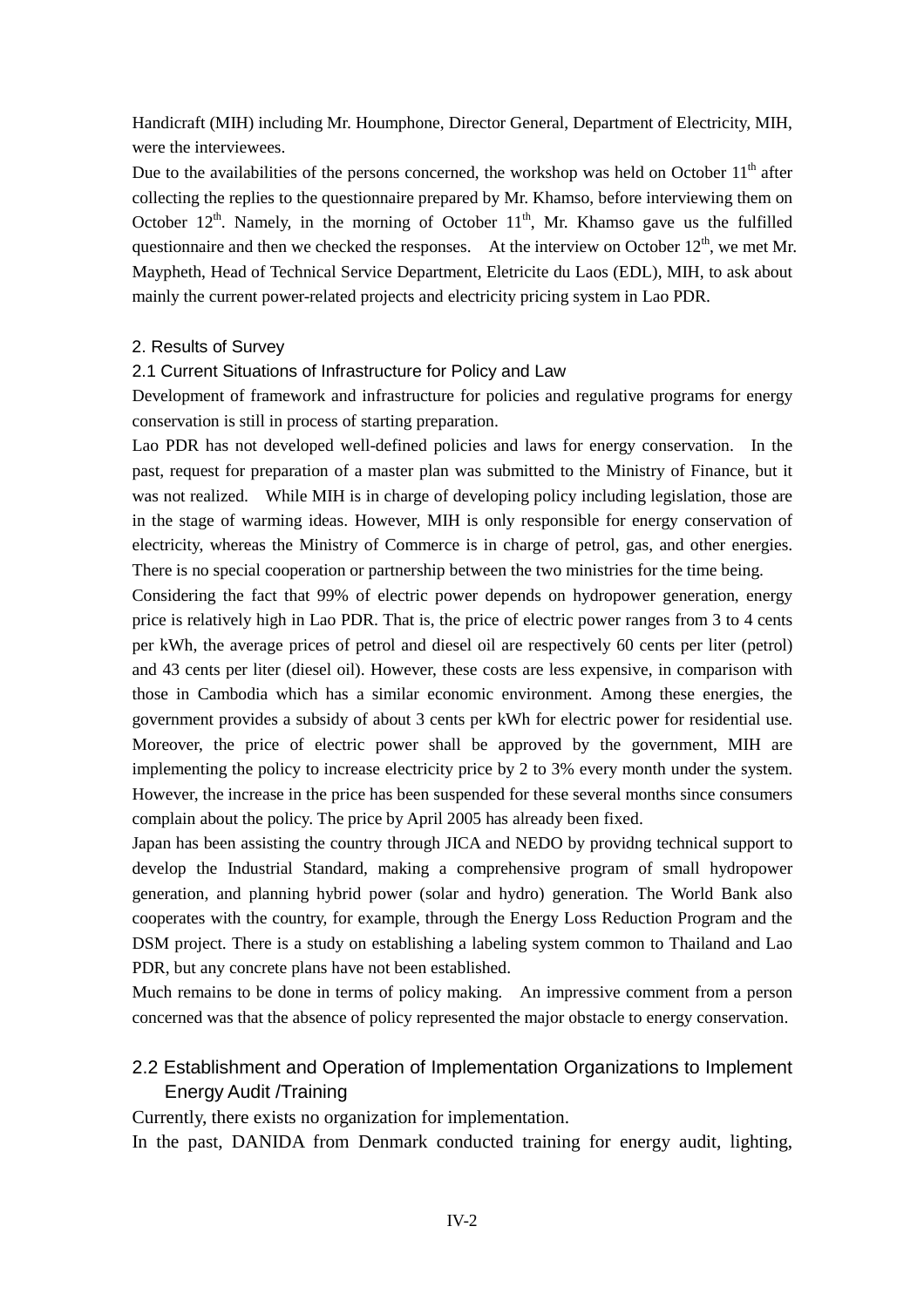Handicraft (MIH) including Mr. Houmphone, Director General, Department of Electricity, MIH, were the interviewees.

Due to the availabilities of the persons concerned, the workshop was held on October 11th after collecting the replies to the questionnaire prepared by Mr. Khamso, before interviewing them on October 12th. Namely, in the morning of October 11th, Mr. Khamso gave us the fulfilled questionnaire and then we checked the responses. At the interview on October 12th, we met Mr. Maypheth, Head of Technical Service Department, Eletricite du Laos (EDL), MIH, to ask about mainly the current power-related projects and electricity pricing system in Lao PDR.

## 2. Results of Survey

### 2.1 Current Situations of Infrastructure for Policy and Law

Development of framework and infrastructure for policies and regulative programs for energy conservation is still in process of starting preparation.

Lao PDR has not developed well-defined policies and laws for energy conservation. In the past, request for preparation of a master plan was submitted to the Ministry of Finance, but it was not realized. While MIH is in charge of developing policy including legislation, those are in the stage of warming ideas. However, MIH is only responsible for energy conservation of electricity, whereas the Ministry of Commerce is in charge of petrol, gas, and other energies. There is no special cooperation or partnership between the two ministries for the time being.

Considering the fact that 99% of electric power depends on hydropower generation, energy price is relatively high in Lao PDR. That is, the price of electric power ranges from 3 to 4 cents per kWh, the average prices of petrol and diesel oil are respectively 60 cents per liter (petrol) and 43 cents per liter (diesel oil). However, these costs are less expensive, in comparison with those in Cambodia which has a similar economic environment. Among these energies, the government provides a subsidy of about 3 cents per kWh for electric power for residential use. Moreover, the price of electric power shall be approved by the government, MIH are implementing the policy to increase electricity price by 2 to 3% every month under the system. However, the increase in the price has been suspended for these several months since consumers complain about the policy. The price by April 2005 has already been fixed.

Japan has been assisting the country through JICA and NEDO by providng technical support to develop the Industrial Standard, making a comprehensive program of small hydropower generation, and planning hybrid power (solar and hydro) generation. The World Bank also cooperates with the country, for example, through the Energy Loss Reduction Program and the DSM project. There is a study on establishing a labeling system common to Thailand and Lao PDR, but any concrete plans have not been established.

Much remains to be done in terms of policy making. An impressive comment from a person concerned was that the absence of policy represented the major obstacle to energy conservation.

### 2.2 Establishment and Operation of Implementation Organizations to Implement Energy Audit /Training

Currently, there exists no organization for implementation.

In the past, DANIDA from Denmark conducted training for energy audit, lighting,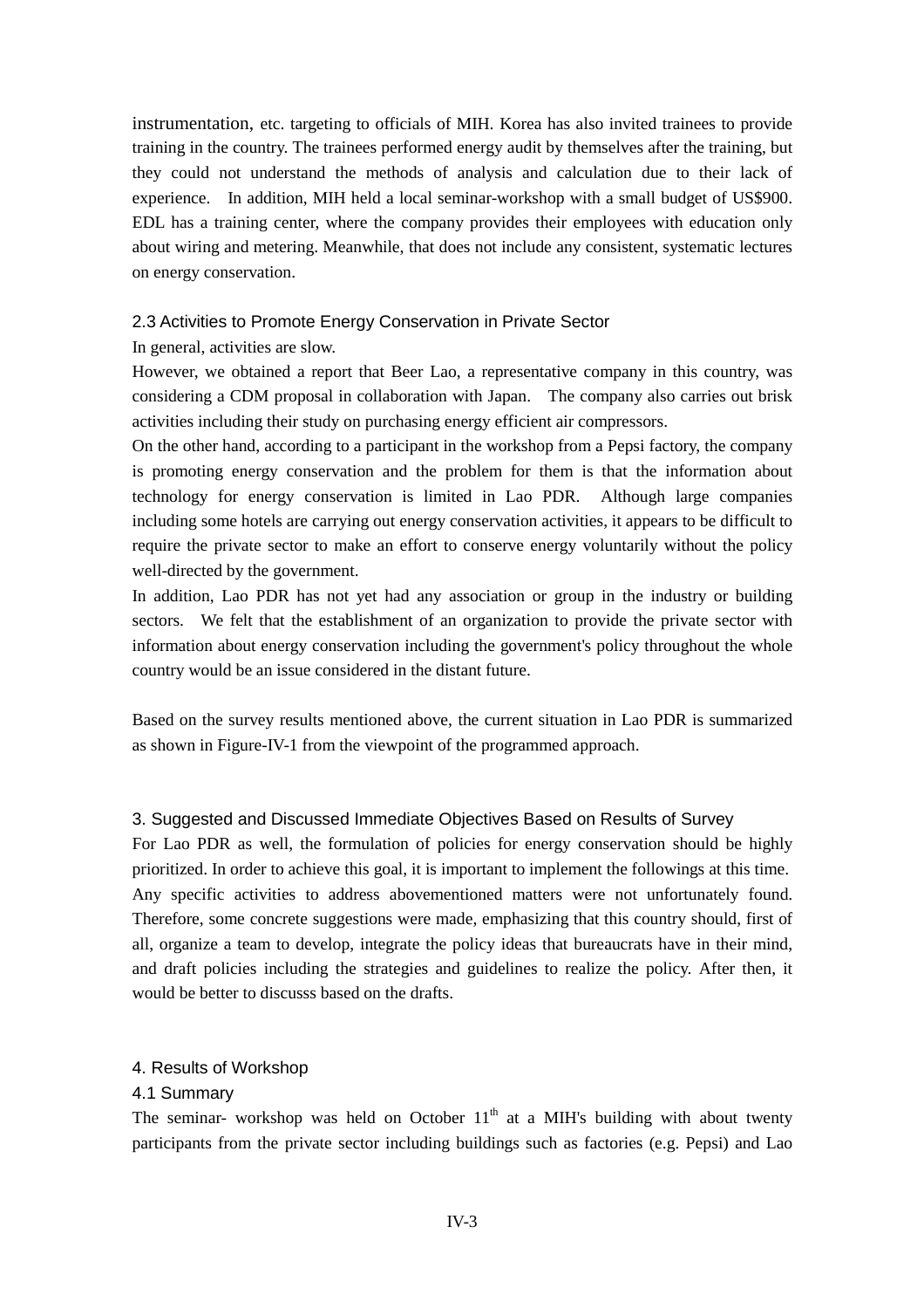instrumentation, etc. targeting to officials of MIH. Korea has also invited trainees to provide training in the country. The trainees performed energy audit by themselves after the training, but they could not understand the methods of analysis and calculation due to their lack of experience. In addition, MIH held a local seminar-workshop with a small budget of US$900. EDL has a training center, where the company provides their employees with education only about wiring and metering. Meanwhile, that does not include any consistent, systematic lectures on energy conservation.

### 2.3 Activities to Promote Energy Conservation in Private Sector

In general, activities are slow.

However, we obtained a report that Beer Lao, a representative company in this country, was considering a CDM proposal in collaboration with Japan. The company also carries out brisk activities including their study on purchasing energy efficient air compressors.

On the other hand, according to a participant in the workshop from a Pepsi factory, the company is promoting energy conservation and the problem for them is that the information about technology for energy conservation is limited in Lao PDR. Although large companies including some hotels are carrying out energy conservation activities, it appears to be difficult to require the private sector to make an effort to conserve energy voluntarily without the policy well-directed by the government.

In addition, Lao PDR has not yet had any association or group in the industry or building sectors. We felt that the establishment of an organization to provide the private sector with information about energy conservation including the government's policy throughout the whole country would be an issue considered in the distant future.

Based on the survey results mentioned above, the current situation in Lao PDR is summarized as shown in Figure-IV-1 from the viewpoint of the programmed approach.

## 3. Suggested and Discussed Immediate Objectives Based on Results of Survey

For Lao PDR as well, the formulation of policies for energy conservation should be highly prioritized. In order to achieve this goal, it is important to implement the followings at this time. Any specific activities to address abovementioned matters were not unfortunately found. Therefore, some concrete suggestions were made, emphasizing that this country should, first of all, organize a team to develop, integrate the policy ideas that bureaucrats have in their mind, and draft policies including the strategies and guidelines to realize the policy. After then, it would be better to discusss based on the drafts.

## 4. Results of Workshop

### 4.1 Summary

The seminar- workshop was held on October 11th at a MIH's building with about twenty participants from the private sector including buildings such as factories (e.g. Pepsi) and Lao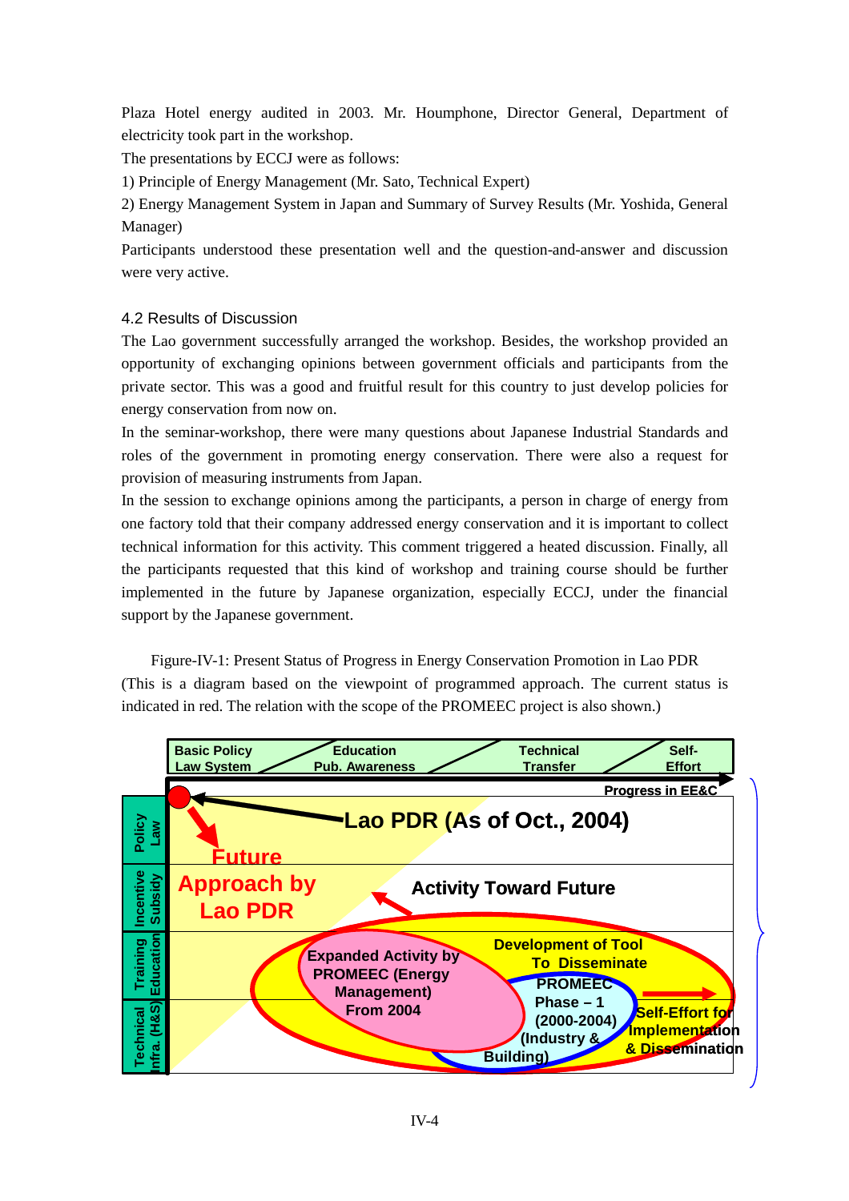Plaza Hotel energy audited in 2003. Mr. Houmphone, Director General, Department of electricity took part in the workshop.

The presentations by ECCJ were as follows:

1) Principle of Energy Management (Mr. Sato, Technical Expert)

2) Energy Management System in Japan and Summary of Survey Results (Mr. Yoshida, General Manager)

Participants understood these presentation well and the question-and-answer and discussion were very active.

### 4.2 Results of Discussion

The Lao government successfully arranged the workshop. Besides, the workshop provided an opportunity of exchanging opinions between government officials and participants from the private sector. This was a good and fruitful result for this country to just develop policies for energy conservation from now on.

In the seminar-workshop, there were many questions about Japanese Industrial Standards and roles of the government in promoting energy conservation. There were also a request for provision of measuring instruments from Japan.

In the session to exchange opinions among the participants, a person in charge of energy from one factory told that their company addressed energy conservation and it is important to collect technical information for this activity. This comment triggered a heated discussion. Finally, all the participants requested that this kind of workshop and training course should be further implemented in the future by Japanese organization, especially ECCJ, under the financial support by the Japanese government.

Figure-IV-1: Present Status of Progress in Energy Conservation Promotion in Lao PDR (This is a diagram based on the viewpoint of programmed approach. The current status is indicated in red. The relation with the scope of the PROMEEC project is also shown.)

Basic Policy Law System / Education Pub. Awareness / Technical Transfer / Self-Effort

Progress in EE&C

Policy Law / Incentive Subsidy / Training Education / Technical Infra. (H&S)

Lao PDR (As of Oct., 2004)

Future Approach by Lao PDR

Activity Toward Future

Expanded Activity by PROMEEC (Energy Management) From 2004

Development of Tool To Disseminate

PROMEEC Phase – 1 (2000-2004) (Industry & Building)

Self-Effort for Implementation & Dissemination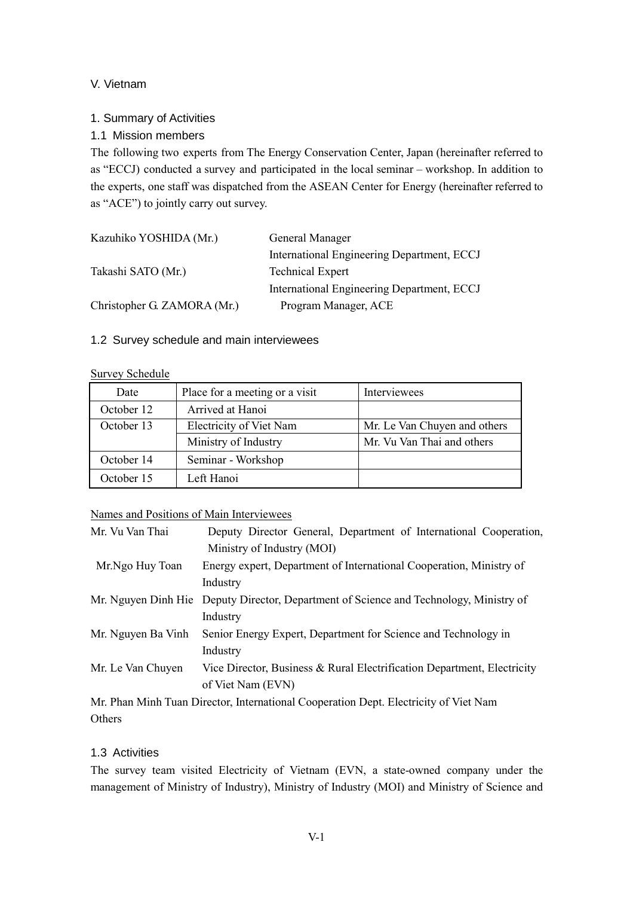# V. Vietnam

## 1. Summary of Activities

### 1.1 Mission members

The following two experts from The Energy Conservation Center, Japan (hereinafter referred to as "ECCJ) conducted a survey and participated in the local seminar – workshop. In addition to the experts, one staff was dispatched from the ASEAN Center for Energy (hereinafter referred to as "ACE") to jointly carry out survey.

| | |
|---|---|
| Kazuhiko YOSHIDA (Mr.) | General Manager<br>International Engineering Department, ECCJ |
| Takashi SATO (Mr.) | Technical Expert<br>International Engineering Department, ECCJ |
| Christopher G. ZAMORA (Mr.) | Program Manager, ACE |

### 1.2 Survey schedule and main interviewees

Survey Schedule

| Date | Place for a meeting or a visit | Interviewees |
|---|---|---|
| October 12 | Arrived at Hanoi | |
| October 13 | Electricity of Viet Nam | Mr. Le Van Chuyen and others |
| | Ministry of Industry | Mr. Vu Van Thai and others |
| October 14 | Seminar - Workshop | |
| October 15 | Left Hanoi | |

Names and Positions of Main Interviewees

| | |
|---|---|
| Mr. Vu Van Thai | Deputy Director General, Department of International Cooperation, Ministry of Industry (MOI) |
| Mr.Ngo Huy Toan | Energy expert, Department of International Cooperation, Ministry of Industry |
| Mr. Nguyen Dinh Hie | Deputy Director, Department of Science and Technology, Ministry of Industry |
| Mr. Nguyen Ba Vinh | Senior Energy Expert, Department for Science and Technology in Industry |
| Mr. Le Van Chuyen | Vice Director, Business & Rural Electrification Department, Electricity of Viet Nam (EVN) |

Mr. Phan Minh Tuan Director, International Cooperation Dept. Electricity of Viet Nam
Others

### 1.3 Activities

The survey team visited Electricity of Vietnam (EVN, a state-owned company under the management of Ministry of Industry), Ministry of Industry (MOI) and Ministry of Science and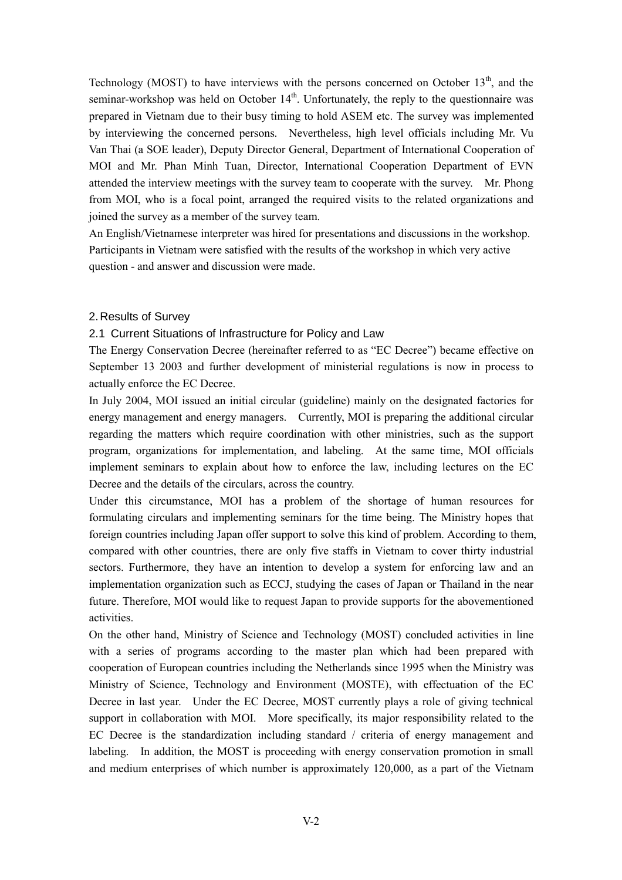Technology (MOST) to have interviews with the persons concerned on October 13th, and the seminar-workshop was held on October 14th. Unfortunately, the reply to the questionnaire was prepared in Vietnam due to their busy timing to hold ASEM etc. The survey was implemented by interviewing the concerned persons. Nevertheless, high level officials including Mr. Vu Van Thai (a SOE leader), Deputy Director General, Department of International Cooperation of MOI and Mr. Phan Minh Tuan, Director, International Cooperation Department of EVN attended the interview meetings with the survey team to cooperate with the survey. Mr. Phong from MOI, who is a focal point, arranged the required visits to the related organizations and joined the survey as a member of the survey team.

An English/Vietnamese interpreter was hired for presentations and discussions in the workshop. Participants in Vietnam were satisfied with the results of the workshop in which very active question - and answer and discussion were made.

## 2. Results of Survey

### 2.1 Current Situations of Infrastructure for Policy and Law

The Energy Conservation Decree (hereinafter referred to as "EC Decree") became effective on September 13 2003 and further development of ministerial regulations is now in process to actually enforce the EC Decree.

In July 2004, MOI issued an initial circular (guideline) mainly on the designated factories for energy management and energy managers. Currently, MOI is preparing the additional circular regarding the matters which require coordination with other ministries, such as the support program, organizations for implementation, and labeling. At the same time, MOI officials implement seminars to explain about how to enforce the law, including lectures on the EC Decree and the details of the circulars, across the country.

Under this circumstance, MOI has a problem of the shortage of human resources for formulating circulars and implementing seminars for the time being. The Ministry hopes that foreign countries including Japan offer support to solve this kind of problem. According to them, compared with other countries, there are only five staffs in Vietnam to cover thirty industrial sectors. Furthermore, they have an intention to develop a system for enforcing law and an implementation organization such as ECCJ, studying the cases of Japan or Thailand in the near future. Therefore, MOI would like to request Japan to provide supports for the abovementioned activities.

On the other hand, Ministry of Science and Technology (MOST) concluded activities in line with a series of programs according to the master plan which had been prepared with cooperation of European countries including the Netherlands since 1995 when the Ministry was Ministry of Science, Technology and Environment (MOSTE), with effectuation of the EC Decree in last year. Under the EC Decree, MOST currently plays a role of giving technical support in collaboration with MOI. More specifically, its major responsibility related to the EC Decree is the standardization including standard / criteria of energy management and labeling. In addition, the MOST is proceeding with energy conservation promotion in small and medium enterprises of which number is approximately 120,000, as a part of the Vietnam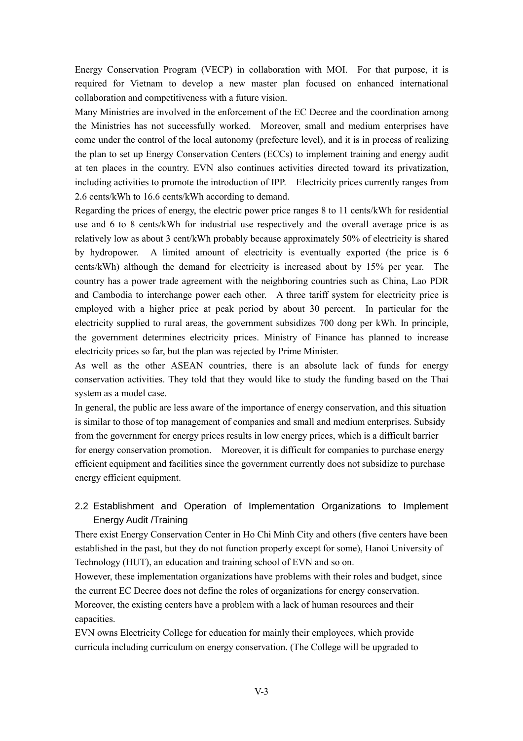Energy Conservation Program (VECP) in collaboration with MOI. For that purpose, it is required for Vietnam to develop a new master plan focused on enhanced international collaboration and competitiveness with a future vision.

Many Ministries are involved in the enforcement of the EC Decree and the coordination among the Ministries has not successfully worked. Moreover, small and medium enterprises have come under the control of the local autonomy (prefecture level), and it is in process of realizing the plan to set up Energy Conservation Centers (ECCs) to implement training and energy audit at ten places in the country. EVN also continues activities directed toward its privatization, including activities to promote the introduction of IPP. Electricity prices currently ranges from 2.6 cents/kWh to 16.6 cents/kWh according to demand.

Regarding the prices of energy, the electric power price ranges 8 to 11 cents/kWh for residential use and 6 to 8 cents/kWh for industrial use respectively and the overall average price is as relatively low as about 3 cent/kWh probably because approximately 50% of electricity is shared by hydropower. A limited amount of electricity is eventually exported (the price is 6 cents/kWh) although the demand for electricity is increased about by 15% per year. The country has a power trade agreement with the neighboring countries such as China, Lao PDR and Cambodia to interchange power each other. A three tariff system for electricity price is employed with a higher price at peak period by about 30 percent. In particular for the electricity supplied to rural areas, the government subsidizes 700 dong per kWh. In principle, the government determines electricity prices. Ministry of Finance has planned to increase electricity prices so far, but the plan was rejected by Prime Minister.

As well as the other ASEAN countries, there is an absolute lack of funds for energy conservation activities. They told that they would like to study the funding based on the Thai system as a model case.

In general, the public are less aware of the importance of energy conservation, and this situation is similar to those of top management of companies and small and medium enterprises. Subsidy from the government for energy prices results in low energy prices, which is a difficult barrier for energy conservation promotion. Moreover, it is difficult for companies to purchase energy efficient equipment and facilities since the government currently does not subsidize to purchase energy efficient equipment.

## 2.2 Establishment and Operation of Implementation Organizations to Implement Energy Audit /Training

There exist Energy Conservation Center in Ho Chi Minh City and others (five centers have been established in the past, but they do not function properly except for some), Hanoi University of Technology (HUT), an education and training school of EVN and so on.

However, these implementation organizations have problems with their roles and budget, since the current EC Decree does not define the roles of organizations for energy conservation. Moreover, the existing centers have a problem with a lack of human resources and their capacities.

EVN owns Electricity College for education for mainly their employees, which provide curricula including curriculum on energy conservation. (The College will be upgraded to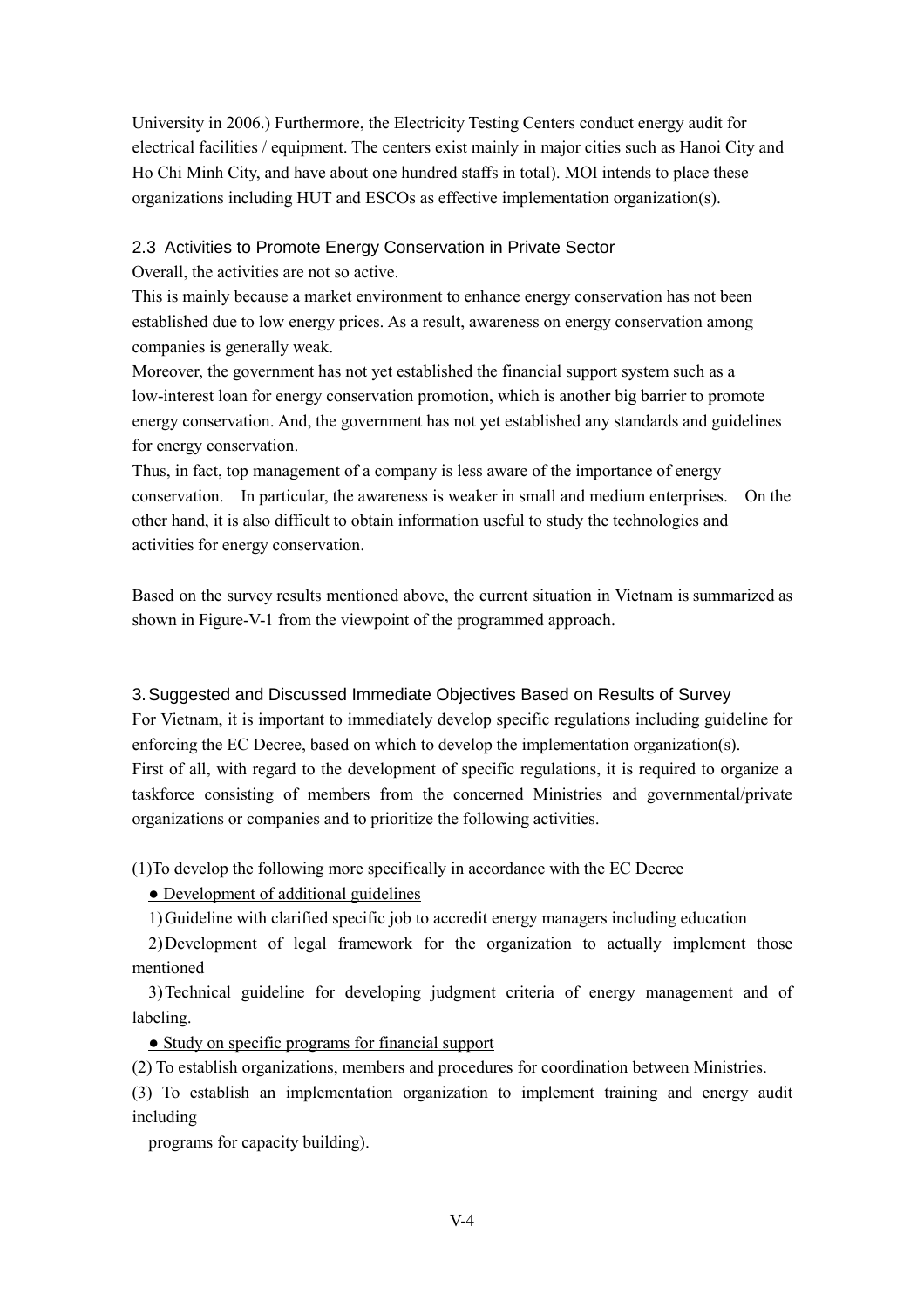University in 2006.) Furthermore, the Electricity Testing Centers conduct energy audit for electrical facilities / equipment. The centers exist mainly in major cities such as Hanoi City and Ho Chi Minh City, and have about one hundred staffs in total). MOI intends to place these organizations including HUT and ESCOs as effective implementation organization(s).

### 2.3 Activities to Promote Energy Conservation in Private Sector

Overall, the activities are not so active.

This is mainly because a market environment to enhance energy conservation has not been established due to low energy prices. As a result, awareness on energy conservation among companies is generally weak.

Moreover, the government has not yet established the financial support system such as a low-interest loan for energy conservation promotion, which is another big barrier to promote energy conservation. And, the government has not yet established any standards and guidelines for energy conservation.

Thus, in fact, top management of a company is less aware of the importance of energy conservation. In particular, the awareness is weaker in small and medium enterprises. On the other hand, it is also difficult to obtain information useful to study the technologies and activities for energy conservation.

Based on the survey results mentioned above, the current situation in Vietnam is summarized as shown in Figure-V-1 from the viewpoint of the programmed approach.

## 3. Suggested and Discussed Immediate Objectives Based on Results of Survey

For Vietnam, it is important to immediately develop specific regulations including guideline for enforcing the EC Decree, based on which to develop the implementation organization(s).

First of all, with regard to the development of specific regulations, it is required to organize a taskforce consisting of members from the concerned Ministries and governmental/private organizations or companies and to prioritize the following activities.

(1)To develop the following more specifically in accordance with the EC Decree

● Development of additional guidelines

1) Guideline with clarified specific job to accredit energy managers including education

2) Development of legal framework for the organization to actually implement those mentioned

3) Technical guideline for developing judgment criteria of energy management and of labeling.

● Study on specific programs for financial support

(2) To establish organizations, members and procedures for coordination between Ministries.

(3) To establish an implementation organization to implement training and energy audit including programs for capacity building).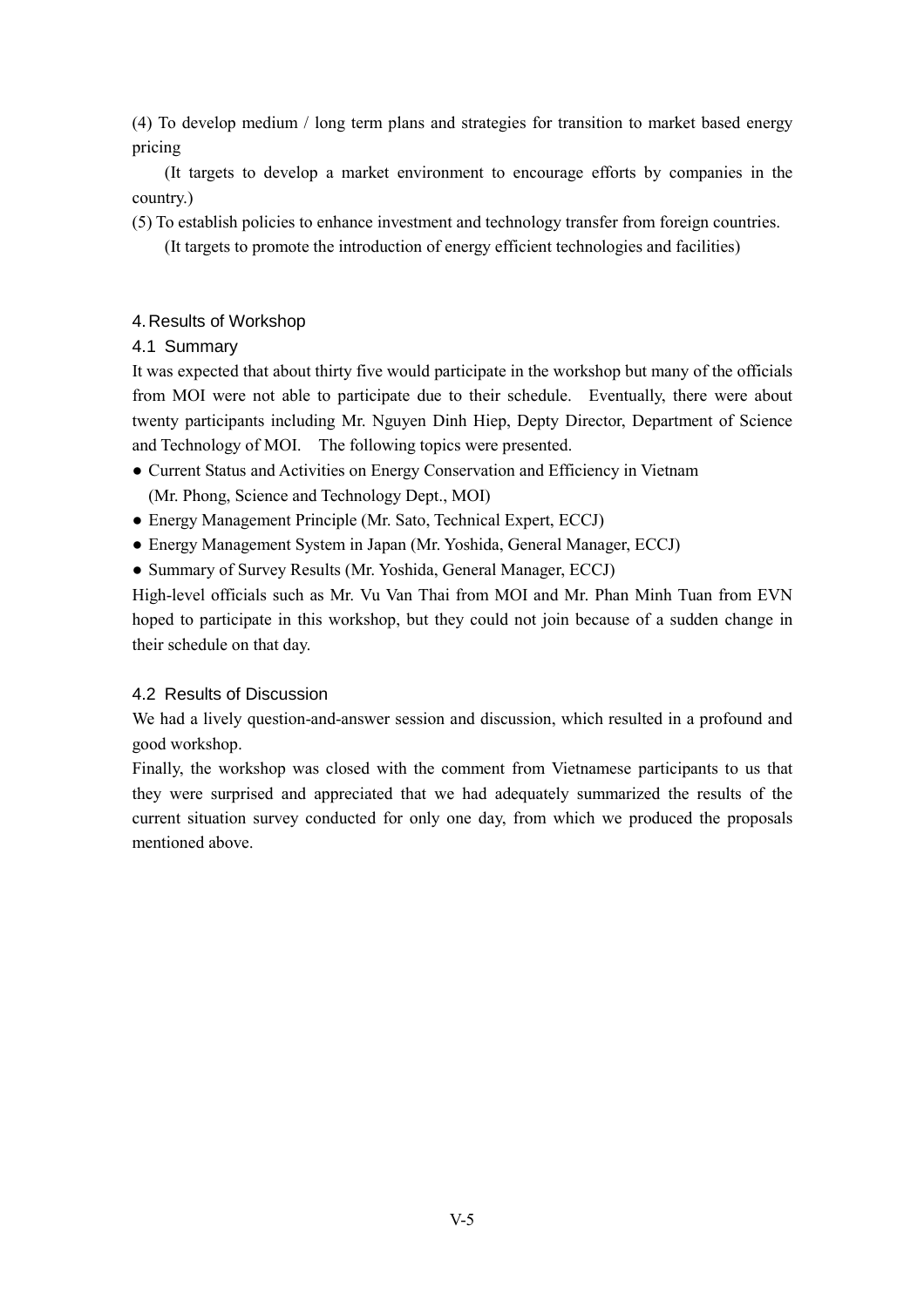(4) To develop medium / long term plans and strategies for transition to market based energy pricing

(It targets to develop a market environment to encourage efforts by companies in the country.)

(5) To establish policies to enhance investment and technology transfer from foreign countries.

(It targets to promote the introduction of energy efficient technologies and facilities)

## 4. Results of Workshop

### 4.1 Summary

It was expected that about thirty five would participate in the workshop but many of the officials from MOI were not able to participate due to their schedule. Eventually, there were about twenty participants including Mr. Nguyen Dinh Hiep, Depty Director, Department of Science and Technology of MOI. The following topics were presented.

- Current Status and Activities on Energy Conservation and Efficiency in Vietnam (Mr. Phong, Science and Technology Dept., MOI)
- Energy Management Principle (Mr. Sato, Technical Expert, ECCJ)
- Energy Management System in Japan (Mr. Yoshida, General Manager, ECCJ)
- Summary of Survey Results (Mr. Yoshida, General Manager, ECCJ)

High-level officials such as Mr. Vu Van Thai from MOI and Mr. Phan Minh Tuan from EVN hoped to participate in this workshop, but they could not join because of a sudden change in their schedule on that day.

### 4.2 Results of Discussion

We had a lively question-and-answer session and discussion, which resulted in a profound and good workshop.

Finally, the workshop was closed with the comment from Vietnamese participants to us that they were surprised and appreciated that we had adequately summarized the results of the current situation survey conducted for only one day, from which we produced the proposals mentioned above.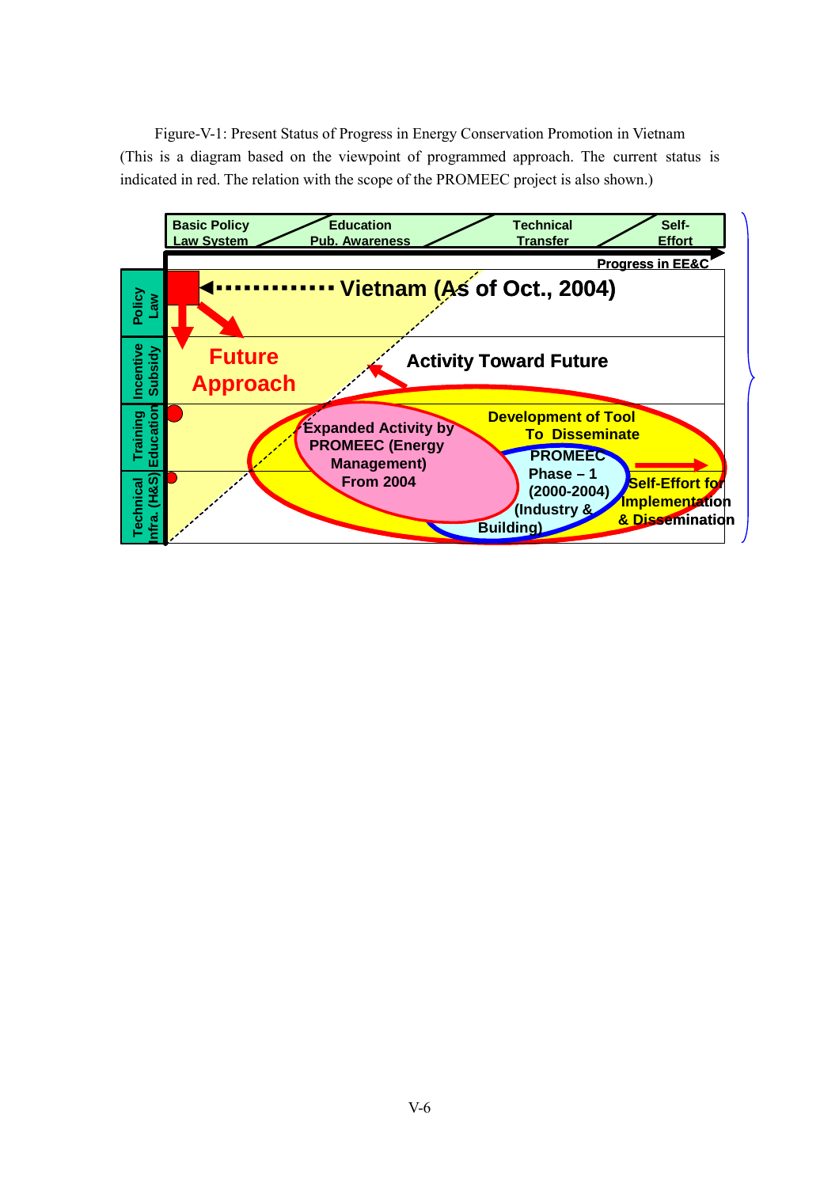Figure-V-1: Present Status of Progress in Energy Conservation Promotion in Vietnam (This is a diagram based on the viewpoint of programmed approach. The current status is indicated in red. The relation with the scope of the PROMEEC project is also shown.)

Basic Policy Law System | Education Pub. Awareness | Technical Transfer | Self-Effort

Progress in EE&C

Policy Law | Incentive Subsidy | Training Education | Technical Infra. (H&S)

Vietnam (As of Oct., 2004)

Future Approach

Activity Toward Future

Development of Tool To Disseminate

Expanded Activity by PROMEEC (Energy Management) From 2004

PROMEEC Phase – 1 (2000-2004) (Industry & Building)

Self-Effort for Implementation & Dissemination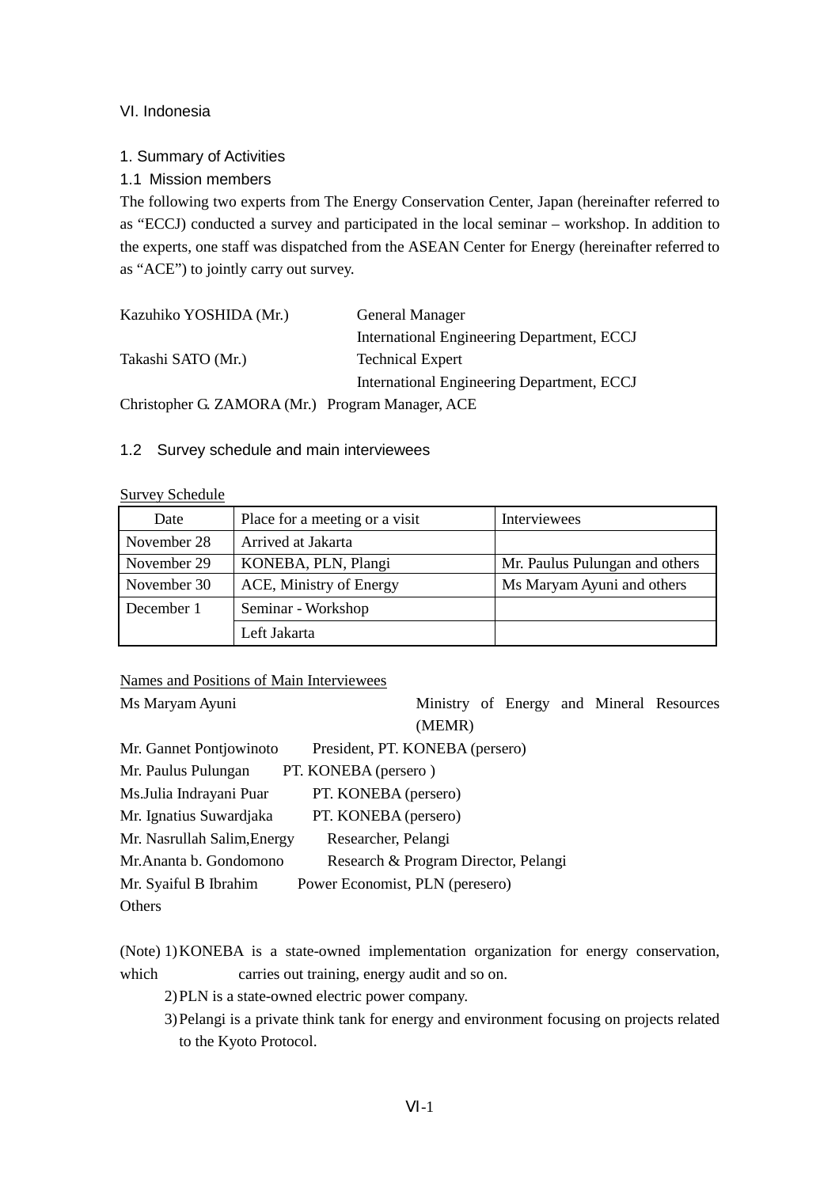# VI. Indonesia

## 1. Summary of Activities

### 1.1 Mission members

The following two experts from The Energy Conservation Center, Japan (hereinafter referred to as "ECCJ) conducted a survey and participated in the local seminar – workshop. In addition to the experts, one staff was dispatched from the ASEAN Center for Energy (hereinafter referred to as "ACE") to jointly carry out survey.

Kazuhiko YOSHIDA (Mr.) General Manager
International Engineering Department, ECCJ

Takashi SATO (Mr.) Technical Expert
International Engineering Department, ECCJ

Christopher G. ZAMORA (Mr.) Program Manager, ACE

### 1.2 Survey schedule and main interviewees

Survey Schedule

| Date | Place for a meeting or a visit | Interviewees |
|---|---|---|
| November 28 | Arrived at Jakarta | |
| November 29 | KONEBA, PLN, Plangi | Mr. Paulus Pulungan and others |
| November 30 | ACE, Ministry of Energy | Ms Maryam Ayuni and others |
| December 1 | Seminar - Workshop | |
| | Left Jakarta | |

Names and Positions of Main Interviewees

Ms Maryam Ayuni Ministry of Energy and Mineral Resources (MEMR)
Mr. Gannet Pontjowinoto President, PT. KONEBA (persero)
Mr. Paulus Pulungan PT. KONEBA (persero )
Ms.Julia Indrayani Puar PT. KONEBA (persero)
Mr. Ignatius Suwardjaka PT. KONEBA (persero)
Mr. Nasrullah Salim,Energy Researcher, Pelangi
Mr.Ananta b. Gondomono Research & Program Director, Pelangi
Mr. Syaiful B Ibrahim Power Economist, PLN (peresero)
Others

(Note) 1) KONEBA is a state-owned implementation organization for energy conservation, which carries out training, energy audit and so on.
2) PLN is a state-owned electric power company.
3) Pelangi is a private think tank for energy and environment focusing on projects related to the Kyoto Protocol.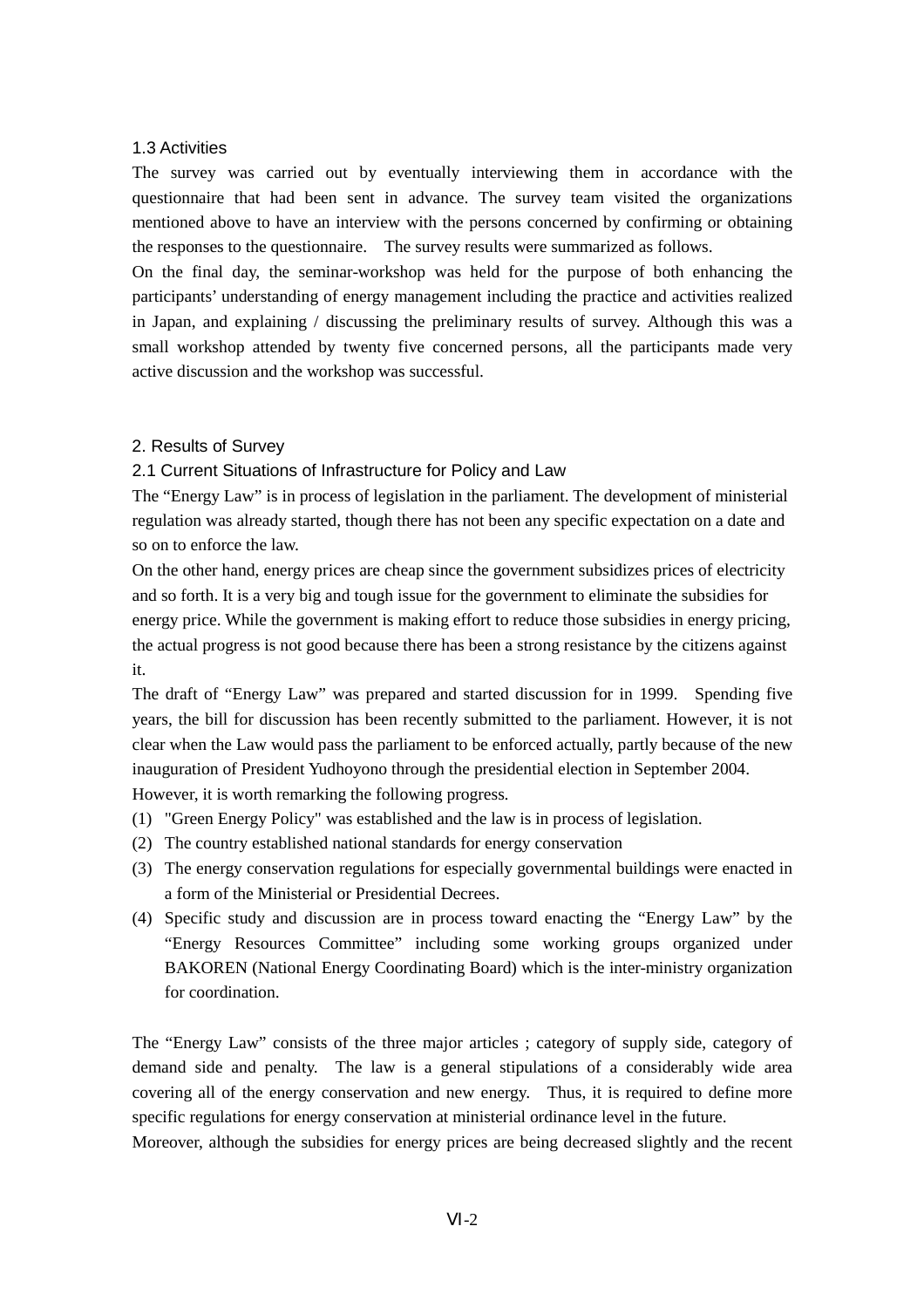### 1.3 Activities

The survey was carried out by eventually interviewing them in accordance with the questionnaire that had been sent in advance. The survey team visited the organizations mentioned above to have an interview with the persons concerned by confirming or obtaining the responses to the questionnaire. The survey results were summarized as follows.

On the final day, the seminar-workshop was held for the purpose of both enhancing the participants' understanding of energy management including the practice and activities realized in Japan, and explaining / discussing the preliminary results of survey. Although this was a small workshop attended by twenty five concerned persons, all the participants made very active discussion and the workshop was successful.

## 2. Results of Survey

### 2.1 Current Situations of Infrastructure for Policy and Law

The "Energy Law" is in process of legislation in the parliament. The development of ministerial regulation was already started, though there has not been any specific expectation on a date and so on to enforce the law.

On the other hand, energy prices are cheap since the government subsidizes prices of electricity and so forth. It is a very big and tough issue for the government to eliminate the subsidies for energy price. While the government is making effort to reduce those subsidies in energy pricing, the actual progress is not good because there has been a strong resistance by the citizens against it.

The draft of "Energy Law" was prepared and started discussion for in 1999. Spending five years, the bill for discussion has been recently submitted to the parliament. However, it is not clear when the Law would pass the parliament to be enforced actually, partly because of the new inauguration of President Yudhoyono through the presidential election in September 2004.

However, it is worth remarking the following progress.

(1) "Green Energy Policy" was established and the law is in process of legislation.
(2) The country established national standards for energy conservation
(3) The energy conservation regulations for especially governmental buildings were enacted in a form of the Ministerial or Presidential Decrees.
(4) Specific study and discussion are in process toward enacting the "Energy Law" by the "Energy Resources Committee" including some working groups organized under BAKOREN (National Energy Coordinating Board) which is the inter-ministry organization for coordination.

The "Energy Law" consists of the three major articles ; category of supply side, category of demand side and penalty. The law is a general stipulations of a considerably wide area covering all of the energy conservation and new energy. Thus, it is required to define more specific regulations for energy conservation at ministerial ordinance level in the future.

Moreover, although the subsidies for energy prices are being decreased slightly and the recent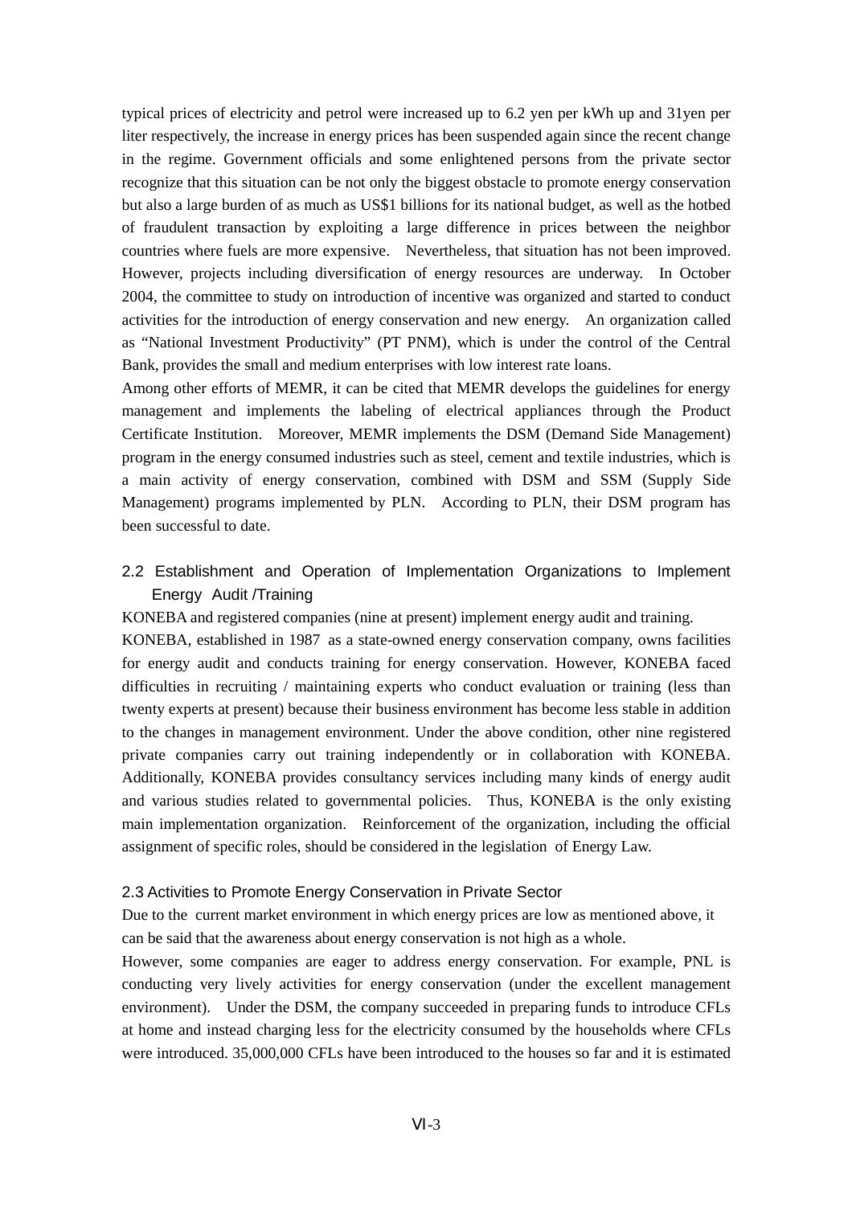typical prices of electricity and petrol were increased up to 6.2 yen per kWh up and 31yen per liter respectively, the increase in energy prices has been suspended again since the recent change in the regime. Government officials and some enlightened persons from the private sector recognize that this situation can be not only the biggest obstacle to promote energy conservation but also a large burden of as much as US$1 billions for its national budget, as well as the hotbed of fraudulent transaction by exploiting a large difference in prices between the neighbor countries where fuels are more expensive. Nevertheless, that situation has not been improved. However, projects including diversification of energy resources are underway. In October 2004, the committee to study on introduction of incentive was organized and started to conduct activities for the introduction of energy conservation and new energy. An organization called as "National Investment Productivity" (PT PNM), which is under the control of the Central Bank, provides the small and medium enterprises with low interest rate loans.

Among other efforts of MEMR, it can be cited that MEMR develops the guidelines for energy management and implements the labeling of electrical appliances through the Product Certificate Institution. Moreover, MEMR implements the DSM (Demand Side Management) program in the energy consumed industries such as steel, cement and textile industries, which is a main activity of energy conservation, combined with DSM and SSM (Supply Side Management) programs implemented by PLN. According to PLN, their DSM program has been successful to date.

## 2.2 Establishment and Operation of Implementation Organizations to Implement Energy Audit /Training

KONEBA and registered companies (nine at present) implement energy audit and training.

KONEBA, established in 1987 as a state-owned energy conservation company, owns facilities for energy audit and conducts training for energy conservation. However, KONEBA faced difficulties in recruiting / maintaining experts who conduct evaluation or training (less than twenty experts at present) because their business environment has become less stable in addition to the changes in management environment. Under the above condition, other nine registered private companies carry out training independently or in collaboration with KONEBA. Additionally, KONEBA provides consultancy services including many kinds of energy audit and various studies related to governmental policies. Thus, KONEBA is the only existing main implementation organization. Reinforcement of the organization, including the official assignment of specific roles, should be considered in the legislation of Energy Law.

## 2.3 Activities to Promote Energy Conservation in Private Sector

Due to the current market environment in which energy prices are low as mentioned above, it can be said that the awareness about energy conservation is not high as a whole.

However, some companies are eager to address energy conservation. For example, PNL is conducting very lively activities for energy conservation (under the excellent management environment). Under the DSM, the company succeeded in preparing funds to introduce CFLs at home and instead charging less for the electricity consumed by the households where CFLs were introduced. 35,000,000 CFLs have been introduced to the houses so far and it is estimated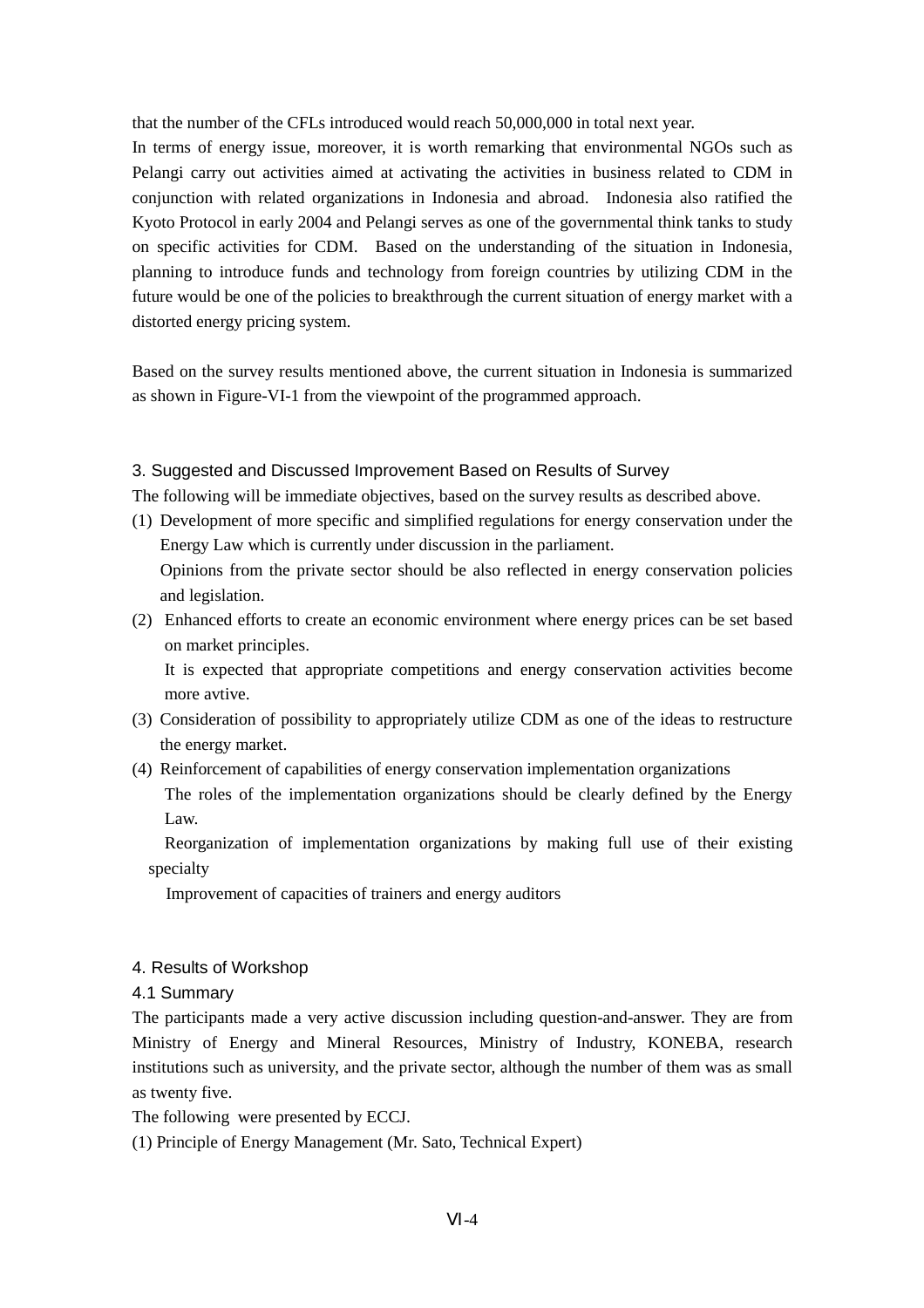that the number of the CFLs introduced would reach 50,000,000 in total next year.

In terms of energy issue, moreover, it is worth remarking that environmental NGOs such as Pelangi carry out activities aimed at activating the activities in business related to CDM in conjunction with related organizations in Indonesia and abroad. Indonesia also ratified the Kyoto Protocol in early 2004 and Pelangi serves as one of the governmental think tanks to study on specific activities for CDM. Based on the understanding of the situation in Indonesia, planning to introduce funds and technology from foreign countries by utilizing CDM in the future would be one of the policies to breakthrough the current situation of energy market with a distorted energy pricing system.

Based on the survey results mentioned above, the current situation in Indonesia is summarized as shown in Figure-VI-1 from the viewpoint of the programmed approach.

## 3. Suggested and Discussed Improvement Based on Results of Survey

The following will be immediate objectives, based on the survey results as described above.

(1) Development of more specific and simplified regulations for energy conservation under the Energy Law which is currently under discussion in the parliament.
   Opinions from the private sector should be also reflected in energy conservation policies and legislation.

(2) Enhanced efforts to create an economic environment where energy prices can be set based on market principles.
   It is expected that appropriate competitions and energy conservation activities become more avtive.

(3) Consideration of possibility to appropriately utilize CDM as one of the ideas to restructure the energy market.

(4) Reinforcement of capabilities of energy conservation implementation organizations
   The roles of the implementation organizations should be clearly defined by the Energy Law.
   Reorganization of implementation organizations by making full use of their existing specialty
   Improvement of capacities of trainers and energy auditors

## 4. Results of Workshop

### 4.1 Summary

The participants made a very active discussion including question-and-answer. They are from Ministry of Energy and Mineral Resources, Ministry of Industry, KONEBA, research institutions such as university, and the private sector, although the number of them was as small as twenty five.

The following were presented by ECCJ.

(1) Principle of Energy Management (Mr. Sato, Technical Expert)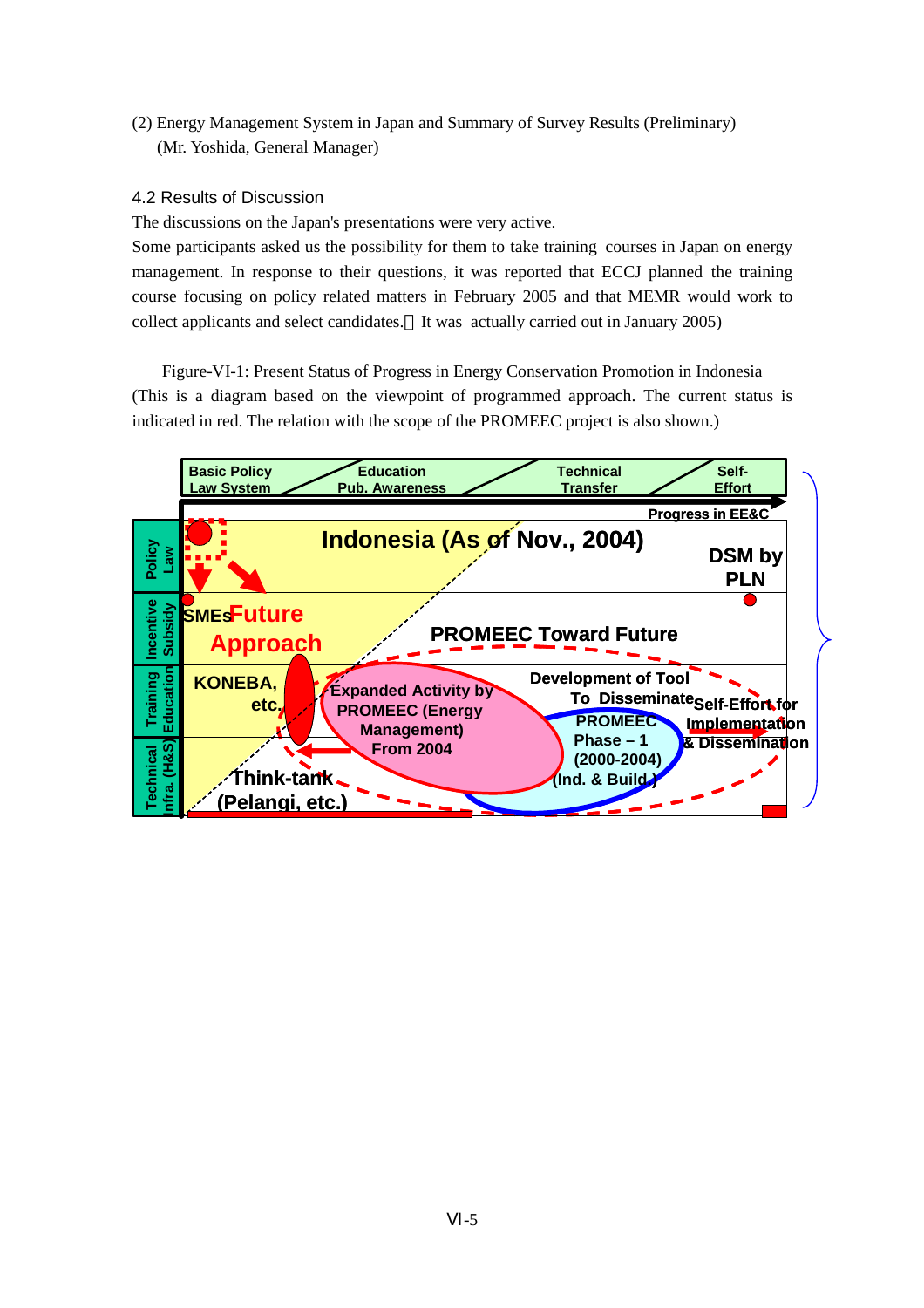(2) Energy Management System in Japan and Summary of Survey Results (Preliminary)
(Mr. Yoshida, General Manager)

### 4.2 Results of Discussion

The discussions on the Japan's presentations were very active.

Some participants asked us the possibility for them to take training courses in Japan on energy management. In response to their questions, it was reported that ECCJ planned the training course focusing on policy related matters in February 2005 and that MEMR would work to collect applicants and select candidates.（It was actually carried out in January 2005)

Figure-VI-1: Present Status of Progress in Energy Conservation Promotion in Indonesia
(This is a diagram based on the viewpoint of programmed approach. The current status is indicated in red. The relation with the scope of the PROMEEC project is also shown.)

Basic Policy Law System | Education Pub. Awareness | Technical Transfer | Self-Effort

Progress in EE&C

Policy Law | Incentive Subsidy | Training Education | Technical Infra. (H&S)

Indonesia (As of Nov., 2004)

DSM by PLN

SMEs

Future Approach

PROMEEC Toward Future

KONEBA, etc.

Expanded Activity by PROMEEC (Energy Management) From 2004

Development of Tool To Disseminate

PROMEEC Phase – 1 (2000-2004) (Ind. & Build.)

Self-Effort for Implementation & Dissemination

Think-tank (Pelangi, etc.)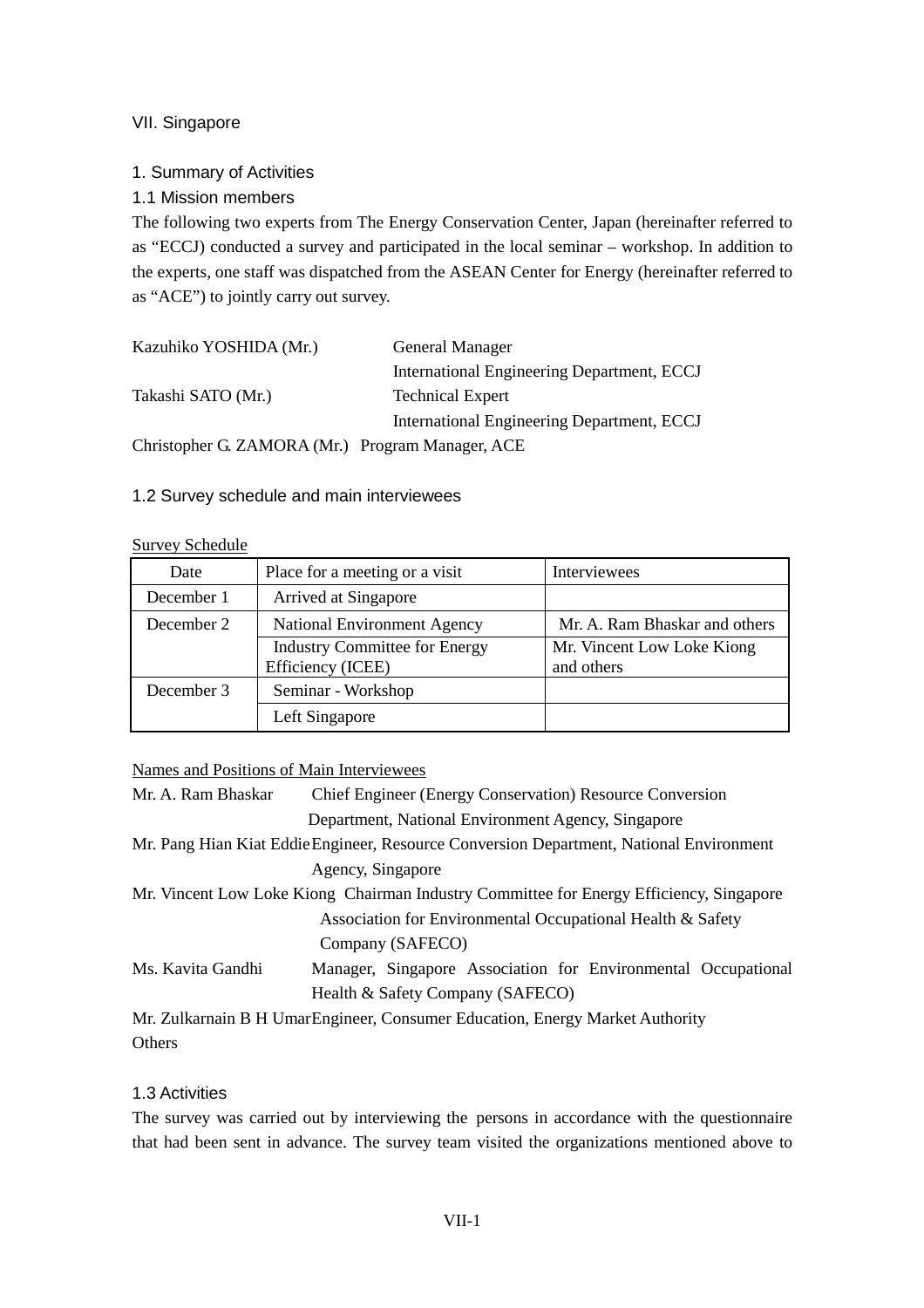# VII. Singapore

## 1. Summary of Activities

### 1.1 Mission members

The following two experts from The Energy Conservation Center, Japan (hereinafter referred to as "ECCJ) conducted a survey and participated in the local seminar – workshop. In addition to the experts, one staff was dispatched from the ASEAN Center for Energy (hereinafter referred to as "ACE") to jointly carry out survey.

Kazuhiko YOSHIDA (Mr.) General Manager
International Engineering Department, ECCJ

Takashi SATO (Mr.) Technical Expert
International Engineering Department, ECCJ

Christopher G. ZAMORA (Mr.) Program Manager, ACE

### 1.2 Survey schedule and main interviewees

Survey Schedule

| Date | Place for a meeting or a visit | Interviewees |
|---|---|---|
| December 1 | Arrived at Singapore | |
| December 2 | National Environment Agency | Mr. A. Ram Bhaskar and others |
| | Industry Committee for Energy Efficiency (ICEE) | Mr. Vincent Low Loke Kiong and others |
| December 3 | Seminar - Workshop | |
| | Left Singapore | |

Names and Positions of Main Interviewees

Mr. A. Ram Bhaskar Chief Engineer (Energy Conservation) Resource Conversion Department, National Environment Agency, Singapore

Mr. Pang Hian Kiat Eddie Engineer, Resource Conversion Department, National Environment Agency, Singapore

Mr. Vincent Low Loke Kiong Chairman Industry Committee for Energy Efficiency, Singapore Association for Environmental Occupational Health & Safety Company (SAFECO)

Ms. Kavita Gandhi Manager, Singapore Association for Environmental Occupational Health & Safety Company (SAFECO)

Mr. Zulkarnain B H Umar Engineer, Consumer Education, Energy Market Authority

Others

### 1.3 Activities

The survey was carried out by interviewing the persons in accordance with the questionnaire that had been sent in advance. The survey team visited the organizations mentioned above to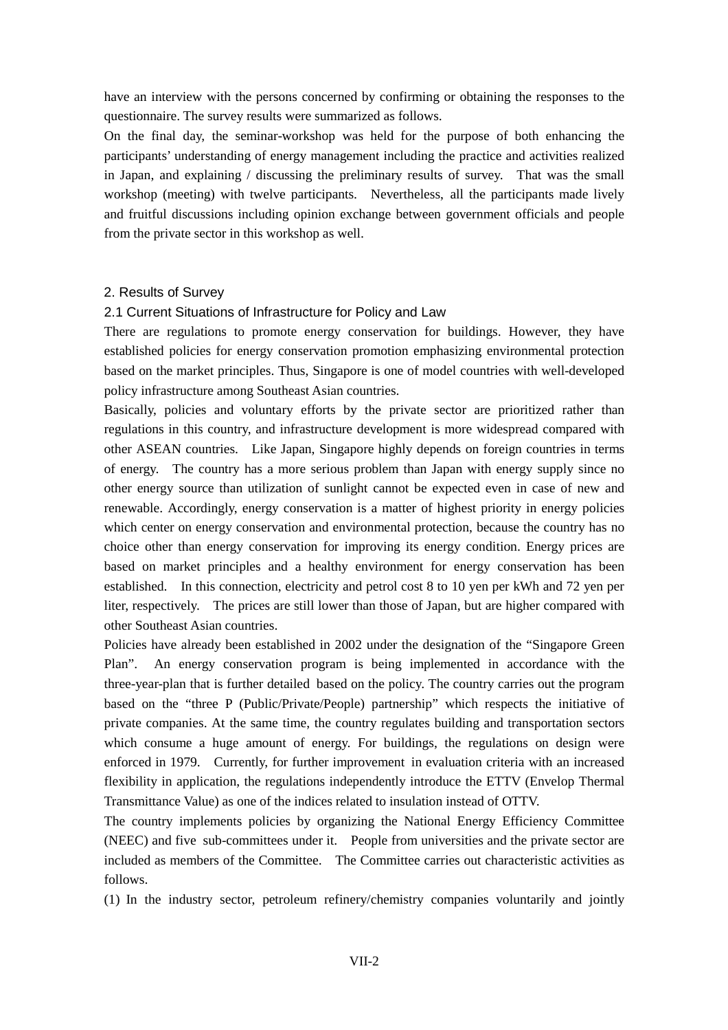have an interview with the persons concerned by confirming or obtaining the responses to the questionnaire. The survey results were summarized as follows.

On the final day, the seminar-workshop was held for the purpose of both enhancing the participants' understanding of energy management including the practice and activities realized in Japan, and explaining / discussing the preliminary results of survey. That was the small workshop (meeting) with twelve participants. Nevertheless, all the participants made lively and fruitful discussions including opinion exchange between government officials and people from the private sector in this workshop as well.

## 2. Results of Survey

### 2.1 Current Situations of Infrastructure for Policy and Law

There are regulations to promote energy conservation for buildings. However, they have established policies for energy conservation promotion emphasizing environmental protection based on the market principles. Thus, Singapore is one of model countries with well-developed policy infrastructure among Southeast Asian countries.

Basically, policies and voluntary efforts by the private sector are prioritized rather than regulations in this country, and infrastructure development is more widespread compared with other ASEAN countries. Like Japan, Singapore highly depends on foreign countries in terms of energy. The country has a more serious problem than Japan with energy supply since no other energy source than utilization of sunlight cannot be expected even in case of new and renewable. Accordingly, energy conservation is a matter of highest priority in energy policies which center on energy conservation and environmental protection, because the country has no choice other than energy conservation for improving its energy condition. Energy prices are based on market principles and a healthy environment for energy conservation has been established. In this connection, electricity and petrol cost 8 to 10 yen per kWh and 72 yen per liter, respectively. The prices are still lower than those of Japan, but are higher compared with other Southeast Asian countries.

Policies have already been established in 2002 under the designation of the "Singapore Green Plan". An energy conservation program is being implemented in accordance with the three-year-plan that is further detailed based on the policy. The country carries out the program based on the "three P (Public/Private/People) partnership" which respects the initiative of private companies. At the same time, the country regulates building and transportation sectors which consume a huge amount of energy. For buildings, the regulations on design were enforced in 1979. Currently, for further improvement in evaluation criteria with an increased flexibility in application, the regulations independently introduce the ETTV (Envelop Thermal Transmittance Value) as one of the indices related to insulation instead of OTTV.

The country implements policies by organizing the National Energy Efficiency Committee (NEEC) and five sub-committees under it. People from universities and the private sector are included as members of the Committee. The Committee carries out characteristic activities as follows.

(1) In the industry sector, petroleum refinery/chemistry companies voluntarily and jointly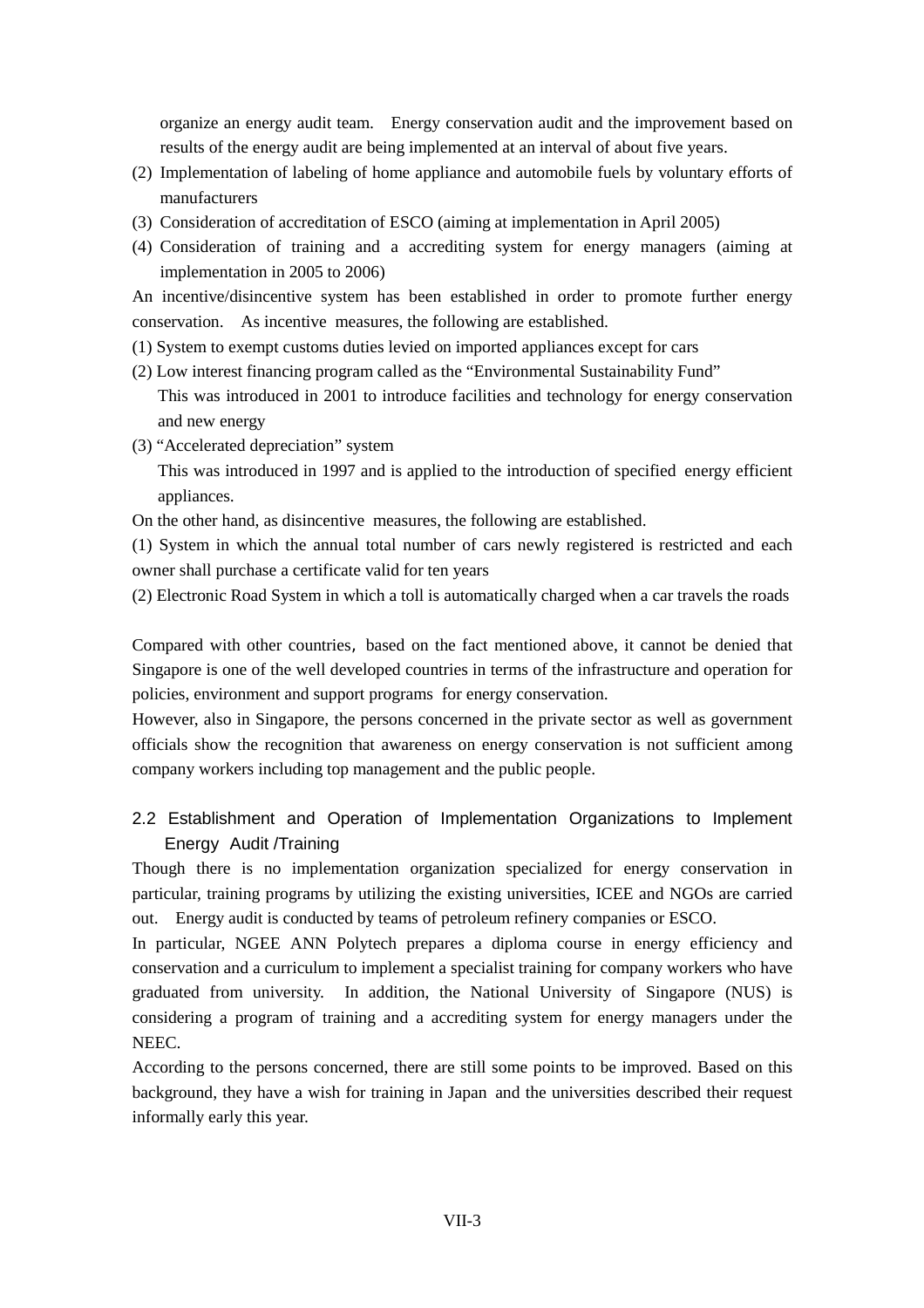organize an energy audit team. Energy conservation audit and the improvement based on results of the energy audit are being implemented at an interval of about five years.

(2) Implementation of labeling of home appliance and automobile fuels by voluntary efforts of manufacturers

(3) Consideration of accreditation of ESCO (aiming at implementation in April 2005)

(4) Consideration of training and a accrediting system for energy managers (aiming at implementation in 2005 to 2006)

An incentive/disincentive system has been established in order to promote further energy conservation. As incentive measures, the following are established.

(1) System to exempt customs duties levied on imported appliances except for cars

(2) Low interest financing program called as the "Environmental Sustainability Fund"
This was introduced in 2001 to introduce facilities and technology for energy conservation and new energy

(3) "Accelerated depreciation" system
This was introduced in 1997 and is applied to the introduction of specified energy efficient appliances.

On the other hand, as disincentive measures, the following are established.

(1) System in which the annual total number of cars newly registered is restricted and each owner shall purchase a certificate valid for ten years

(2) Electronic Road System in which a toll is automatically charged when a car travels the roads

Compared with other countries, based on the fact mentioned above, it cannot be denied that Singapore is one of the well developed countries in terms of the infrastructure and operation for policies, environment and support programs for energy conservation.

However, also in Singapore, the persons concerned in the private sector as well as government officials show the recognition that awareness on energy conservation is not sufficient among company workers including top management and the public people.

## 2.2 Establishment and Operation of Implementation Organizations to Implement Energy Audit /Training

Though there is no implementation organization specialized for energy conservation in particular, training programs by utilizing the existing universities, ICEE and NGOs are carried out. Energy audit is conducted by teams of petroleum refinery companies or ESCO.

In particular, NGEE ANN Polytech prepares a diploma course in energy efficiency and conservation and a curriculum to implement a specialist training for company workers who have graduated from university. In addition, the National University of Singapore (NUS) is considering a program of training and a accrediting system for energy managers under the NEEC.

According to the persons concerned, there are still some points to be improved. Based on this background, they have a wish for training in Japan and the universities described their request informally early this year.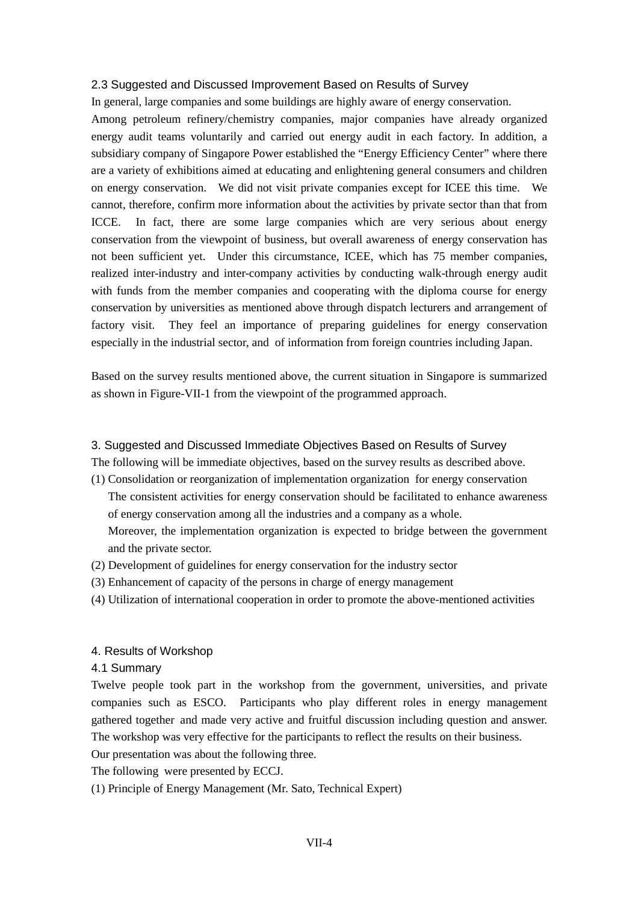### 2.3 Suggested and Discussed Improvement Based on Results of Survey

In general, large companies and some buildings are highly aware of energy conservation.

Among petroleum refinery/chemistry companies, major companies have already organized energy audit teams voluntarily and carried out energy audit in each factory. In addition, a subsidiary company of Singapore Power established the "Energy Efficiency Center" where there are a variety of exhibitions aimed at educating and enlightening general consumers and children on energy conservation. We did not visit private companies except for ICEE this time. We cannot, therefore, confirm more information about the activities by private sector than that from ICCE. In fact, there are some large companies which are very serious about energy conservation from the viewpoint of business, but overall awareness of energy conservation has not been sufficient yet. Under this circumstance, ICEE, which has 75 member companies, realized inter-industry and inter-company activities by conducting walk-through energy audit with funds from the member companies and cooperating with the diploma course for energy conservation by universities as mentioned above through dispatch lecturers and arrangement of factory visit. They feel an importance of preparing guidelines for energy conservation especially in the industrial sector, and of information from foreign countries including Japan.

Based on the survey results mentioned above, the current situation in Singapore is summarized as shown in Figure-VII-1 from the viewpoint of the programmed approach.

## 3. Suggested and Discussed Immediate Objectives Based on Results of Survey

The following will be immediate objectives, based on the survey results as described above.

(1) Consolidation or reorganization of implementation organization for energy conservation
   The consistent activities for energy conservation should be facilitated to enhance awareness of energy conservation among all the industries and a company as a whole.
   Moreover, the implementation organization is expected to bridge between the government and the private sector.
(2) Development of guidelines for energy conservation for the industry sector
(3) Enhancement of capacity of the persons in charge of energy management
(4) Utilization of international cooperation in order to promote the above-mentioned activities

## 4. Results of Workshop

### 4.1 Summary

Twelve people took part in the workshop from the government, universities, and private companies such as ESCO. Participants who play different roles in energy management gathered together and made very active and fruitful discussion including question and answer. The workshop was very effective for the participants to reflect the results on their business.

Our presentation was about the following three.

The following were presented by ECCJ.

(1) Principle of Energy Management (Mr. Sato, Technical Expert)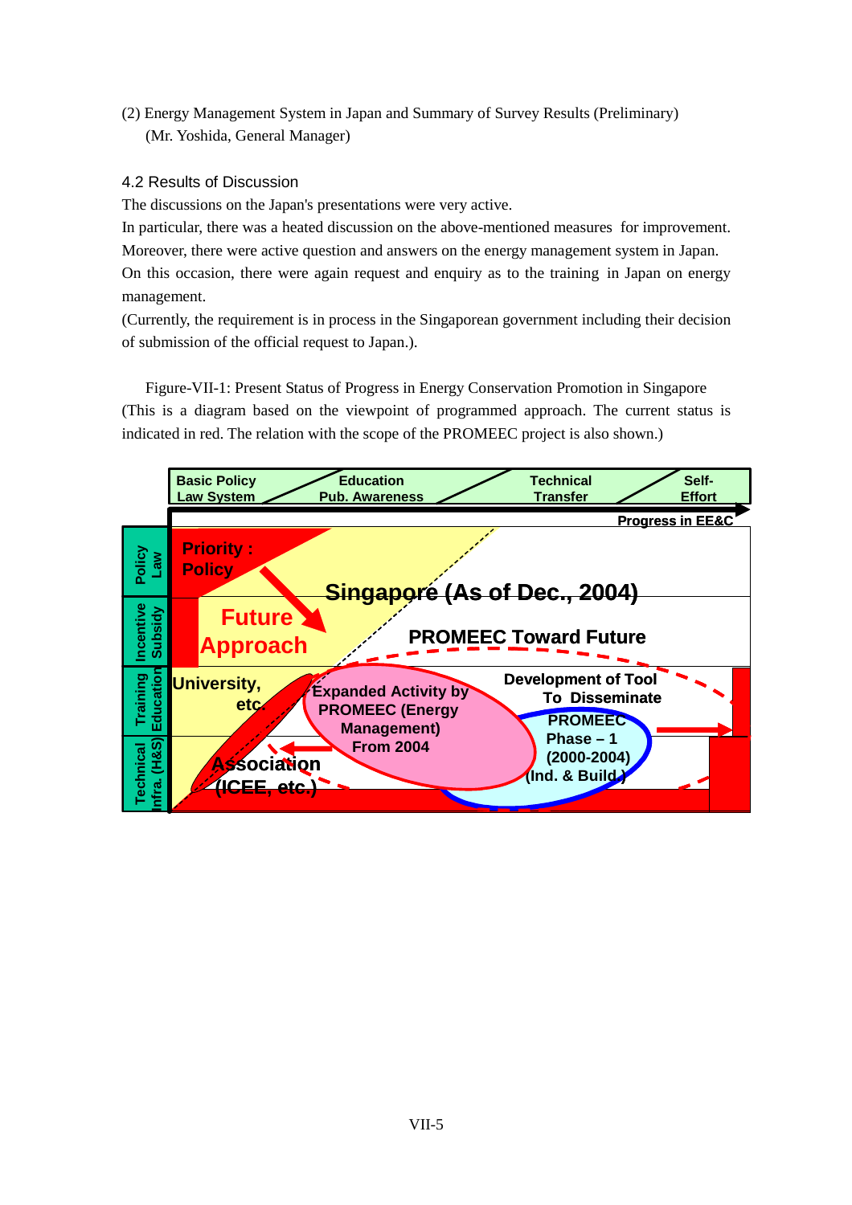(2) Energy Management System in Japan and Summary of Survey Results (Preliminary)
(Mr. Yoshida, General Manager)

## 4.2 Results of Discussion

The discussions on the Japan's presentations were very active.
In particular, there was a heated discussion on the above-mentioned measures for improvement.
Moreover, there were active question and answers on the energy management system in Japan.
On this occasion, there were again request and enquiry as to the training in Japan on energy management.
(Currently, the requirement is in process in the Singaporean government including their decision of submission of the official request to Japan.).

Figure-VII-1: Present Status of Progress in Energy Conservation Promotion in Singapore
(This is a diagram based on the viewpoint of programmed approach. The current status is indicated in red. The relation with the scope of the PROMEEC project is also shown.)

Basic Policy Law System | Education Pub. Awareness | Technical Transfer | Self-Effort

Progress in EE&C

Policy Law | Incentive Subsidy | Training Education | Technical Infra. (H&S)

Priority : Policy

Future Approach

Singapore (As of Dec., 2004)

PROMEEC Toward Future

University, etc.

Expanded Activity by PROMEEC (Energy Management) From 2004

Development of Tool To Disseminate

PROMEEC Phase – 1 (2000-2004) (Ind. & Build.)

Association (ICEE, etc.)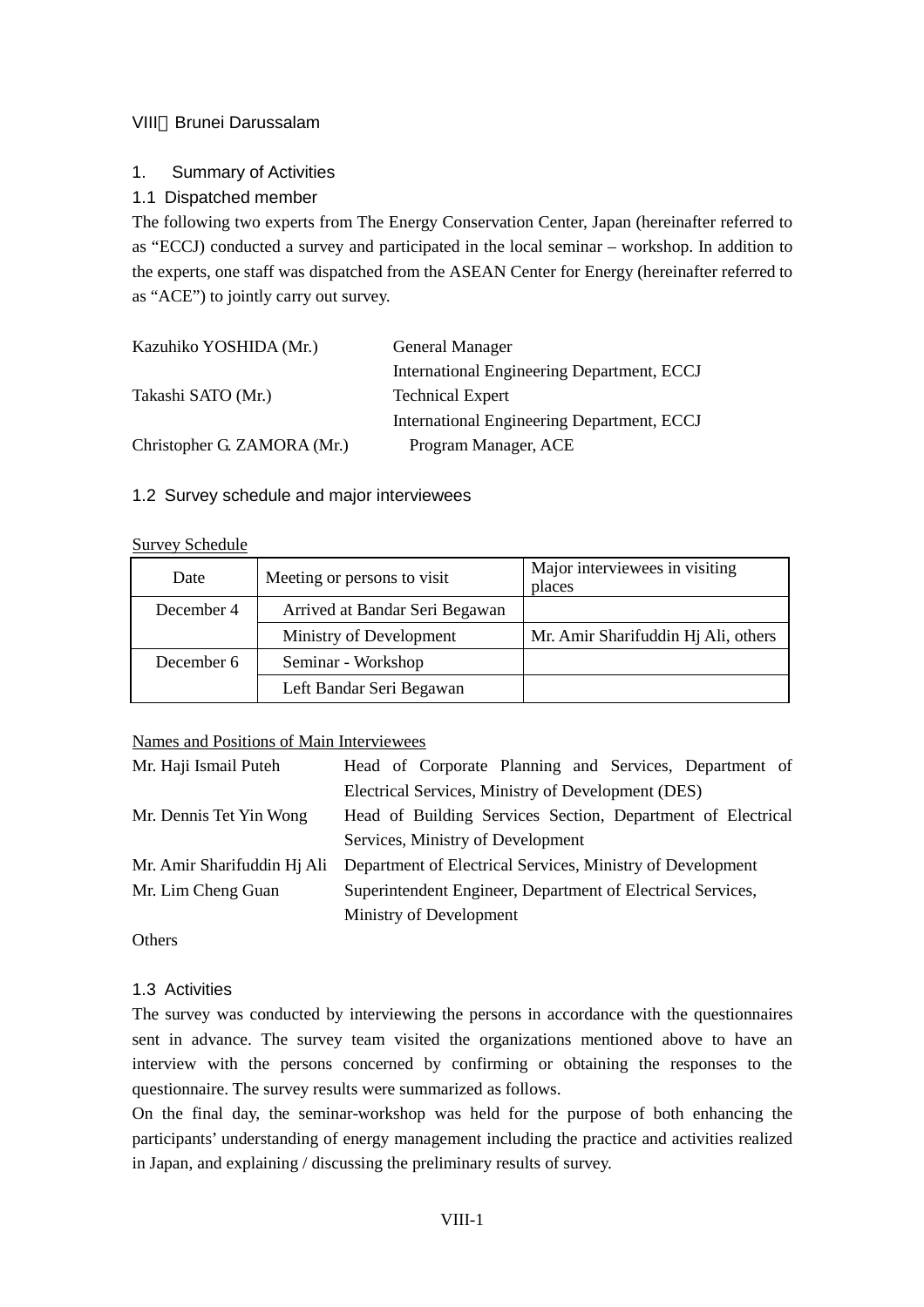# VIII　Brunei Darussalam

## 1. Summary of Activities

### 1.1 Dispatched member

The following two experts from The Energy Conservation Center, Japan (hereinafter referred to as "ECCJ) conducted a survey and participated in the local seminar – workshop. In addition to the experts, one staff was dispatched from the ASEAN Center for Energy (hereinafter referred to as "ACE") to jointly carry out survey.

| | |
|---|---|
| Kazuhiko YOSHIDA (Mr.) | General Manager<br>International Engineering Department, ECCJ |
| Takashi SATO (Mr.) | Technical Expert<br>International Engineering Department, ECCJ |
| Christopher G. ZAMORA (Mr.) | Program Manager, ACE |

### 1.2 Survey schedule and major interviewees

Survey Schedule

| Date | Meeting or persons to visit | Major interviewees in visiting places |
|---|---|---|
| December 4 | Arrived at Bandar Seri Begawan | |
| | Ministry of Development | Mr. Amir Sharifuddin Hj Ali, others |
| December 6 | Seminar - Workshop | |
| | Left Bandar Seri Begawan | |

Names and Positions of Main Interviewees

| | |
|---|---|
| Mr. Haji Ismail Puteh | Head of Corporate Planning and Services, Department of Electrical Services, Ministry of Development (DES) |
| Mr. Dennis Tet Yin Wong | Head of Building Services Section, Department of Electrical Services, Ministry of Development |
| Mr. Amir Sharifuddin Hj Ali | Department of Electrical Services, Ministry of Development |
| Mr. Lim Cheng Guan | Superintendent Engineer, Department of Electrical Services, Ministry of Development |

Others

### 1.3 Activities

The survey was conducted by interviewing the persons in accordance with the questionnaires sent in advance. The survey team visited the organizations mentioned above to have an interview with the persons concerned by confirming or obtaining the responses to the questionnaire. The survey results were summarized as follows.

On the final day, the seminar-workshop was held for the purpose of both enhancing the participants' understanding of energy management including the practice and activities realized in Japan, and explaining / discussing the preliminary results of survey.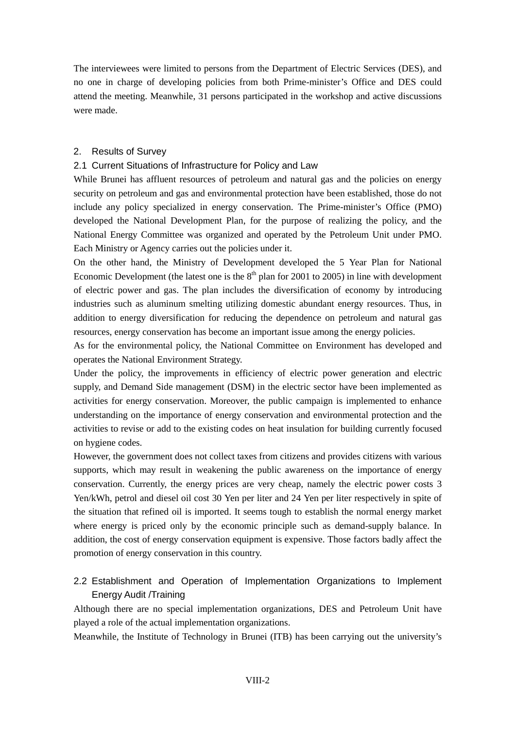The interviewees were limited to persons from the Department of Electric Services (DES), and no one in charge of developing policies from both Prime-minister's Office and DES could attend the meeting. Meanwhile, 31 persons participated in the workshop and active discussions were made.

## 2. Results of Survey

### 2.1 Current Situations of Infrastructure for Policy and Law

While Brunei has affluent resources of petroleum and natural gas and the policies on energy security on petroleum and gas and environmental protection have been established, those do not include any policy specialized in energy conservation. The Prime-minister's Office (PMO) developed the National Development Plan, for the purpose of realizing the policy, and the National Energy Committee was organized and operated by the Petroleum Unit under PMO. Each Ministry or Agency carries out the policies under it.

On the other hand, the Ministry of Development developed the 5 Year Plan for National Economic Development (the latest one is the 8th plan for 2001 to 2005) in line with development of electric power and gas. The plan includes the diversification of economy by introducing industries such as aluminum smelting utilizing domestic abundant energy resources. Thus, in addition to energy diversification for reducing the dependence on petroleum and natural gas resources, energy conservation has become an important issue among the energy policies.

As for the environmental policy, the National Committee on Environment has developed and operates the National Environment Strategy.

Under the policy, the improvements in efficiency of electric power generation and electric supply, and Demand Side management (DSM) in the electric sector have been implemented as activities for energy conservation. Moreover, the public campaign is implemented to enhance understanding on the importance of energy conservation and environmental protection and the activities to revise or add to the existing codes on heat insulation for building currently focused on hygiene codes.

However, the government does not collect taxes from citizens and provides citizens with various supports, which may result in weakening the public awareness on the importance of energy conservation. Currently, the energy prices are very cheap, namely the electric power costs 3 Yen/kWh, petrol and diesel oil cost 30 Yen per liter and 24 Yen per liter respectively in spite of the situation that refined oil is imported. It seems tough to establish the normal energy market where energy is priced only by the economic principle such as demand-supply balance. In addition, the cost of energy conservation equipment is expensive. Those factors badly affect the promotion of energy conservation in this country.

### 2.2 Establishment and Operation of Implementation Organizations to Implement Energy Audit /Training

Although there are no special implementation organizations, DES and Petroleum Unit have played a role of the actual implementation organizations.

Meanwhile, the Institute of Technology in Brunei (ITB) has been carrying out the university's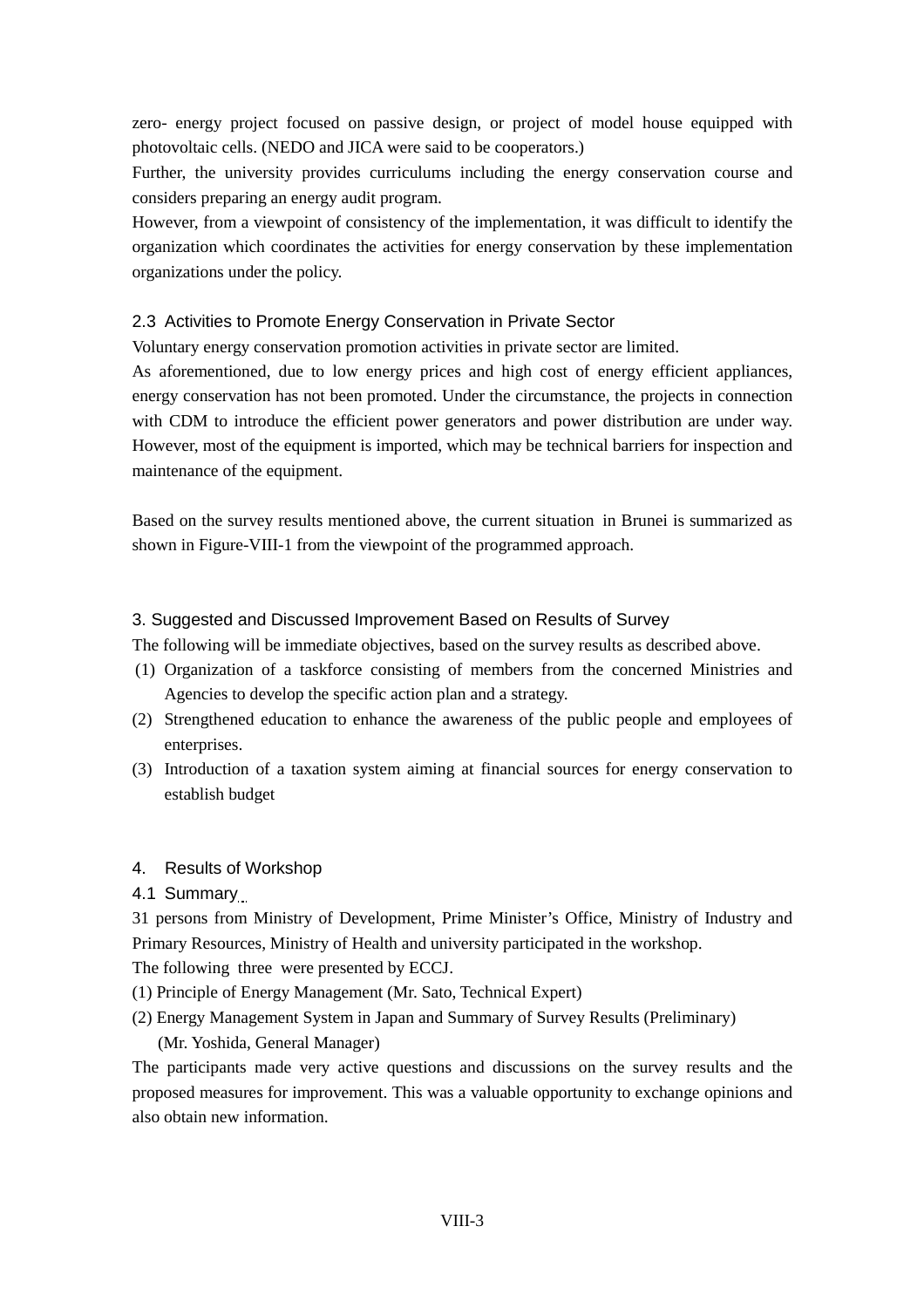zero- energy project focused on passive design, or project of model house equipped with photovoltaic cells. (NEDO and JICA were said to be cooperators.)

Further, the university provides curriculums including the energy conservation course and considers preparing an energy audit program.

However, from a viewpoint of consistency of the implementation, it was difficult to identify the organization which coordinates the activities for energy conservation by these implementation organizations under the policy.

### 2.3 Activities to Promote Energy Conservation in Private Sector

Voluntary energy conservation promotion activities in private sector are limited.

As aforementioned, due to low energy prices and high cost of energy efficient appliances, energy conservation has not been promoted. Under the circumstance, the projects in connection with CDM to introduce the efficient power generators and power distribution are under way. However, most of the equipment is imported, which may be technical barriers for inspection and maintenance of the equipment.

Based on the survey results mentioned above, the current situation in Brunei is summarized as shown in Figure-VIII-1 from the viewpoint of the programmed approach.

## 3. Suggested and Discussed Improvement Based on Results of Survey

The following will be immediate objectives, based on the survey results as described above.

(1) Organization of a taskforce consisting of members from the concerned Ministries and Agencies to develop the specific action plan and a strategy.

(2) Strengthened education to enhance the awareness of the public people and employees of enterprises.

(3) Introduction of a taxation system aiming at financial sources for energy conservation to establish budget

## 4. Results of Workshop

### 4.1 Summary

31 persons from Ministry of Development, Prime Minister's Office, Ministry of Industry and Primary Resources, Ministry of Health and university participated in the workshop.

The following three were presented by ECCJ.

(1) Principle of Energy Management (Mr. Sato, Technical Expert)

(2) Energy Management System in Japan and Summary of Survey Results (Preliminary) (Mr. Yoshida, General Manager)

The participants made very active questions and discussions on the survey results and the proposed measures for improvement. This was a valuable opportunity to exchange opinions and also obtain new information.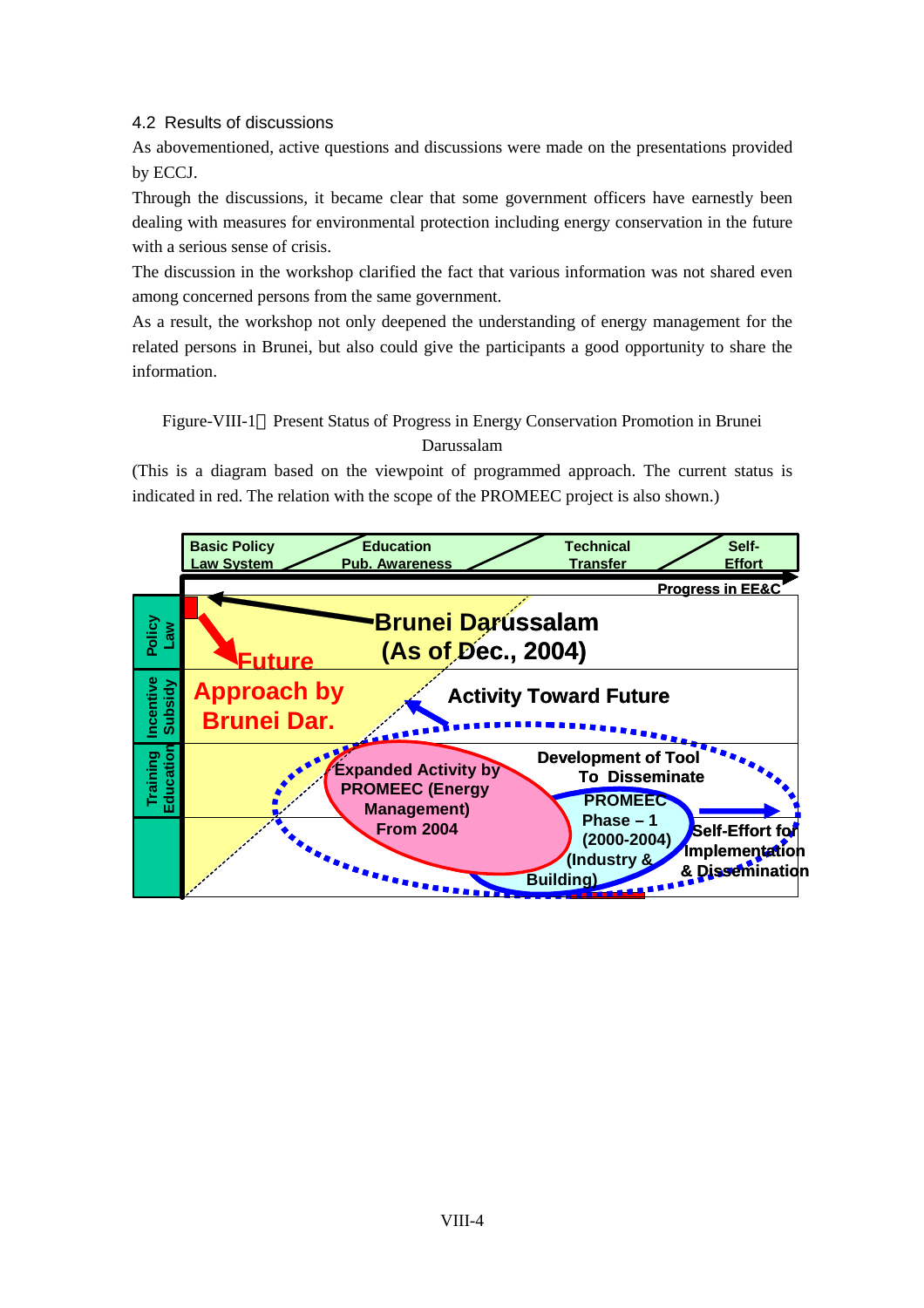### 4.2 Results of discussions

As abovementioned, active questions and discussions were made on the presentations provided by ECCJ.

Through the discussions, it became clear that some government officers have earnestly been dealing with measures for environmental protection including energy conservation in the future with a serious sense of crisis.

The discussion in the workshop clarified the fact that various information was not shared even among concerned persons from the same government.

As a result, the workshop not only deepened the understanding of energy management for the related persons in Brunei, but also could give the participants a good opportunity to share the information.

Figure-VIII-1 Present Status of Progress in Energy Conservation Promotion in Brunei Darussalam

(This is a diagram based on the viewpoint of programmed approach. The current status is indicated in red. The relation with the scope of the PROMEEC project is also shown.)

Basic Policy Law System | Education Pub. Awareness | Technical Transfer | Self-Effort

Progress in EE&C

Policy Law | Incentive Subsidy | Training Education

Brunei Darussalam (As of Dec., 2004)

Future Approach by Brunei Dar.

Activity Toward Future

Expanded Activity by PROMEEC (Energy Management) From 2004

Development of Tool To Disseminate

PROMEEC Phase – 1 (2000-2004) (Industry & Building)

Self-Effort for Implementation & Dissemination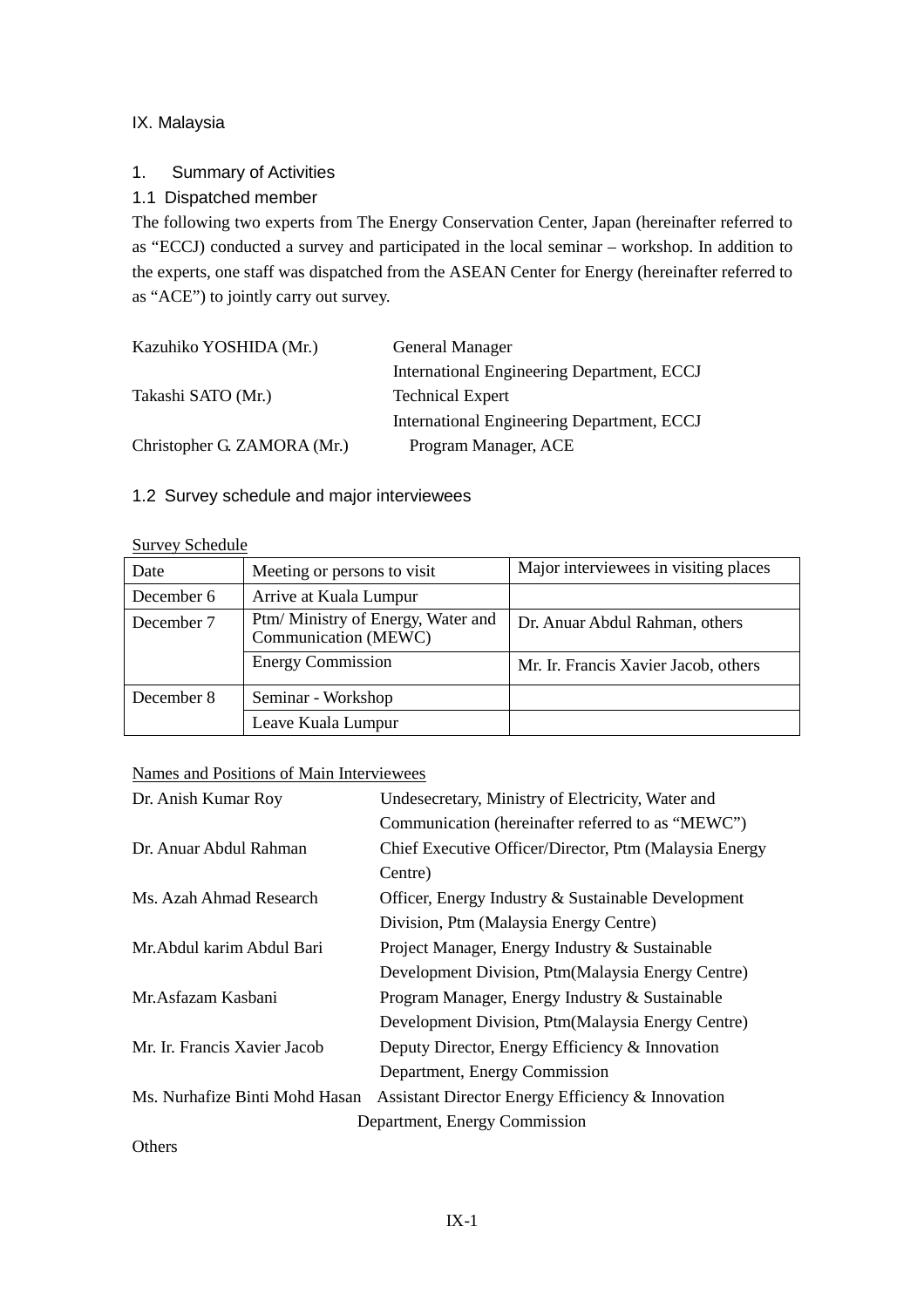# IX. Malaysia

## 1. Summary of Activities

### 1.1 Dispatched member

The following two experts from The Energy Conservation Center, Japan (hereinafter referred to as "ECCJ) conducted a survey and participated in the local seminar – workshop. In addition to the experts, one staff was dispatched from the ASEAN Center for Energy (hereinafter referred to as "ACE") to jointly carry out survey.

| | |
|---|---|
| Kazuhiko YOSHIDA (Mr.) | General Manager<br>International Engineering Department, ECCJ |
| Takashi SATO (Mr.) | Technical Expert<br>International Engineering Department, ECCJ |
| Christopher G. ZAMORA (Mr.) | Program Manager, ACE |

### 1.2 Survey schedule and major interviewees

Survey Schedule

| Date | Meeting or persons to visit | Major interviewees in visiting places |
|---|---|---|
| December 6 | Arrive at Kuala Lumpur | |
| December 7 | Ptm/ Ministry of Energy, Water and Communication (MEWC) | Dr. Anuar Abdul Rahman, others |
| | Energy Commission | Mr. Ir. Francis Xavier Jacob, others |
| December 8 | Seminar - Workshop | |
| | Leave Kuala Lumpur | |

Names and Positions of Main Interviewees

| | |
|---|---|
| Dr. Anish Kumar Roy | Undesecretary, Ministry of Electricity, Water and Communication (hereinafter referred to as "MEWC") |
| Dr. Anuar Abdul Rahman | Chief Executive Officer/Director, Ptm (Malaysia Energy Centre) |
| Ms. Azah Ahmad Research | Officer, Energy Industry & Sustainable Development Division, Ptm (Malaysia Energy Centre) |
| Mr.Abdul karim Abdul Bari | Project Manager, Energy Industry & Sustainable Development Division, Ptm(Malaysia Energy Centre) |
| Mr.Asfazam Kasbani | Program Manager, Energy Industry & Sustainable Development Division, Ptm(Malaysia Energy Centre) |
| Mr. Ir. Francis Xavier Jacob | Deputy Director, Energy Efficiency & Innovation Department, Energy Commission |
| Ms. Nurhafize Binti Mohd Hasan | Assistant Director Energy Efficiency & Innovation Department, Energy Commission |

Others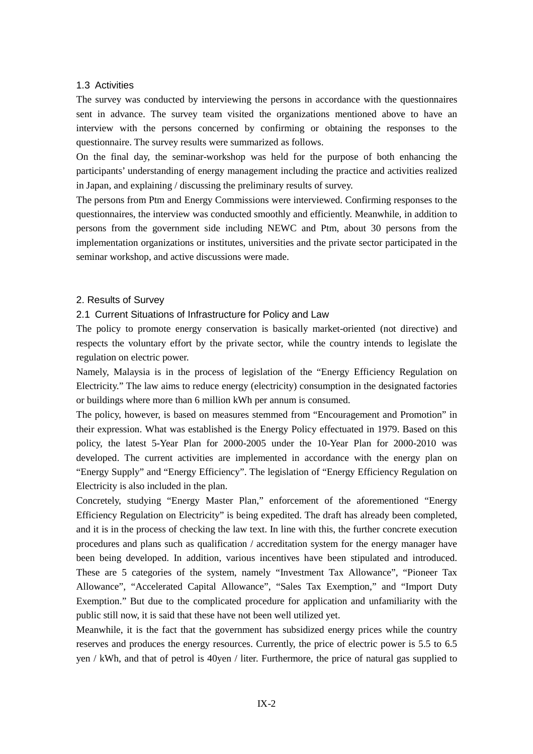### 1.3 Activities

The survey was conducted by interviewing the persons in accordance with the questionnaires sent in advance. The survey team visited the organizations mentioned above to have an interview with the persons concerned by confirming or obtaining the responses to the questionnaire. The survey results were summarized as follows.

On the final day, the seminar-workshop was held for the purpose of both enhancing the participants' understanding of energy management including the practice and activities realized in Japan, and explaining / discussing the preliminary results of survey.

The persons from Ptm and Energy Commissions were interviewed. Confirming responses to the questionnaires, the interview was conducted smoothly and efficiently. Meanwhile, in addition to persons from the government side including NEWC and Ptm, about 30 persons from the implementation organizations or institutes, universities and the private sector participated in the seminar workshop, and active discussions were made.

## 2. Results of Survey

### 2.1 Current Situations of Infrastructure for Policy and Law

The policy to promote energy conservation is basically market-oriented (not directive) and respects the voluntary effort by the private sector, while the country intends to legislate the regulation on electric power.

Namely, Malaysia is in the process of legislation of the "Energy Efficiency Regulation on Electricity." The law aims to reduce energy (electricity) consumption in the designated factories or buildings where more than 6 million kWh per annum is consumed.

The policy, however, is based on measures stemmed from "Encouragement and Promotion" in their expression. What was established is the Energy Policy effectuated in 1979. Based on this policy, the latest 5-Year Plan for 2000-2005 under the 10-Year Plan for 2000-2010 was developed. The current activities are implemented in accordance with the energy plan on "Energy Supply" and "Energy Efficiency". The legislation of "Energy Efficiency Regulation on Electricity is also included in the plan.

Concretely, studying "Energy Master Plan," enforcement of the aforementioned "Energy Efficiency Regulation on Electricity" is being expedited. The draft has already been completed, and it is in the process of checking the law text. In line with this, the further concrete execution procedures and plans such as qualification / accreditation system for the energy manager have been being developed. In addition, various incentives have been stipulated and introduced. These are 5 categories of the system, namely "Investment Tax Allowance", "Pioneer Tax Allowance", "Accelerated Capital Allowance", "Sales Tax Exemption," and "Import Duty Exemption." But due to the complicated procedure for application and unfamiliarity with the public still now, it is said that these have not been well utilized yet.

Meanwhile, it is the fact that the government has subsidized energy prices while the country reserves and produces the energy resources. Currently, the price of electric power is 5.5 to 6.5 yen / kWh, and that of petrol is 40yen / liter. Furthermore, the price of natural gas supplied to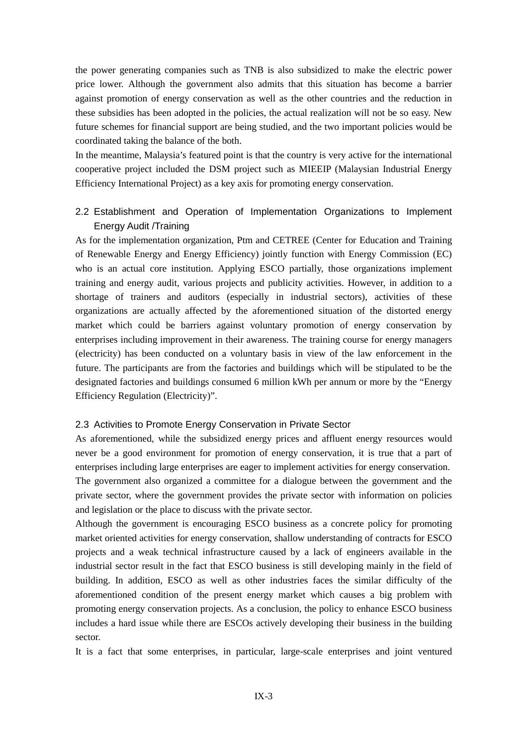the power generating companies such as TNB is also subsidized to make the electric power price lower. Although the government also admits that this situation has become a barrier against promotion of energy conservation as well as the other countries and the reduction in these subsidies has been adopted in the policies, the actual realization will not be so easy. New future schemes for financial support are being studied, and the two important policies would be coordinated taking the balance of the both.

In the meantime, Malaysia's featured point is that the country is very active for the international cooperative project included the DSM project such as MIEEIP (Malaysian Industrial Energy Efficiency International Project) as a key axis for promoting energy conservation.

### 2.2 Establishment and Operation of Implementation Organizations to Implement Energy Audit /Training

As for the implementation organization, Ptm and CETREE (Center for Education and Training of Renewable Energy and Energy Efficiency) jointly function with Energy Commission (EC) who is an actual core institution. Applying ESCO partially, those organizations implement training and energy audit, various projects and publicity activities. However, in addition to a shortage of trainers and auditors (especially in industrial sectors), activities of these organizations are actually affected by the aforementioned situation of the distorted energy market which could be barriers against voluntary promotion of energy conservation by enterprises including improvement in their awareness. The training course for energy managers (electricity) has been conducted on a voluntary basis in view of the law enforcement in the future. The participants are from the factories and buildings which will be stipulated to be the designated factories and buildings consumed 6 million kWh per annum or more by the "Energy Efficiency Regulation (Electricity)".

### 2.3 Activities to Promote Energy Conservation in Private Sector

As aforementioned, while the subsidized energy prices and affluent energy resources would never be a good environment for promotion of energy conservation, it is true that a part of enterprises including large enterprises are eager to implement activities for energy conservation.

The government also organized a committee for a dialogue between the government and the private sector, where the government provides the private sector with information on policies and legislation or the place to discuss with the private sector.

Although the government is encouraging ESCO business as a concrete policy for promoting market oriented activities for energy conservation, shallow understanding of contracts for ESCO projects and a weak technical infrastructure caused by a lack of engineers available in the industrial sector result in the fact that ESCO business is still developing mainly in the field of building. In addition, ESCO as well as other industries faces the similar difficulty of the aforementioned condition of the present energy market which causes a big problem with promoting energy conservation projects. As a conclusion, the policy to enhance ESCO business includes a hard issue while there are ESCOs actively developing their business in the building sector.

It is a fact that some enterprises, in particular, large-scale enterprises and joint ventured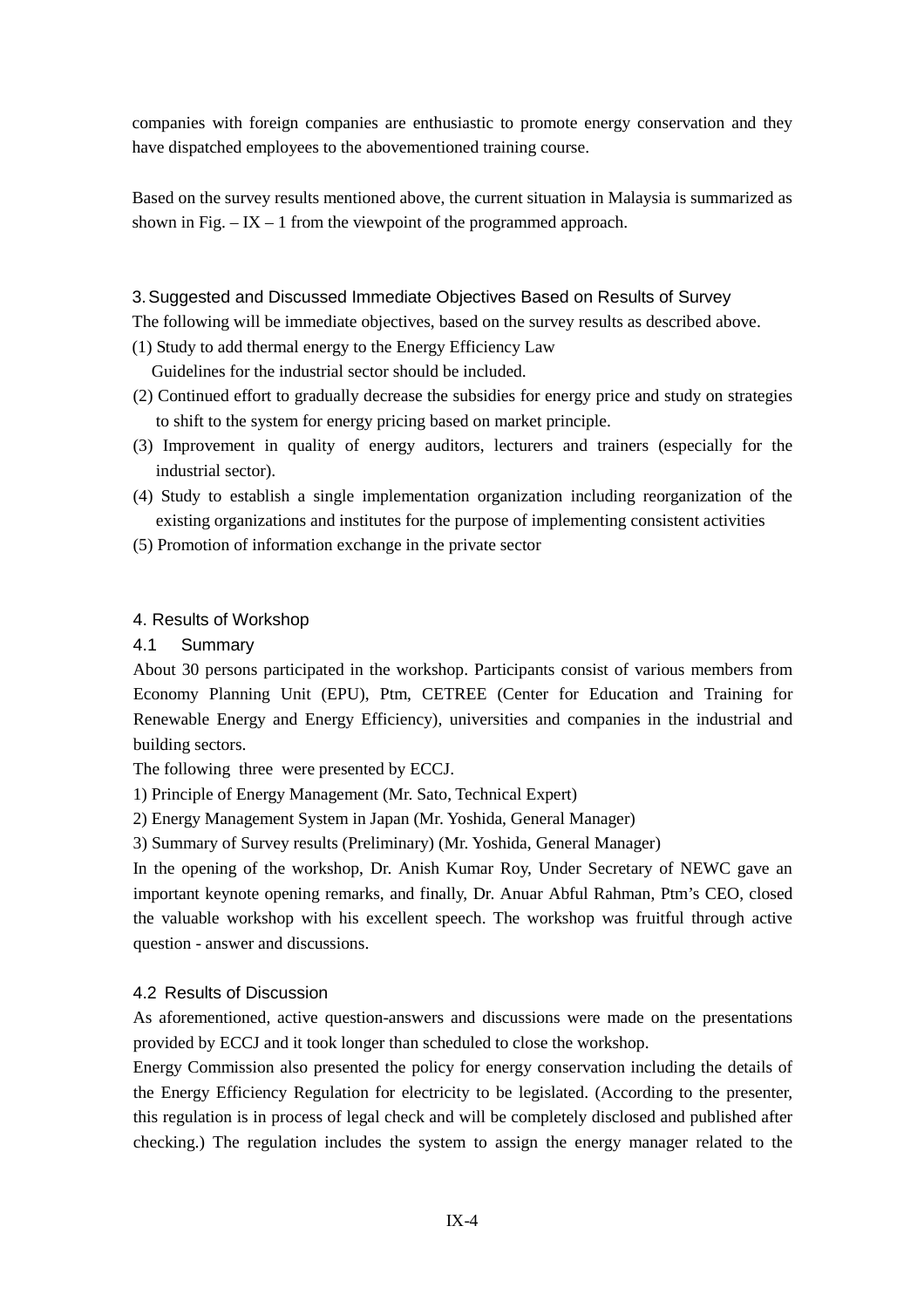companies with foreign companies are enthusiastic to promote energy conservation and they have dispatched employees to the abovementioned training course.

Based on the survey results mentioned above, the current situation in Malaysia is summarized as shown in Fig. – IX – 1 from the viewpoint of the programmed approach.

## 3. Suggested and Discussed Immediate Objectives Based on Results of Survey

The following will be immediate objectives, based on the survey results as described above.

(1) Study to add thermal energy to the Energy Efficiency Law
   Guidelines for the industrial sector should be included.

(2) Continued effort to gradually decrease the subsidies for energy price and study on strategies to shift to the system for energy pricing based on market principle.

(3) Improvement in quality of energy auditors, lecturers and trainers (especially for the industrial sector).

(4) Study to establish a single implementation organization including reorganization of the existing organizations and institutes for the purpose of implementing consistent activities

(5) Promotion of information exchange in the private sector

## 4. Results of Workshop

### 4.1 Summary

About 30 persons participated in the workshop. Participants consist of various members from Economy Planning Unit (EPU), Ptm, CETREE (Center for Education and Training for Renewable Energy and Energy Efficiency), universities and companies in the industrial and building sectors.

The following three were presented by ECCJ.

1) Principle of Energy Management (Mr. Sato, Technical Expert)

2) Energy Management System in Japan (Mr. Yoshida, General Manager)

3) Summary of Survey results (Preliminary) (Mr. Yoshida, General Manager)

In the opening of the workshop, Dr. Anish Kumar Roy, Under Secretary of NEWC gave an important keynote opening remarks, and finally, Dr. Anuar Abful Rahman, Ptm's CEO, closed the valuable workshop with his excellent speech. The workshop was fruitful through active question - answer and discussions.

### 4.2 Results of Discussion

As aforementioned, active question-answers and discussions were made on the presentations provided by ECCJ and it took longer than scheduled to close the workshop.

Energy Commission also presented the policy for energy conservation including the details of the Energy Efficiency Regulation for electricity to be legislated. (According to the presenter, this regulation is in process of legal check and will be completely disclosed and published after checking.) The regulation includes the system to assign the energy manager related to the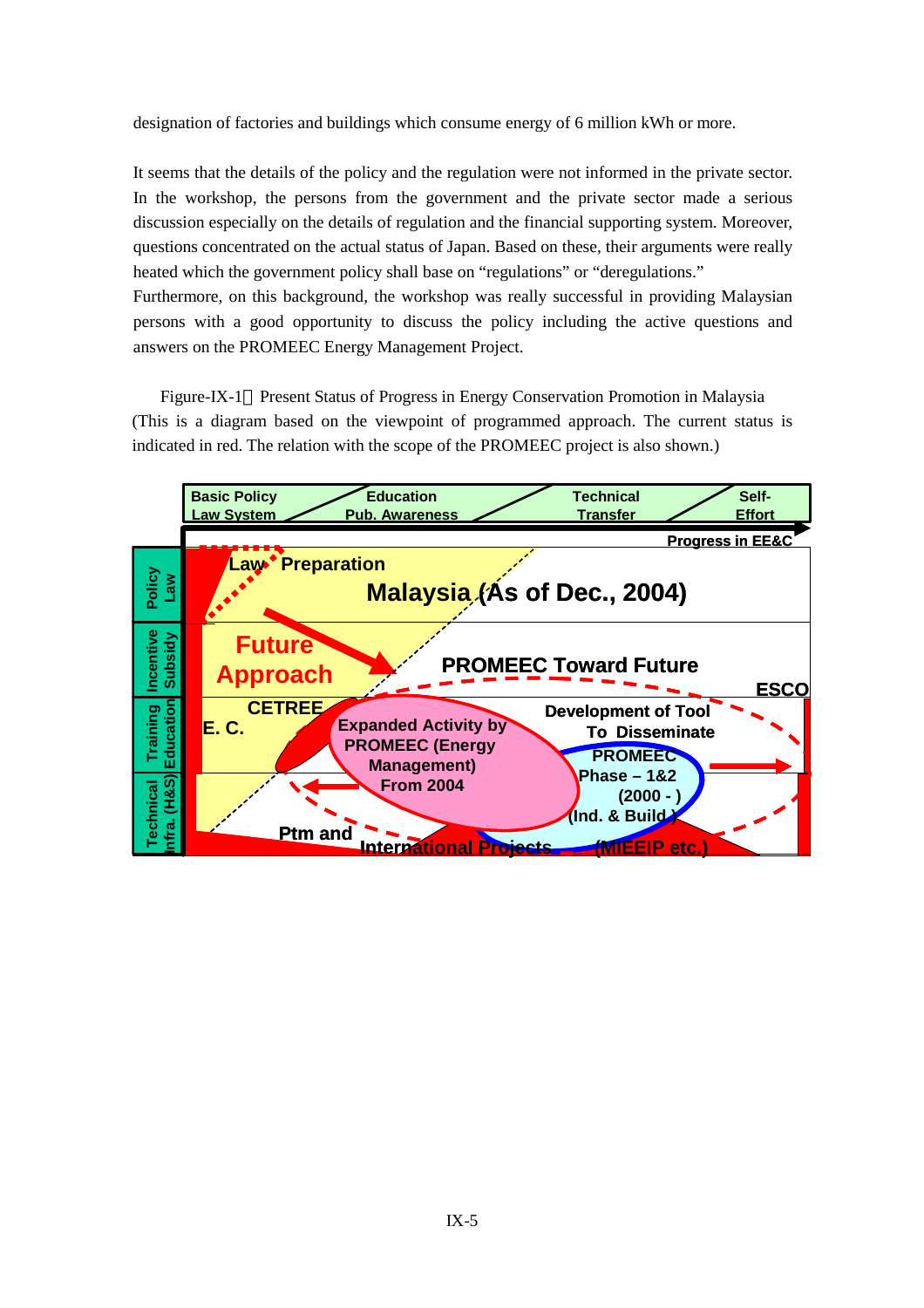designation of factories and buildings which consume energy of 6 million kWh or more.

It seems that the details of the policy and the regulation were not informed in the private sector. In the workshop, the persons from the government and the private sector made a serious discussion especially on the details of regulation and the financial supporting system. Moreover, questions concentrated on the actual status of Japan. Based on these, their arguments were really heated which the government policy shall base on "regulations" or "deregulations."
Furthermore, on this background, the workshop was really successful in providing Malaysian persons with a good opportunity to discuss the policy including the active questions and answers on the PROMEEC Energy Management Project.

Figure-IX-1　Present Status of Progress in Energy Conservation Promotion in Malaysia (This is a diagram based on the viewpoint of programmed approach. The current status is indicated in red. The relation with the scope of the PROMEEC project is also shown.)

Basic Policy Law System | Education Pub. Awareness | Technical Transfer | Self-Effort

Progress in EE&C

Policy Law | Incentive Subsidy | Training Education | Technical Infra. (H&S)

Law Preparation

Malaysia (As of Dec., 2004)

Future Approach

PROMEEC Toward Future

ESCO

CETREE

E. C.

Expanded Activity by PROMEEC (Energy Management) From 2004

Development of Tool To Disseminate

PROMEEC Phase – 1&2 (2000 - ) (Ind. & Build.)

Ptm and International Projects (MIEEIP etc.)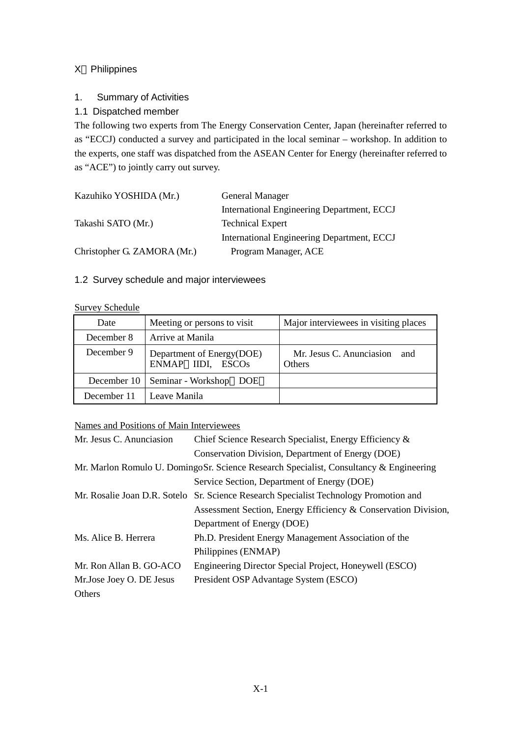## X．Philippines

### 1. Summary of Activities

#### 1.1 Dispatched member

The following two experts from The Energy Conservation Center, Japan (hereinafter referred to as "ECCJ) conducted a survey and participated in the local seminar – workshop. In addition to the experts, one staff was dispatched from the ASEAN Center for Energy (hereinafter referred to as "ACE") to jointly carry out survey.

| | |
|---|---|
| Kazuhiko YOSHIDA (Mr.) | General Manager<br>International Engineering Department, ECCJ |
| Takashi SATO (Mr.) | Technical Expert<br>International Engineering Department, ECCJ |
| Christopher G. ZAMORA (Mr.) | Program Manager, ACE |

#### 1.2 Survey schedule and major interviewees

Survey Schedule

| Date | Meeting or persons to visit | Major interviewees in visiting places |
|---|---|---|
| December 8 | Arrive at Manila | |
| December 9 | Department of Energy(DOE)<br>ENMAP，IIDI, ESCOs | Mr. Jesus C. Anunciasion and Others |
| December 10 | Seminar - Workshop（DOE） | |
| December 11 | Leave Manila | |

Names and Positions of Main Interviewees

| | |
|---|---|
| Mr. Jesus C. Anunciasion | Chief Science Research Specialist, Energy Efficiency & Conservation Division, Department of Energy (DOE) |
| Mr. Marlon Romulo U. Domingo | Sr. Science Research Specialist, Consultancy & Engineering Service Section, Department of Energy (DOE) |
| Mr. Rosalie Joan D.R. Sotelo | Sr. Science Research Specialist Technology Promotion and Assessment Section, Energy Efficiency & Conservation Division, Department of Energy (DOE) |
| Ms. Alice B. Herrera | Ph.D. President Energy Management Association of the Philippines (ENMAP) |
| Mr. Ron Allan B. GO-ACO | Engineering Director Special Project, Honeywell (ESCO) |
| Mr.Jose Joey O. DE Jesus | President OSP Advantage System (ESCO) |
| Others | |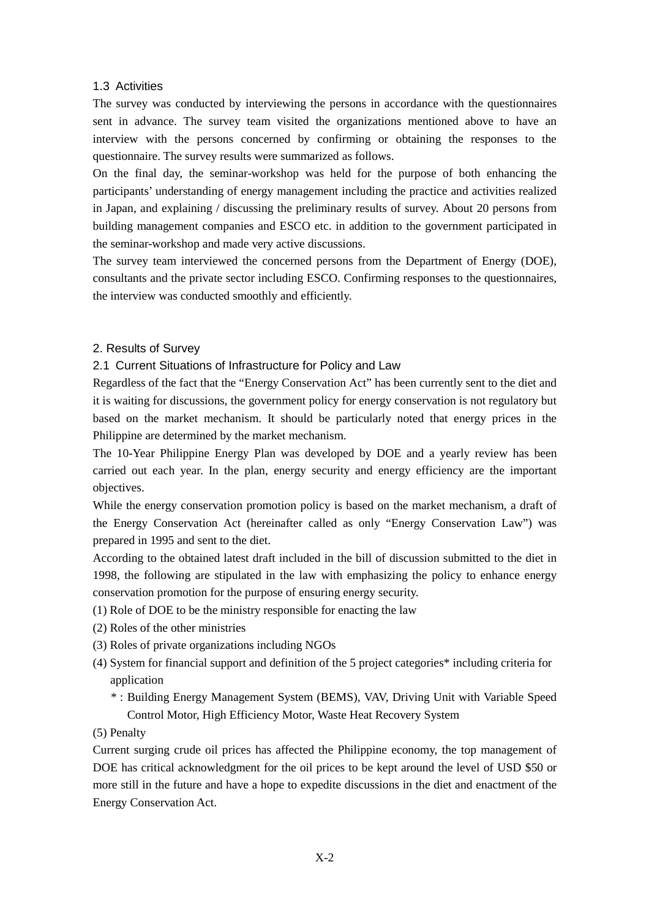### 1.3 Activities

The survey was conducted by interviewing the persons in accordance with the questionnaires sent in advance. The survey team visited the organizations mentioned above to have an interview with the persons concerned by confirming or obtaining the responses to the questionnaire. The survey results were summarized as follows.

On the final day, the seminar-workshop was held for the purpose of both enhancing the participants' understanding of energy management including the practice and activities realized in Japan, and explaining / discussing the preliminary results of survey. About 20 persons from building management companies and ESCO etc. in addition to the government participated in the seminar-workshop and made very active discussions.

The survey team interviewed the concerned persons from the Department of Energy (DOE), consultants and the private sector including ESCO. Confirming responses to the questionnaires, the interview was conducted smoothly and efficiently.

## 2. Results of Survey

### 2.1 Current Situations of Infrastructure for Policy and Law

Regardless of the fact that the "Energy Conservation Act" has been currently sent to the diet and it is waiting for discussions, the government policy for energy conservation is not regulatory but based on the market mechanism. It should be particularly noted that energy prices in the Philippine are determined by the market mechanism.

The 10-Year Philippine Energy Plan was developed by DOE and a yearly review has been carried out each year. In the plan, energy security and energy efficiency are the important objectives.

While the energy conservation promotion policy is based on the market mechanism, a draft of the Energy Conservation Act (hereinafter called as only "Energy Conservation Law") was prepared in 1995 and sent to the diet.

According to the obtained latest draft included in the bill of discussion submitted to the diet in 1998, the following are stipulated in the law with emphasizing the policy to enhance energy conservation promotion for the purpose of ensuring energy security.

(1) Role of DOE to be the ministry responsible for enacting the law

(2) Roles of the other ministries

(3) Roles of private organizations including NGOs

(4) System for financial support and definition of the 5 project categories* including criteria for application

   * : Building Energy Management System (BEMS), VAV, Driving Unit with Variable Speed Control Motor, High Efficiency Motor, Waste Heat Recovery System

(5) Penalty

Current surging crude oil prices has affected the Philippine economy, the top management of DOE has critical acknowledgment for the oil prices to be kept around the level of USD $50 or more still in the future and have a hope to expedite discussions in the diet and enactment of the Energy Conservation Act.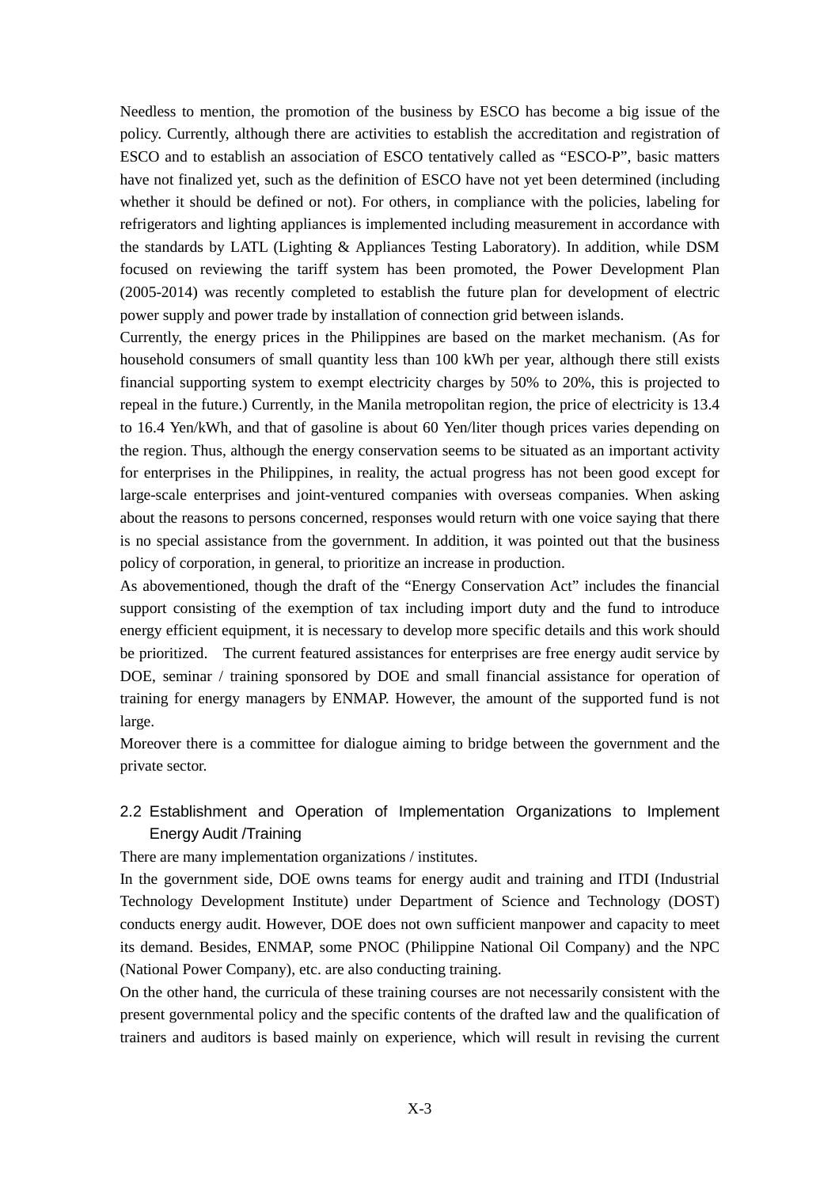Needless to mention, the promotion of the business by ESCO has become a big issue of the policy. Currently, although there are activities to establish the accreditation and registration of ESCO and to establish an association of ESCO tentatively called as "ESCO-P", basic matters have not finalized yet, such as the definition of ESCO have not yet been determined (including whether it should be defined or not). For others, in compliance with the policies, labeling for refrigerators and lighting appliances is implemented including measurement in accordance with the standards by LATL (Lighting & Appliances Testing Laboratory). In addition, while DSM focused on reviewing the tariff system has been promoted, the Power Development Plan (2005-2014) was recently completed to establish the future plan for development of electric power supply and power trade by installation of connection grid between islands.

Currently, the energy prices in the Philippines are based on the market mechanism. (As for household consumers of small quantity less than 100 kWh per year, although there still exists financial supporting system to exempt electricity charges by 50% to 20%, this is projected to repeal in the future.) Currently, in the Manila metropolitan region, the price of electricity is 13.4 to 16.4 Yen/kWh, and that of gasoline is about 60 Yen/liter though prices varies depending on the region. Thus, although the energy conservation seems to be situated as an important activity for enterprises in the Philippines, in reality, the actual progress has not been good except for large-scale enterprises and joint-ventured companies with overseas companies. When asking about the reasons to persons concerned, responses would return with one voice saying that there is no special assistance from the government. In addition, it was pointed out that the business policy of corporation, in general, to prioritize an increase in production.

As abovementioned, though the draft of the "Energy Conservation Act" includes the financial support consisting of the exemption of tax including import duty and the fund to introduce energy efficient equipment, it is necessary to develop more specific details and this work should be prioritized. The current featured assistances for enterprises are free energy audit service by DOE, seminar / training sponsored by DOE and small financial assistance for operation of training for energy managers by ENMAP. However, the amount of the supported fund is not large.

Moreover there is a committee for dialogue aiming to bridge between the government and the private sector.

## 2.2 Establishment and Operation of Implementation Organizations to Implement Energy Audit /Training

There are many implementation organizations / institutes.

In the government side, DOE owns teams for energy audit and training and ITDI (Industrial Technology Development Institute) under Department of Science and Technology (DOST) conducts energy audit. However, DOE does not own sufficient manpower and capacity to meet its demand. Besides, ENMAP, some PNOC (Philippine National Oil Company) and the NPC (National Power Company), etc. are also conducting training.

On the other hand, the curricula of these training courses are not necessarily consistent with the present governmental policy and the specific contents of the drafted law and the qualification of trainers and auditors is based mainly on experience, which will result in revising the current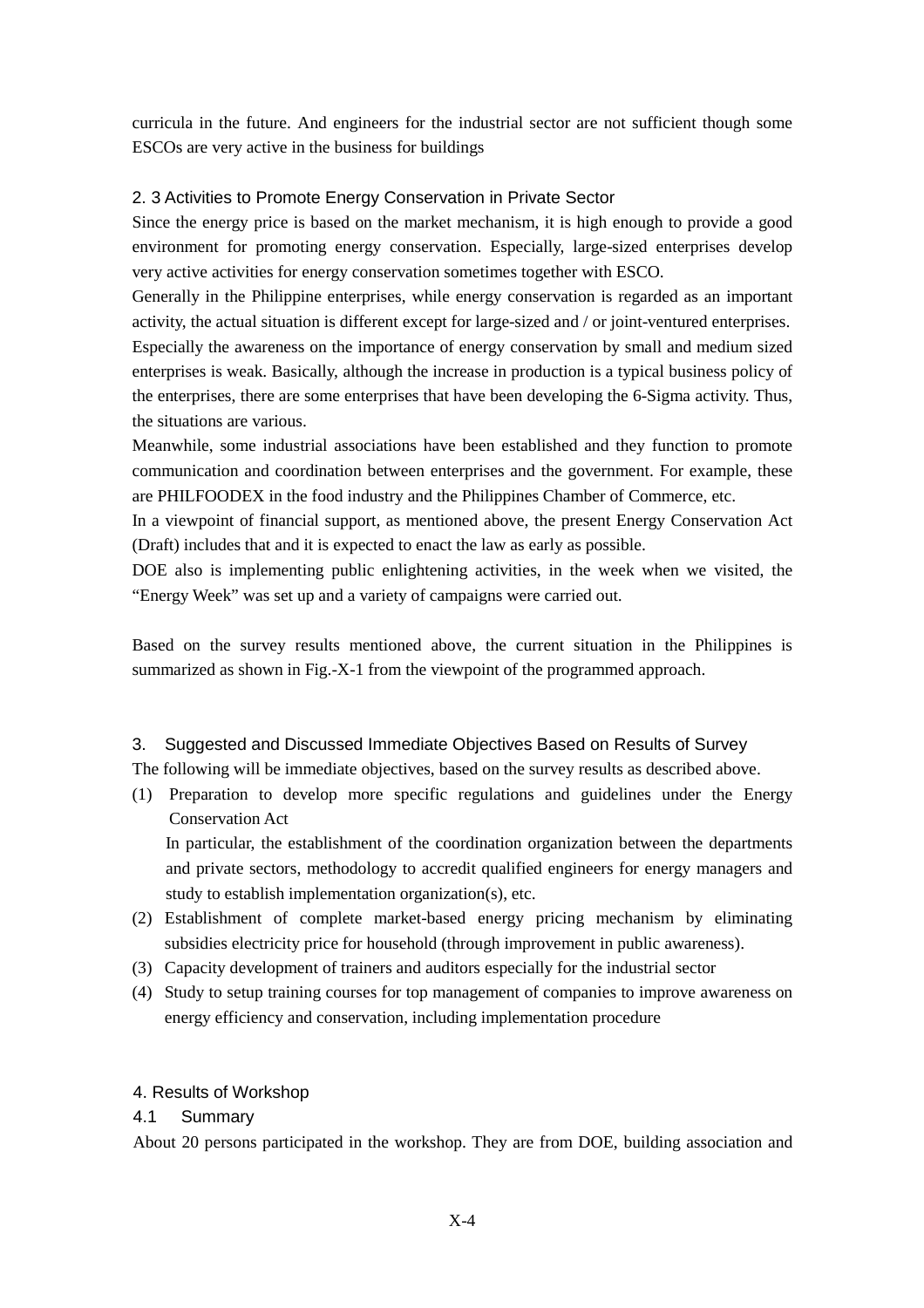curricula in the future. And engineers for the industrial sector are not sufficient though some ESCOs are very active in the business for buildings

### 2. 3 Activities to Promote Energy Conservation in Private Sector

Since the energy price is based on the market mechanism, it is high enough to provide a good environment for promoting energy conservation. Especially, large-sized enterprises develop very active activities for energy conservation sometimes together with ESCO.

Generally in the Philippine enterprises, while energy conservation is regarded as an important activity, the actual situation is different except for large-sized and / or joint-ventured enterprises.

Especially the awareness on the importance of energy conservation by small and medium sized enterprises is weak. Basically, although the increase in production is a typical business policy of the enterprises, there are some enterprises that have been developing the 6-Sigma activity. Thus, the situations are various.

Meanwhile, some industrial associations have been established and they function to promote communication and coordination between enterprises and the government. For example, these are PHILFOODEX in the food industry and the Philippines Chamber of Commerce, etc.

In a viewpoint of financial support, as mentioned above, the present Energy Conservation Act (Draft) includes that and it is expected to enact the law as early as possible.

DOE also is implementing public enlightening activities, in the week when we visited, the "Energy Week" was set up and a variety of campaigns were carried out.

Based on the survey results mentioned above, the current situation in the Philippines is summarized as shown in Fig.-X-1 from the viewpoint of the programmed approach.

## 3. Suggested and Discussed Immediate Objectives Based on Results of Survey

The following will be immediate objectives, based on the survey results as described above.

(1) Preparation to develop more specific regulations and guidelines under the Energy Conservation Act
    In particular, the establishment of the coordination organization between the departments and private sectors, methodology to accredit qualified engineers for energy managers and study to establish implementation organization(s), etc.
(2) Establishment of complete market-based energy pricing mechanism by eliminating subsidies electricity price for household (through improvement in public awareness).
(3) Capacity development of trainers and auditors especially for the industrial sector
(4) Study to setup training courses for top management of companies to improve awareness on energy efficiency and conservation, including implementation procedure

## 4. Results of Workshop

### 4.1 Summary

About 20 persons participated in the workshop. They are from DOE, building association and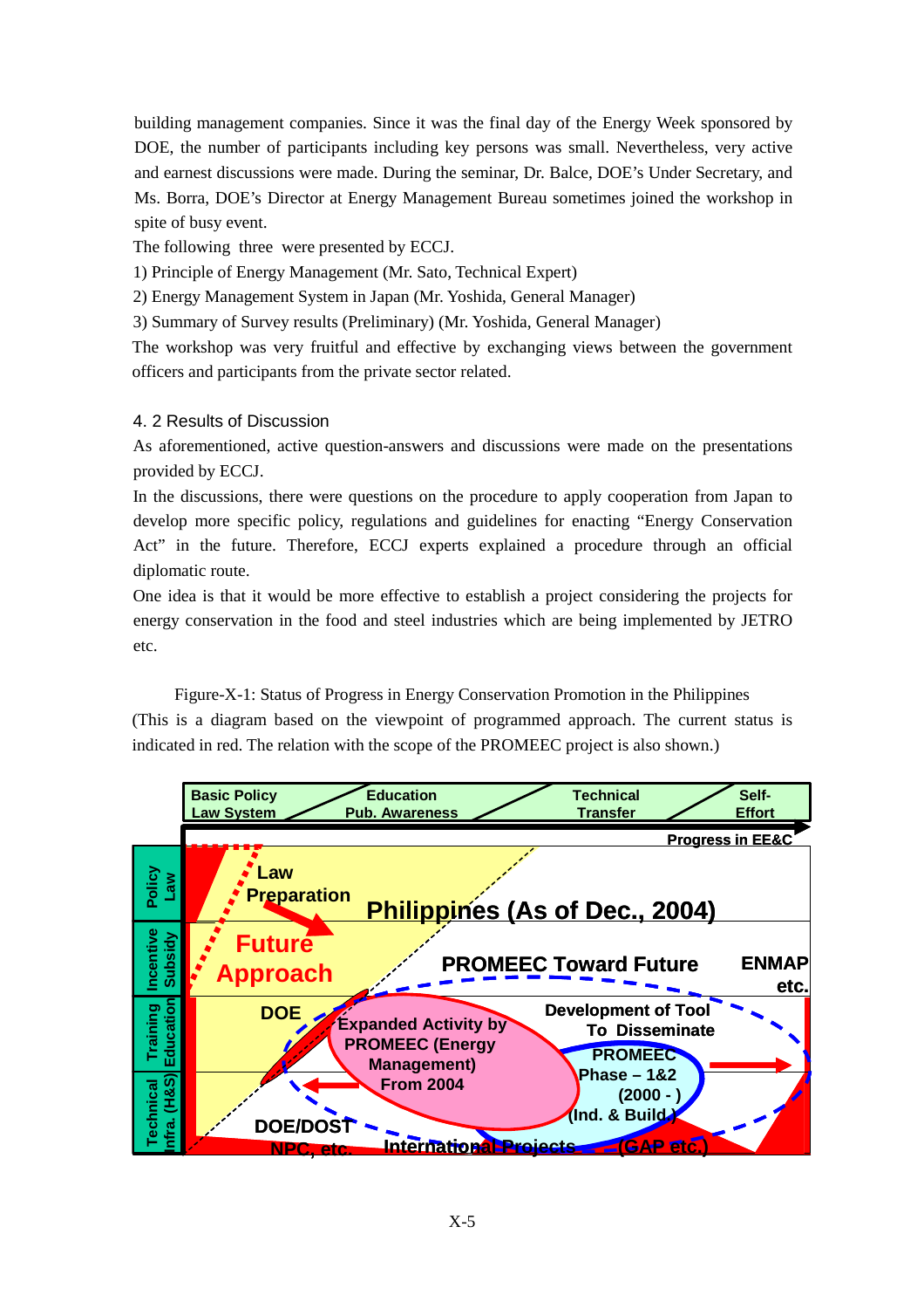building management companies. Since it was the final day of the Energy Week sponsored by DOE, the number of participants including key persons was small. Nevertheless, very active and earnest discussions were made. During the seminar, Dr. Balce, DOE's Under Secretary, and Ms. Borra, DOE's Director at Energy Management Bureau sometimes joined the workshop in spite of busy event.

The following three were presented by ECCJ.

1) Principle of Energy Management (Mr. Sato, Technical Expert)
2) Energy Management System in Japan (Mr. Yoshida, General Manager)
3) Summary of Survey results (Preliminary) (Mr. Yoshida, General Manager)

The workshop was very fruitful and effective by exchanging views between the government officers and participants from the private sector related.

### 4. 2 Results of Discussion

As aforementioned, active question-answers and discussions were made on the presentations provided by ECCJ.

In the discussions, there were questions on the procedure to apply cooperation from Japan to develop more specific policy, regulations and guidelines for enacting "Energy Conservation Act" in the future. Therefore, ECCJ experts explained a procedure through an official diplomatic route.

One idea is that it would be more effective to establish a project considering the projects for energy conservation in the food and steel industries which are being implemented by JETRO etc.

Figure-X-1: Status of Progress in Energy Conservation Promotion in the Philippines (This is a diagram based on the viewpoint of programmed approach. The current status is indicated in red. The relation with the scope of the PROMEEC project is also shown.)

Basic Policy Law System — Education Pub. Awareness — Technical Transfer — Self-Effort

Progress in EE&C

Policy Law | Incentive Subsidy | Training Education | Technical Infra. (H&S)

Law Preparation

Future Approach

Philippines (As of Dec., 2004)

PROMEEC Toward Future

ENMAP etc.

DOE

Expanded Activity by PROMEEC (Energy Management) From 2004

Development of Tool To Disseminate

PROMEEC Phase – 1&2 (2000 - ) (Ind. & Build.)

DOE/DOST NPC, etc.

International Projects (GAP etc.)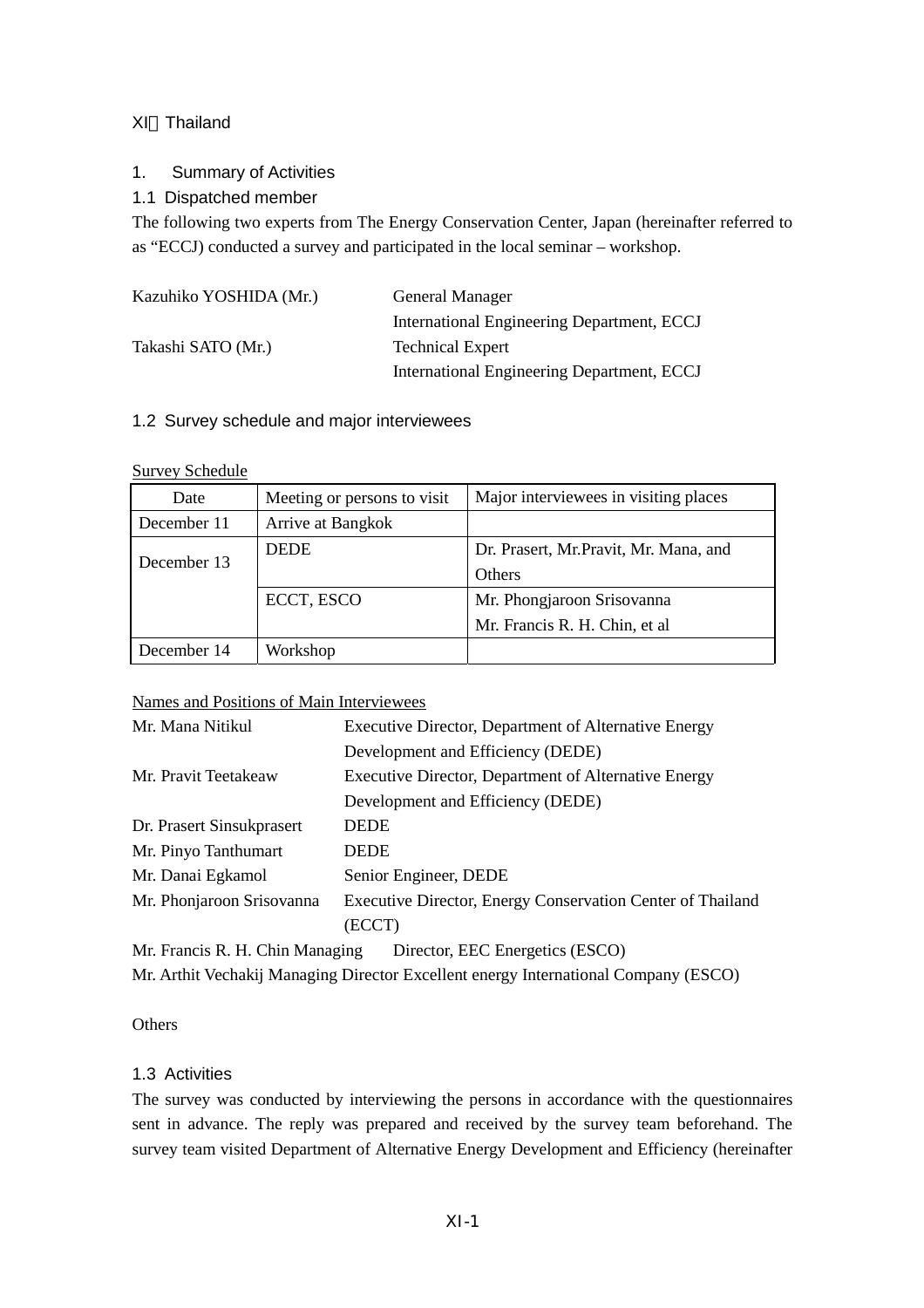# XI　Thailand

## 1. Summary of Activities

### 1.1 Dispatched member

The following two experts from The Energy Conservation Center, Japan (hereinafter referred to as "ECCJ) conducted a survey and participated in the local seminar – workshop.

| | |
|---|---|
| Kazuhiko YOSHIDA (Mr.) | General Manager<br>International Engineering Department, ECCJ |
| Takashi SATO (Mr.) | Technical Expert<br>International Engineering Department, ECCJ |

### 1.2 Survey schedule and major interviewees

Survey Schedule

| Date | Meeting or persons to visit | Major interviewees in visiting places |
|---|---|---|
| December 11 | Arrive at Bangkok | |
| December 13 | DEDE | Dr. Prasert, Mr.Pravit, Mr. Mana, and Others |
| | ECCT, ESCO | Mr. Phongjaroon Srisovanna<br>Mr. Francis R. H. Chin, et al |
| December 14 | Workshop | |

Names and Positions of Main Interviewees

| | |
|---|---|
| Mr. Mana Nitikul | Executive Director, Department of Alternative Energy Development and Efficiency (DEDE) |
| Mr. Pravit Teetakeaw | Executive Director, Department of Alternative Energy Development and Efficiency (DEDE) |
| Dr. Prasert Sinsukprasert | DEDE |
| Mr. Pinyo Tanthumart | DEDE |
| Mr. Danai Egkamol | Senior Engineer, DEDE |
| Mr. Phonjaroon Srisovanna | Executive Director, Energy Conservation Center of Thailand (ECCT) |

Mr. Francis R. H. Chin Managing Director, EEC Energetics (ESCO)

Mr. Arthit Vechakij Managing Director Excellent energy International Company (ESCO)

Others

### 1.3 Activities

The survey was conducted by interviewing the persons in accordance with the questionnaires sent in advance. The reply was prepared and received by the survey team beforehand. The survey team visited Department of Alternative Energy Development and Efficiency (hereinafter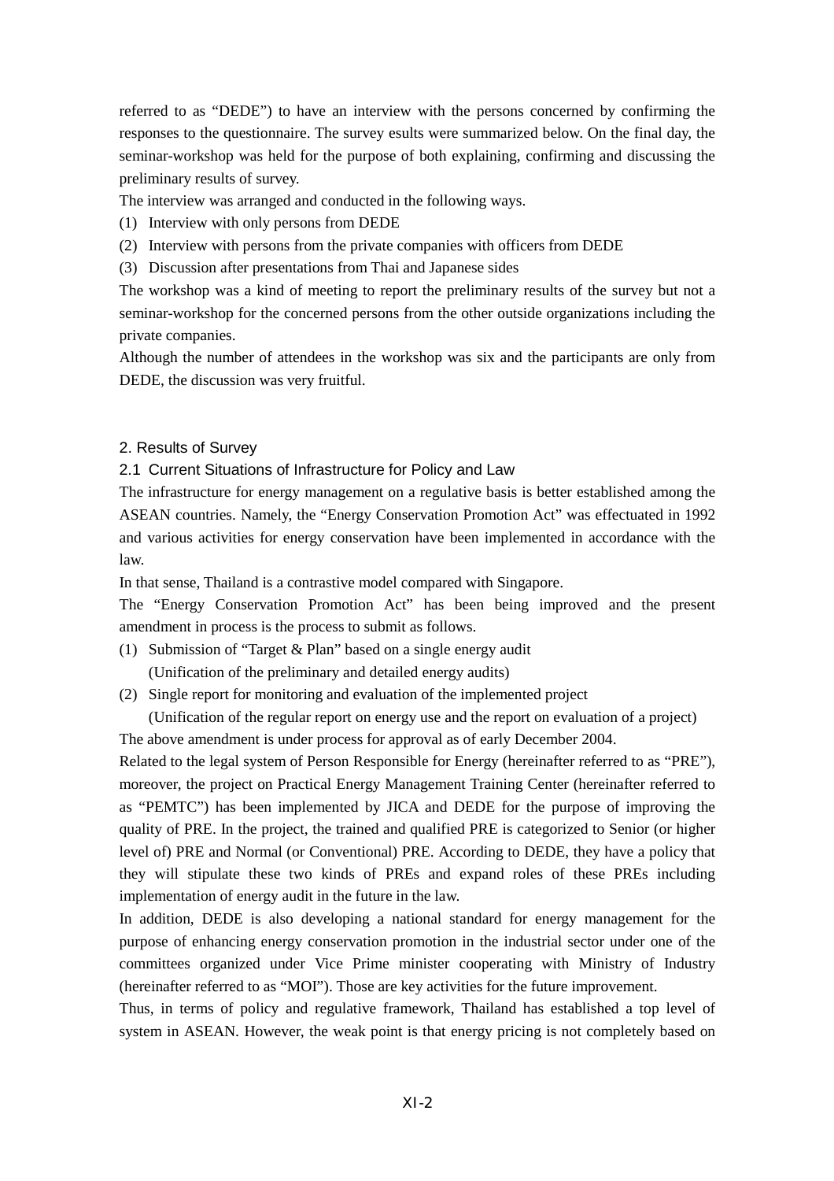referred to as "DEDE") to have an interview with the persons concerned by confirming the responses to the questionnaire. The survey esults were summarized below. On the final day, the seminar-workshop was held for the purpose of both explaining, confirming and discussing the preliminary results of survey.

The interview was arranged and conducted in the following ways.

(1) Interview with only persons from DEDE
(2) Interview with persons from the private companies with officers from DEDE
(3) Discussion after presentations from Thai and Japanese sides

The workshop was a kind of meeting to report the preliminary results of the survey but not a seminar-workshop for the concerned persons from the other outside organizations including the private companies.

Although the number of attendees in the workshop was six and the participants are only from DEDE, the discussion was very fruitful.

## 2. Results of Survey

### 2.1 Current Situations of Infrastructure for Policy and Law

The infrastructure for energy management on a regulative basis is better established among the ASEAN countries. Namely, the "Energy Conservation Promotion Act" was effectuated in 1992 and various activities for energy conservation have been implemented in accordance with the law.

In that sense, Thailand is a contrastive model compared with Singapore.

The "Energy Conservation Promotion Act" has been being improved and the present amendment in process is the process to submit as follows.

(1) Submission of "Target & Plan" based on a single energy audit
   (Unification of the preliminary and detailed energy audits)
(2) Single report for monitoring and evaluation of the implemented project
   (Unification of the regular report on energy use and the report on evaluation of a project)

The above amendment is under process for approval as of early December 2004.

Related to the legal system of Person Responsible for Energy (hereinafter referred to as "PRE"), moreover, the project on Practical Energy Management Training Center (hereinafter referred to as "PEMTC") has been implemented by JICA and DEDE for the purpose of improving the quality of PRE. In the project, the trained and qualified PRE is categorized to Senior (or higher level of) PRE and Normal (or Conventional) PRE. According to DEDE, they have a policy that they will stipulate these two kinds of PREs and expand roles of these PREs including implementation of energy audit in the future in the law.

In addition, DEDE is also developing a national standard for energy management for the purpose of enhancing energy conservation promotion in the industrial sector under one of the committees organized under Vice Prime minister cooperating with Ministry of Industry (hereinafter referred to as "MOI"). Those are key activities for the future improvement.

Thus, in terms of policy and regulative framework, Thailand has established a top level of system in ASEAN. However, the weak point is that energy pricing is not completely based on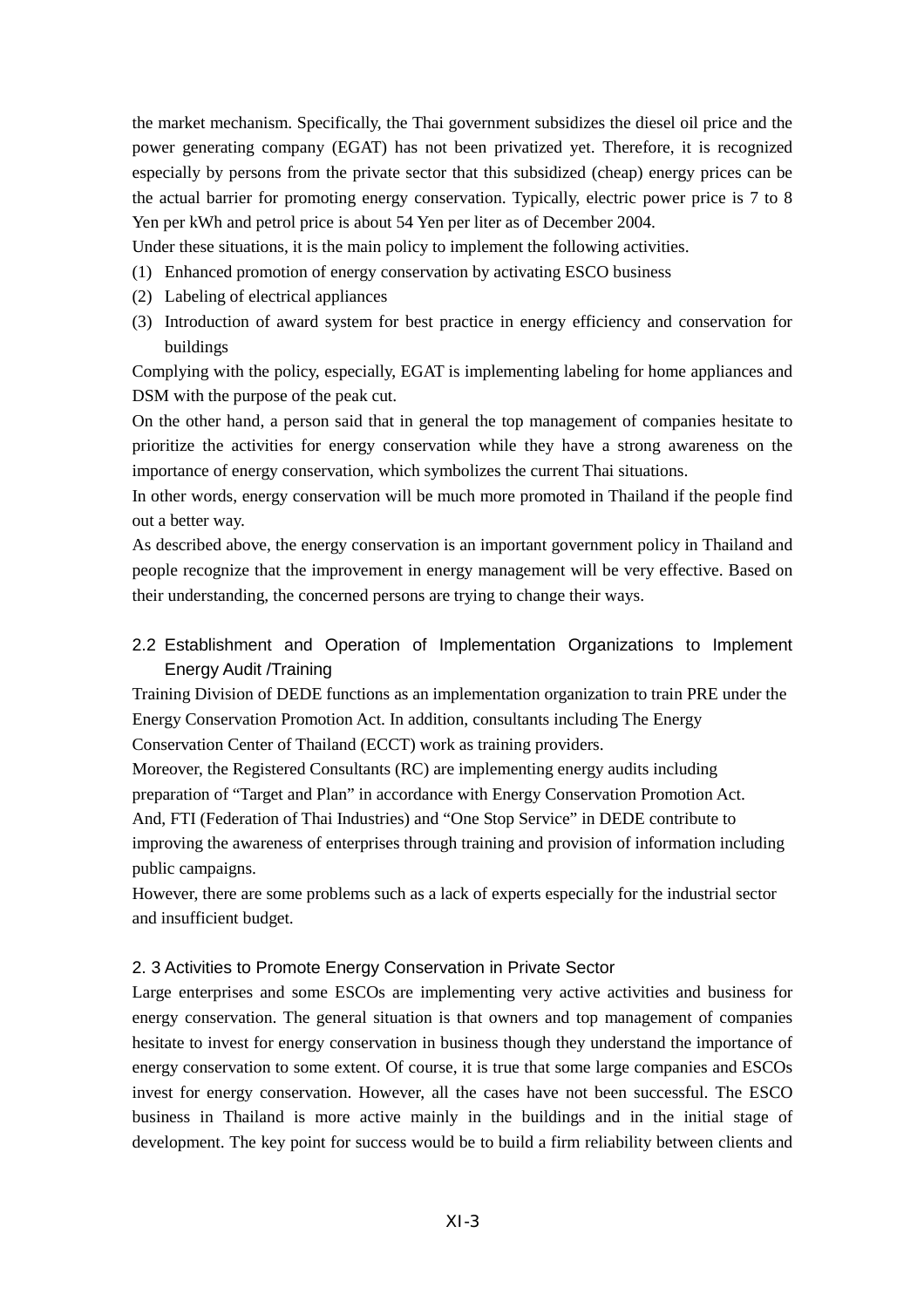the market mechanism. Specifically, the Thai government subsidizes the diesel oil price and the power generating company (EGAT) has not been privatized yet. Therefore, it is recognized especially by persons from the private sector that this subsidized (cheap) energy prices can be the actual barrier for promoting energy conservation. Typically, electric power price is 7 to 8 Yen per kWh and petrol price is about 54 Yen per liter as of December 2004.

Under these situations, it is the main policy to implement the following activities.

(1) Enhanced promotion of energy conservation by activating ESCO business
(2) Labeling of electrical appliances
(3) Introduction of award system for best practice in energy efficiency and conservation for buildings

Complying with the policy, especially, EGAT is implementing labeling for home appliances and DSM with the purpose of the peak cut.

On the other hand, a person said that in general the top management of companies hesitate to prioritize the activities for energy conservation while they have a strong awareness on the importance of energy conservation, which symbolizes the current Thai situations.

In other words, energy conservation will be much more promoted in Thailand if the people find out a better way.

As described above, the energy conservation is an important government policy in Thailand and people recognize that the improvement in energy management will be very effective. Based on their understanding, the concerned persons are trying to change their ways.

### 2.2 Establishment and Operation of Implementation Organizations to Implement Energy Audit /Training

Training Division of DEDE functions as an implementation organization to train PRE under the Energy Conservation Promotion Act. In addition, consultants including The Energy Conservation Center of Thailand (ECCT) work as training providers.

Moreover, the Registered Consultants (RC) are implementing energy audits including preparation of "Target and Plan" in accordance with Energy Conservation Promotion Act.

And, FTI (Federation of Thai Industries) and "One Stop Service" in DEDE contribute to improving the awareness of enterprises through training and provision of information including public campaigns.

However, there are some problems such as a lack of experts especially for the industrial sector and insufficient budget.

### 2. 3 Activities to Promote Energy Conservation in Private Sector

Large enterprises and some ESCOs are implementing very active activities and business for energy conservation. The general situation is that owners and top management of companies hesitate to invest for energy conservation in business though they understand the importance of energy conservation to some extent. Of course, it is true that some large companies and ESCOs invest for energy conservation. However, all the cases have not been successful. The ESCO business in Thailand is more active mainly in the buildings and in the initial stage of development. The key point for success would be to build a firm reliability between clients and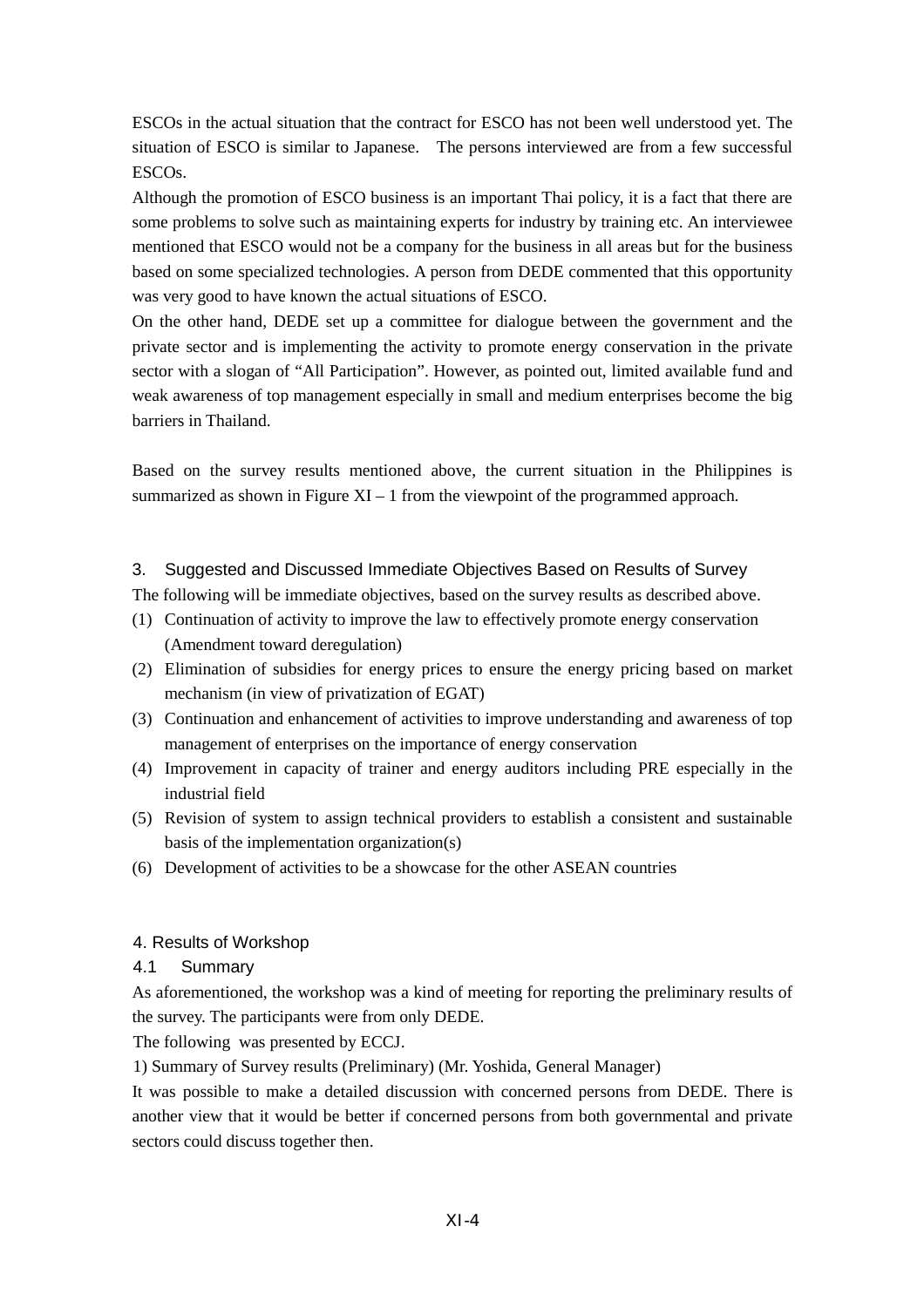ESCOs in the actual situation that the contract for ESCO has not been well understood yet. The situation of ESCO is similar to Japanese. The persons interviewed are from a few successful ESCOs.

Although the promotion of ESCO business is an important Thai policy, it is a fact that there are some problems to solve such as maintaining experts for industry by training etc. An interviewee mentioned that ESCO would not be a company for the business in all areas but for the business based on some specialized technologies. A person from DEDE commented that this opportunity was very good to have known the actual situations of ESCO.

On the other hand, DEDE set up a committee for dialogue between the government and the private sector and is implementing the activity to promote energy conservation in the private sector with a slogan of "All Participation". However, as pointed out, limited available fund and weak awareness of top management especially in small and medium enterprises become the big barriers in Thailand.

Based on the survey results mentioned above, the current situation in the Philippines is summarized as shown in Figure XI – 1 from the viewpoint of the programmed approach.

## 3. Suggested and Discussed Immediate Objectives Based on Results of Survey

The following will be immediate objectives, based on the survey results as described above.

(1) Continuation of activity to improve the law to effectively promote energy conservation (Amendment toward deregulation)

(2) Elimination of subsidies for energy prices to ensure the energy pricing based on market mechanism (in view of privatization of EGAT)

(3) Continuation and enhancement of activities to improve understanding and awareness of top management of enterprises on the importance of energy conservation

(4) Improvement in capacity of trainer and energy auditors including PRE especially in the industrial field

(5) Revision of system to assign technical providers to establish a consistent and sustainable basis of the implementation organization(s)

(6) Development of activities to be a showcase for the other ASEAN countries

## 4. Results of Workshop

### 4.1 Summary

As aforementioned, the workshop was a kind of meeting for reporting the preliminary results of the survey. The participants were from only DEDE.

The following was presented by ECCJ.

1) Summary of Survey results (Preliminary) (Mr. Yoshida, General Manager)

It was possible to make a detailed discussion with concerned persons from DEDE. There is another view that it would be better if concerned persons from both governmental and private sectors could discuss together then.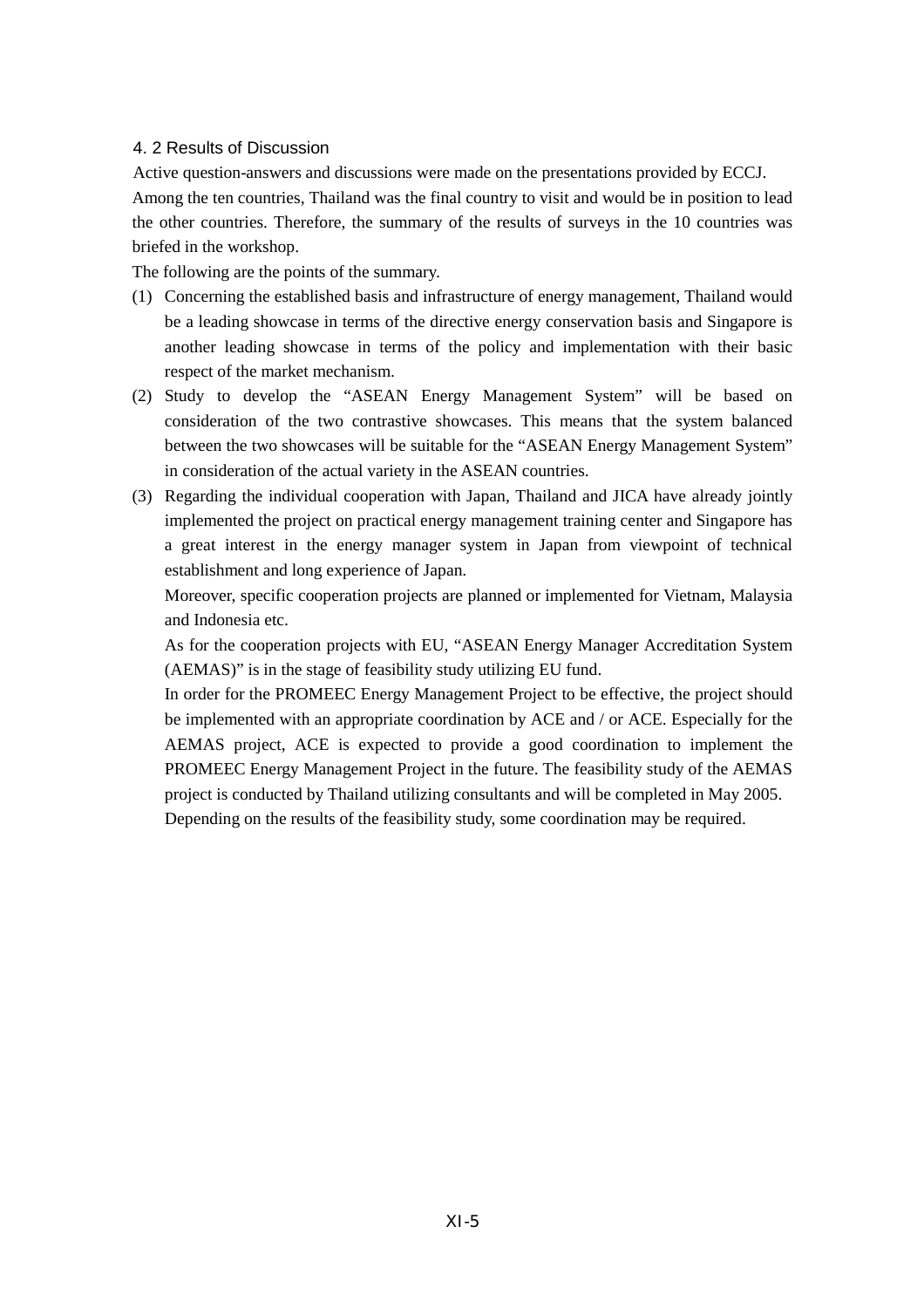### 4. 2 Results of Discussion

Active question-answers and discussions were made on the presentations provided by ECCJ.

Among the ten countries, Thailand was the final country to visit and would be in position to lead the other countries. Therefore, the summary of the results of surveys in the 10 countries was briefed in the workshop.

The following are the points of the summary.

(1) Concerning the established basis and infrastructure of energy management, Thailand would be a leading showcase in terms of the directive energy conservation basis and Singapore is another leading showcase in terms of the policy and implementation with their basic respect of the market mechanism.

(2) Study to develop the “ASEAN Energy Management System” will be based on consideration of the two contrastive showcases. This means that the system balanced between the two showcases will be suitable for the “ASEAN Energy Management System” in consideration of the actual variety in the ASEAN countries.

(3) Regarding the individual cooperation with Japan, Thailand and JICA have already jointly implemented the project on practical energy management training center and Singapore has a great interest in the energy manager system in Japan from viewpoint of technical establishment and long experience of Japan.

    Moreover, specific cooperation projects are planned or implemented for Vietnam, Malaysia and Indonesia etc.

    As for the cooperation projects with EU, “ASEAN Energy Manager Accreditation System (AEMAS)” is in the stage of feasibility study utilizing EU fund.

    In order for the PROMEEC Energy Management Project to be effective, the project should be implemented with an appropriate coordination by ACE and / or ACE. Especially for the AEMAS project, ACE is expected to provide a good coordination to implement the PROMEEC Energy Management Project in the future. The feasibility study of the AEMAS project is conducted by Thailand utilizing consultants and will be completed in May 2005.

    Depending on the results of the feasibility study, some coordination may be required.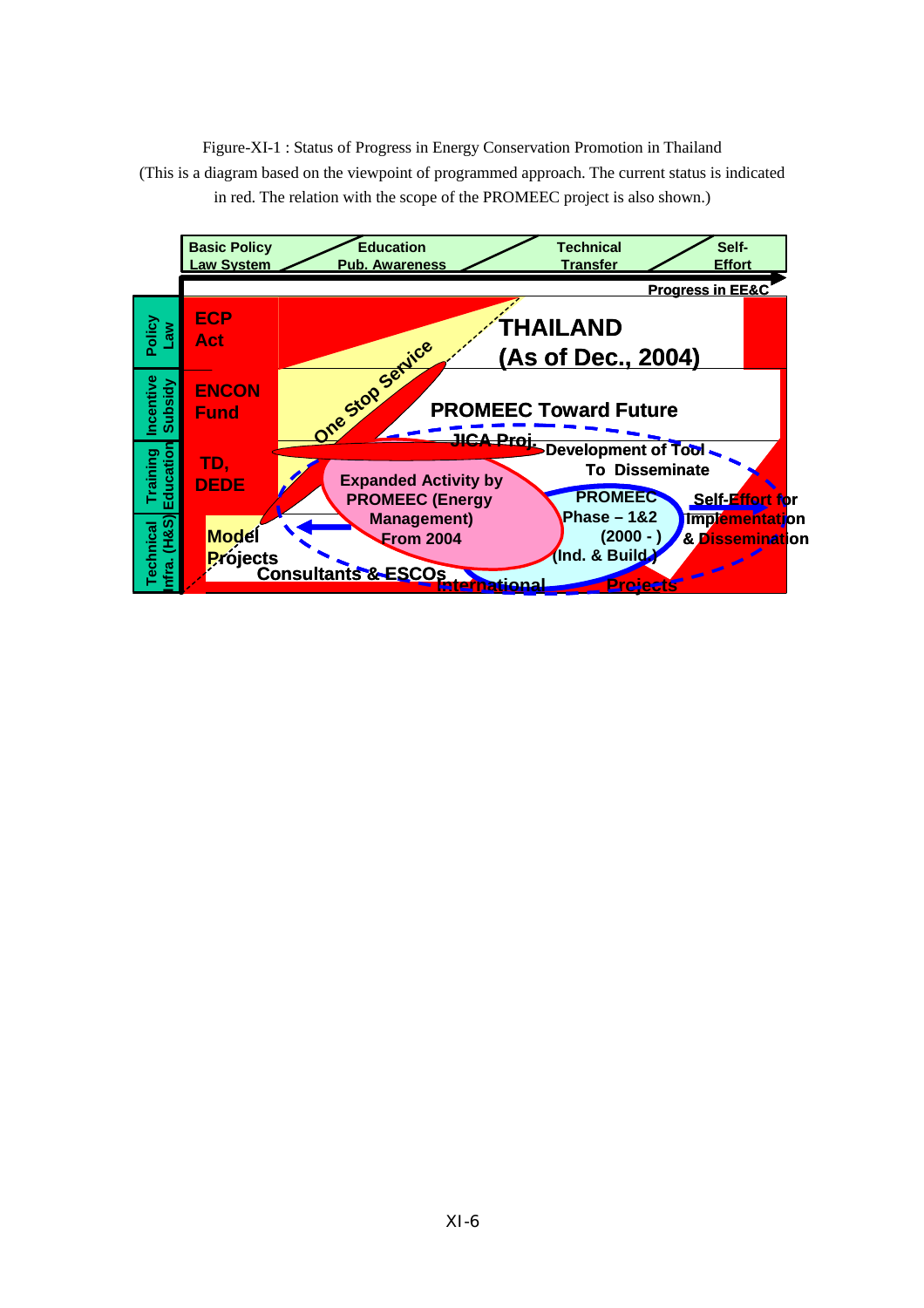Figure-XI-1 : Status of Progress in Energy Conservation Promotion in Thailand
(This is a diagram based on the viewpoint of programmed approach. The current status is indicated in red. The relation with the scope of the PROMEEC project is also shown.)

Basic Policy Law System

Education Pub. Awareness

Technical Transfer

Self-Effort

Progress in EE&C

Policy Law

Incentive Subsidy

Training Education

Technical Infra. (H&S)

ECP Act

ENCON Fund

TD, DEDE

Model Projects

THAILAND (As of Dec., 2004)

One Stop Service

PROMEEC Toward Future

JICA Proj.

Development of Tool To Disseminate

Expanded Activity by PROMEEC (Energy Management) From 2004

PROMEEC Phase – 1&2 (2000 - ) (Ind. & Build.)

Self-Effort for Implementation & Dissemination

Consultants & ESCOs

International Projects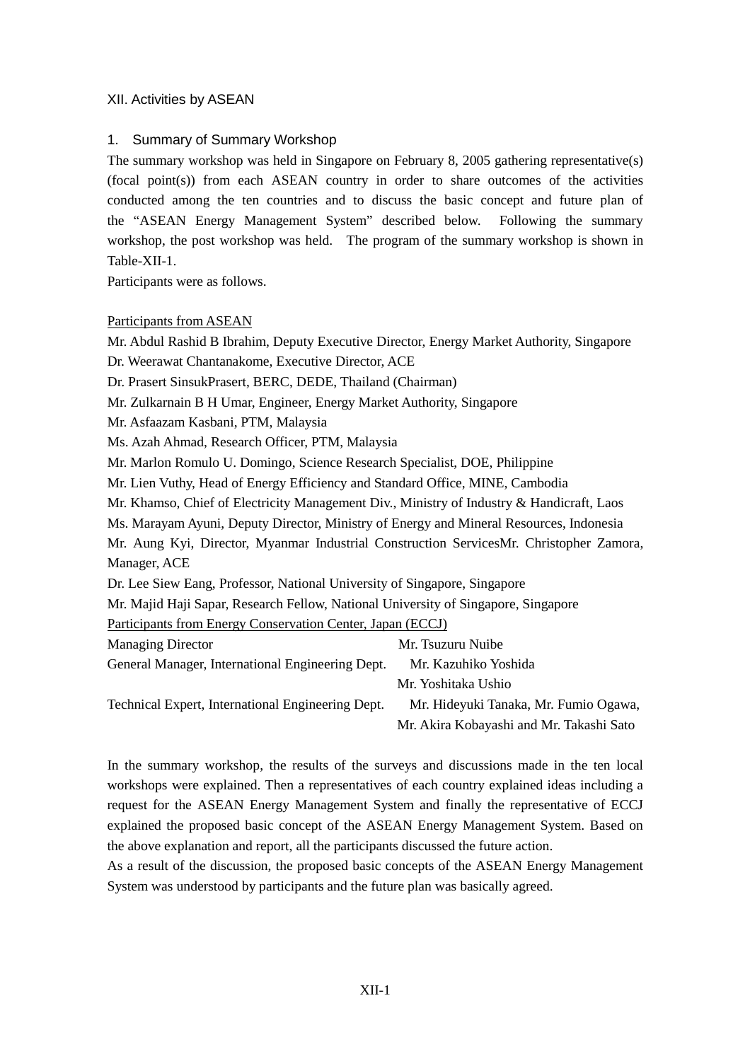# XII. Activities by ASEAN

## 1. Summary of Summary Workshop

The summary workshop was held in Singapore on February 8, 2005 gathering representative(s) (focal point(s)) from each ASEAN country in order to share outcomes of the activities conducted among the ten countries and to discuss the basic concept and future plan of the "ASEAN Energy Management System" described below. Following the summary workshop, the post workshop was held. The program of the summary workshop is shown in Table-XII-1.

Participants were as follows.

Participants from ASEAN

Mr. Abdul Rashid B Ibrahim, Deputy Executive Director, Energy Market Authority, Singapore
Dr. Weerawat Chantanakome, Executive Director, ACE
Dr. Prasert SinsukPrasert, BERC, DEDE, Thailand (Chairman)
Mr. Zulkarnain B H Umar, Engineer, Energy Market Authority, Singapore
Mr. Asfaazam Kasbani, PTM, Malaysia
Ms. Azah Ahmad, Research Officer, PTM, Malaysia
Mr. Marlon Romulo U. Domingo, Science Research Specialist, DOE, Philippine
Mr. Lien Vuthy, Head of Energy Efficiency and Standard Office, MINE, Cambodia
Mr. Khamso, Chief of Electricity Management Div., Ministry of Industry & Handicraft, Laos
Ms. Marayam Ayuni, Deputy Director, Ministry of Energy and Mineral Resources, Indonesia
Mr. Aung Kyi, Director, Myanmar Industrial Construction ServicesMr. Christopher Zamora, Manager, ACE
Dr. Lee Siew Eang, Professor, National University of Singapore, Singapore
Mr. Majid Haji Sapar, Research Fellow, National University of Singapore, Singapore

Participants from Energy Conservation Center, Japan (ECCJ)

| | |
|---|---|
| Managing Director | Mr. Tsuzuru Nuibe |
| General Manager, International Engineering Dept. | Mr. Kazuhiko Yoshida |
| | Mr. Yoshitaka Ushio |
| Technical Expert, International Engineering Dept. | Mr. Hideyuki Tanaka, Mr. Fumio Ogawa, |
| | Mr. Akira Kobayashi and Mr. Takashi Sato |

In the summary workshop, the results of the surveys and discussions made in the ten local workshops were explained. Then a representatives of each country explained ideas including a request for the ASEAN Energy Management System and finally the representative of ECCJ explained the proposed basic concept of the ASEAN Energy Management System. Based on the above explanation and report, all the participants discussed the future action.

As a result of the discussion, the proposed basic concepts of the ASEAN Energy Management System was understood by participants and the future plan was basically agreed.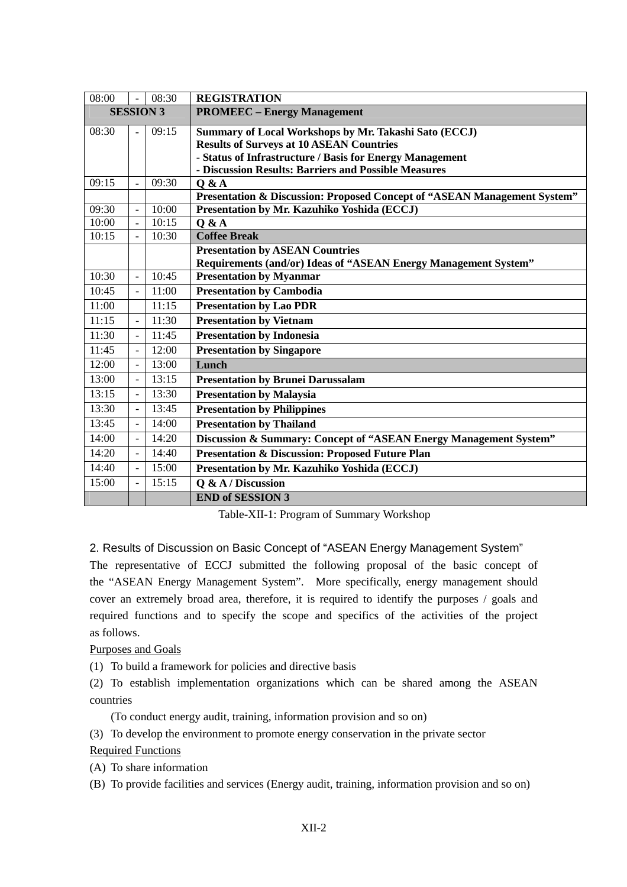| | | | |
|---|---|---|---|
| 08:00 | - | 08:30 | **REGISTRATION** |
| **SESSION 3** | | | **PROMEEC – Energy Management** |
| 08:30 | - | 09:15 | **Summary of Local Workshops by Mr. Takashi Sato (ECCJ)**<br>**Results of Surveys at 10 ASEAN Countries**<br>**- Status of Infrastructure / Basis for Energy Management**<br>**- Discussion Results: Barriers and Possible Measures** |
| 09:15 | - | 09:30 | **Q & A** |
| | | | **Presentation & Discussion: Proposed Concept of "ASEAN Management System"** |
| 09:30 | - | 10:00 | **Presentation by Mr. Kazuhiko Yoshida (ECCJ)** |
| 10:00 | - | 10:15 | **Q & A** |
| 10:15 | - | 10:30 | **Coffee Break** |
| | | | **Presentation by ASEAN Countries**<br>**Requirements (and/or) Ideas of "ASEAN Energy Management System"** |
| 10:30 | - | 10:45 | **Presentation by Myanmar** |
| 10:45 | - | 11:00 | **Presentation by Cambodia** |
| 11:00 | | 11:15 | **Presentation by Lao PDR** |
| 11:15 | - | 11:30 | **Presentation by Vietnam** |
| 11:30 | - | 11:45 | **Presentation by Indonesia** |
| 11:45 | - | 12:00 | **Presentation by Singapore** |
| 12:00 | - | 13:00 | **Lunch** |
| 13:00 | - | 13:15 | **Presentation by Brunei Darussalam** |
| 13:15 | - | 13:30 | **Presentation by Malaysia** |
| 13:30 | - | 13:45 | **Presentation by Philippines** |
| 13:45 | - | 14:00 | **Presentation by Thailand** |
| 14:00 | - | 14:20 | **Discussion & Summary: Concept of "ASEAN Energy Management System"** |
| 14:20 | - | 14:40 | **Presentation & Discussion: Proposed Future Plan** |
| 14:40 | - | 15:00 | **Presentation by Mr. Kazuhiko Yoshida (ECCJ)** |
| 15:00 | - | 15:15 | **Q & A / Discussion** |
| | | | **END of SESSION 3** |

Table-XII-1: Program of Summary Workshop

## 2. Results of Discussion on Basic Concept of "ASEAN Energy Management System"

The representative of ECCJ submitted the following proposal of the basic concept of the "ASEAN Energy Management System". More specifically, energy management should cover an extremely broad area, therefore, it is required to identify the purposes / goals and required functions and to specify the scope and specifics of the activities of the project as follows.

Purposes and Goals

(1) To build a framework for policies and directive basis

(2) To establish implementation organizations which can be shared among the ASEAN countries

(To conduct energy audit, training, information provision and so on)

(3) To develop the environment to promote energy conservation in the private sector

Required Functions

(A) To share information

(B) To provide facilities and services (Energy audit, training, information provision and so on)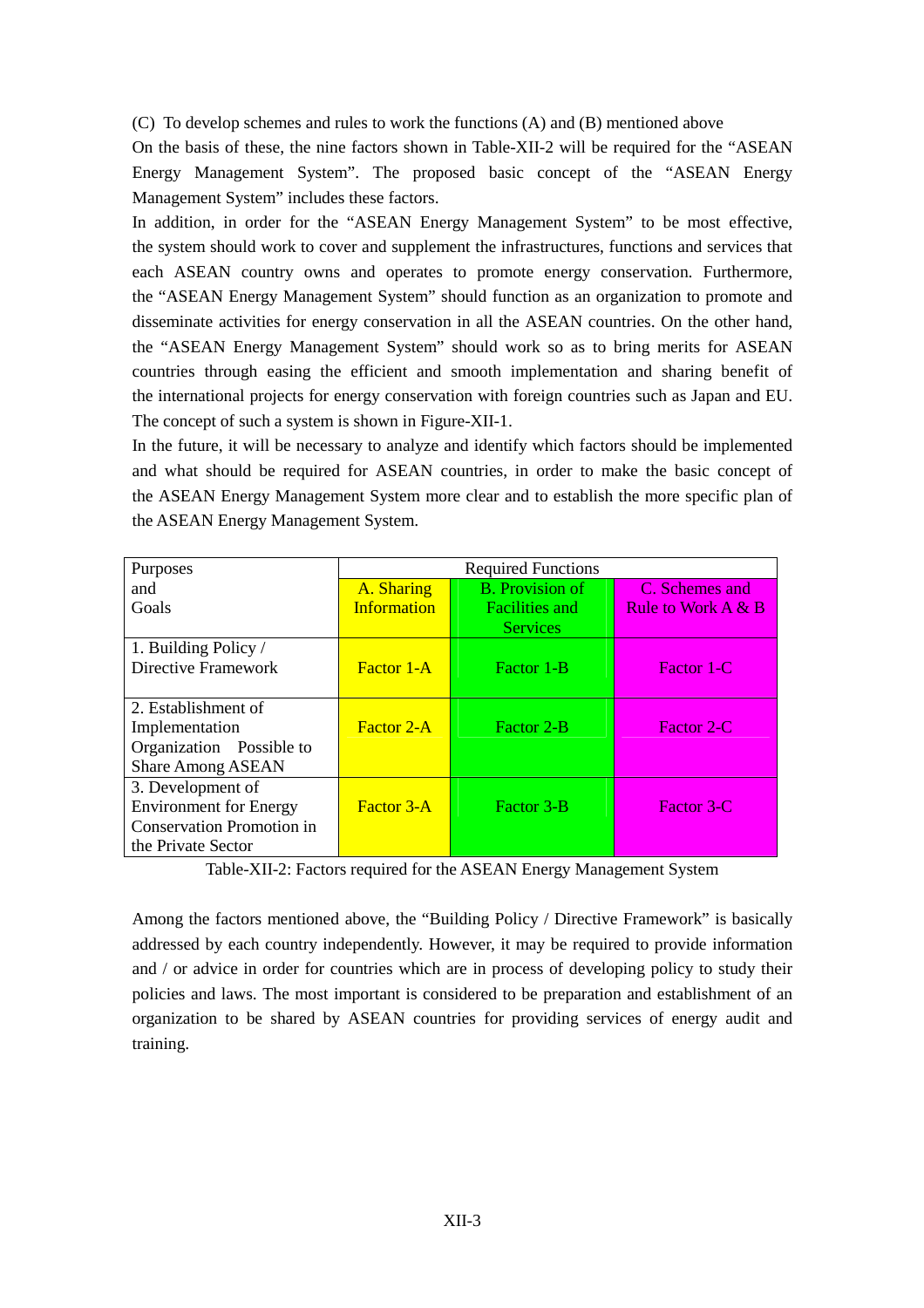(C) To develop schemes and rules to work the functions (A) and (B) mentioned above

On the basis of these, the nine factors shown in Table-XII-2 will be required for the "ASEAN Energy Management System". The proposed basic concept of the "ASEAN Energy Management System" includes these factors.

In addition, in order for the "ASEAN Energy Management System" to be most effective, the system should work to cover and supplement the infrastructures, functions and services that each ASEAN country owns and operates to promote energy conservation. Furthermore, the "ASEAN Energy Management System" should function as an organization to promote and disseminate activities for energy conservation in all the ASEAN countries. On the other hand, the "ASEAN Energy Management System" should work so as to bring merits for ASEAN countries through easing the efficient and smooth implementation and sharing benefit of the international projects for energy conservation with foreign countries such as Japan and EU. The concept of such a system is shown in Figure-XII-1.

In the future, it will be necessary to analyze and identify which factors should be implemented and what should be required for ASEAN countries, in order to make the basic concept of the ASEAN Energy Management System more clear and to establish the more specific plan of the ASEAN Energy Management System.

| Purposes and Goals | Required Functions | | |
|---|---|---|---|
| | A. Sharing Information | B. Provision of Facilities and Services | C. Schemes and Rule to Work A & B |
| 1. Building Policy / Directive Framework | Factor 1-A | Factor 1-B | Factor 1-C |
| 2. Establishment of Implementation Organization Possible to Share Among ASEAN | Factor 2-A | Factor 2-B | Factor 2-C |
| 3. Development of Environment for Energy Conservation Promotion in the Private Sector | Factor 3-A | Factor 3-B | Factor 3-C |

Table-XII-2: Factors required for the ASEAN Energy Management System

Among the factors mentioned above, the "Building Policy / Directive Framework" is basically addressed by each country independently. However, it may be required to provide information and / or advice in order for countries which are in process of developing policy to study their policies and laws. The most important is considered to be preparation and establishment of an organization to be shared by ASEAN countries for providing services of energy audit and training.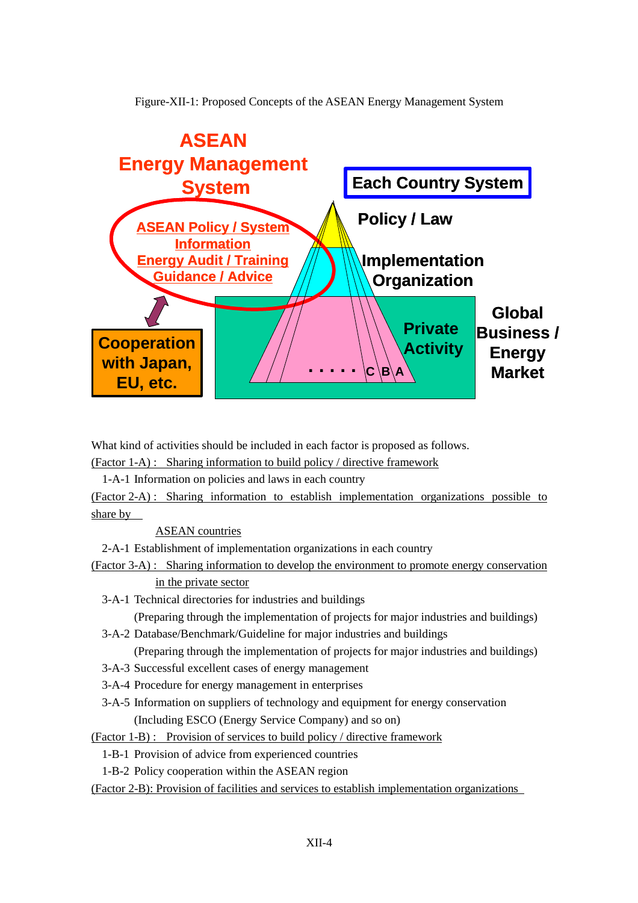Figure-XII-1: Proposed Concepts of the ASEAN Energy Management System

ASEAN Energy Management System

ASEAN Policy / System
Information
Energy Audit / Training
Guidance / Advice

Cooperation with Japan, EU, etc.

Each Country System

Policy / Law

Implementation Organization

Private Activity

. . . . . C B A

Global Business / Energy Market

What kind of activities should be included in each factor is proposed as follows.

(Factor 1-A) : Sharing information to build policy / directive framework

1-A-1 Information on policies and laws in each country

(Factor 2-A) : Sharing information to establish implementation organizations possible to share by ASEAN countries

2-A-1 Establishment of implementation organizations in each country

(Factor 3-A) : Sharing information to develop the environment to promote energy conservation in the private sector

3-A-1 Technical directories for industries and buildings
(Preparing through the implementation of projects for major industries and buildings)

3-A-2 Database/Benchmark/Guideline for major industries and buildings
(Preparing through the implementation of projects for major industries and buildings)

3-A-3 Successful excellent cases of energy management

3-A-4 Procedure for energy management in enterprises

3-A-5 Information on suppliers of technology and equipment for energy conservation
(Including ESCO (Energy Service Company) and so on)

(Factor 1-B) : Provision of services to build policy / directive framework

1-B-1 Provision of advice from experienced countries

1-B-2 Policy cooperation within the ASEAN region

(Factor 2-B): Provision of facilities and services to establish implementation organizations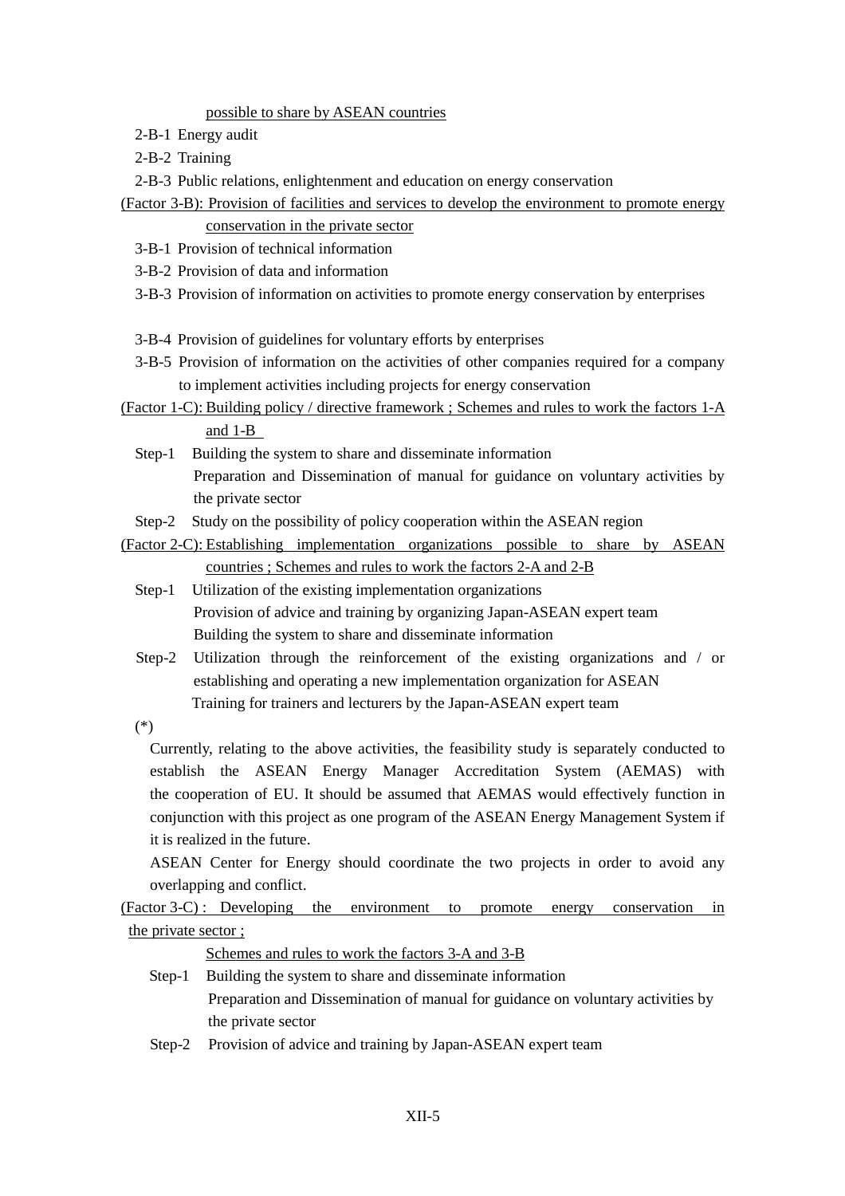possible to share by ASEAN countries

2-B-1 Energy audit

2-B-2 Training

2-B-3 Public relations, enlightenment and education on energy conservation

(Factor 3-B): Provision of facilities and services to develop the environment to promote energy conservation in the private sector

3-B-1 Provision of technical information

3-B-2 Provision of data and information

3-B-3 Provision of information on activities to promote energy conservation by enterprises

3-B-4 Provision of guidelines for voluntary efforts by enterprises

3-B-5 Provision of information on the activities of other companies required for a company to implement activities including projects for energy conservation

(Factor 1-C): Building policy / directive framework ; Schemes and rules to work the factors 1-A and 1-B

Step-1 Building the system to share and disseminate information
Preparation and Dissemination of manual for guidance on voluntary activities by the private sector

Step-2 Study on the possibility of policy cooperation within the ASEAN region

(Factor 2-C): Establishing implementation organizations possible to share by ASEAN countries ; Schemes and rules to work the factors 2-A and 2-B

Step-1 Utilization of the existing implementation organizations
Provision of advice and training by organizing Japan-ASEAN expert team
Building the system to share and disseminate information

Step-2 Utilization through the reinforcement of the existing organizations and / or establishing and operating a new implementation organization for ASEAN
Training for trainers and lecturers by the Japan-ASEAN expert team

(*)

Currently, relating to the above activities, the feasibility study is separately conducted to establish the ASEAN Energy Manager Accreditation System (AEMAS) with the cooperation of EU. It should be assumed that AEMAS would effectively function in conjunction with this project as one program of the ASEAN Energy Management System if it is realized in the future.

ASEAN Center for Energy should coordinate the two projects in order to avoid any overlapping and conflict.

(Factor 3-C) : Developing the environment to promote energy conservation in the private sector ;

Schemes and rules to work the factors 3-A and 3-B

Step-1 Building the system to share and disseminate information
Preparation and Dissemination of manual for guidance on voluntary activities by the private sector

Step-2 Provision of advice and training by Japan-ASEAN expert team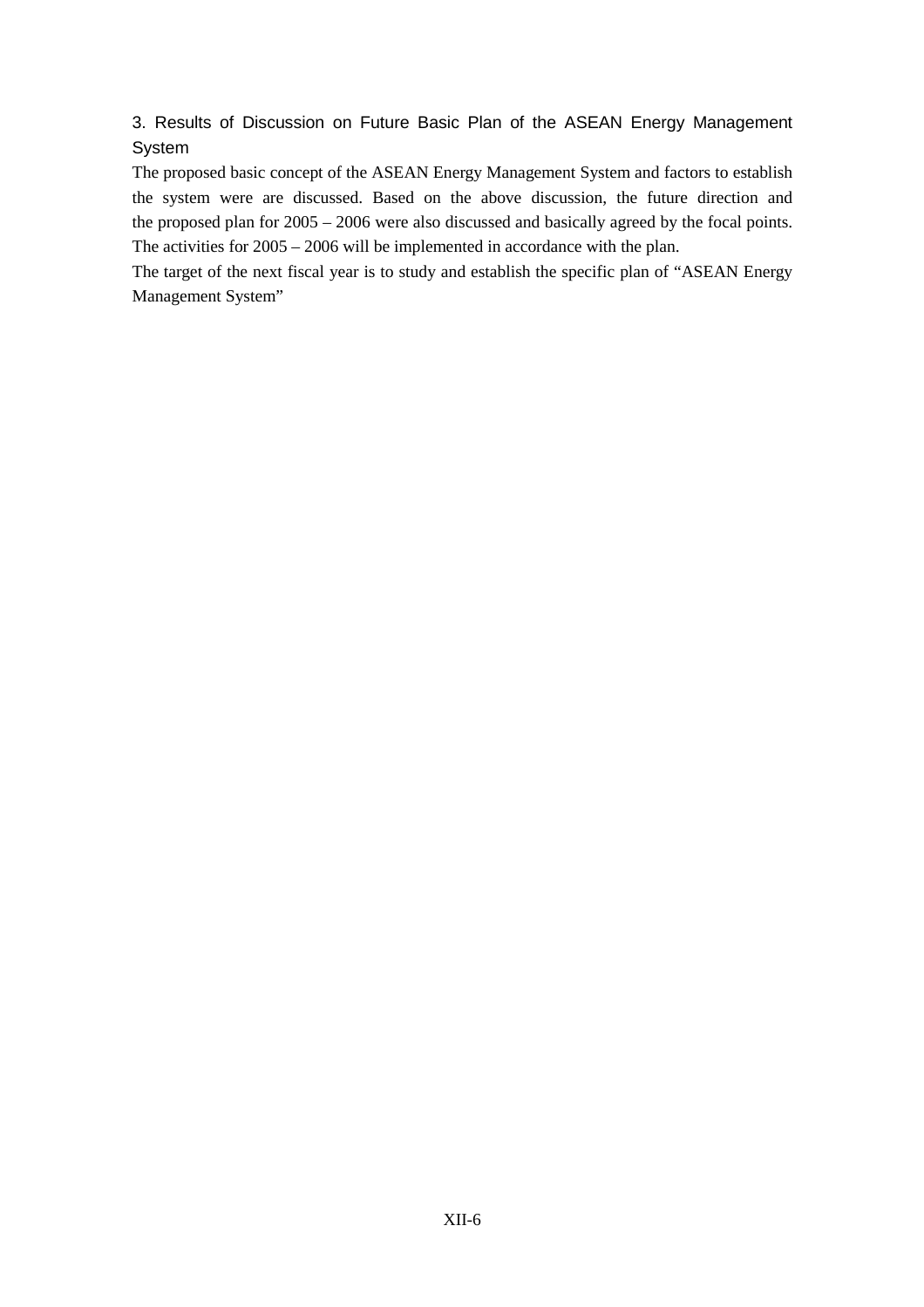### 3. Results of Discussion on Future Basic Plan of the ASEAN Energy Management System

The proposed basic concept of the ASEAN Energy Management System and factors to establish the system were are discussed. Based on the above discussion, the future direction and the proposed plan for 2005 – 2006 were also discussed and basically agreed by the focal points. The activities for 2005 – 2006 will be implemented in accordance with the plan.

The target of the next fiscal year is to study and establish the specific plan of “ASEAN Energy Management System”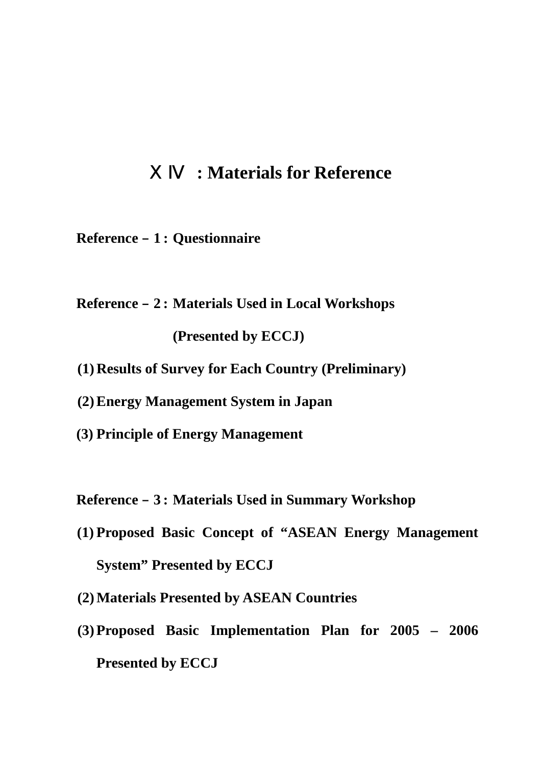# ＸⅣ : Materials for Reference

**Reference – 1 : Questionnaire**

**Reference – 2 : Materials Used in Local Workshops**

**(Presented by ECCJ)**

**(1) Results of Survey for Each Country (Preliminary)**

**(2) Energy Management System in Japan**

**(3) Principle of Energy Management**

**Reference – 3 : Materials Used in Summary Workshop**

**(1) Proposed Basic Concept of "ASEAN Energy Management System" Presented by ECCJ**

**(2) Materials Presented by ASEAN Countries**

**(3) Proposed Basic Implementation Plan for 2005 – 2006 Presented by ECCJ**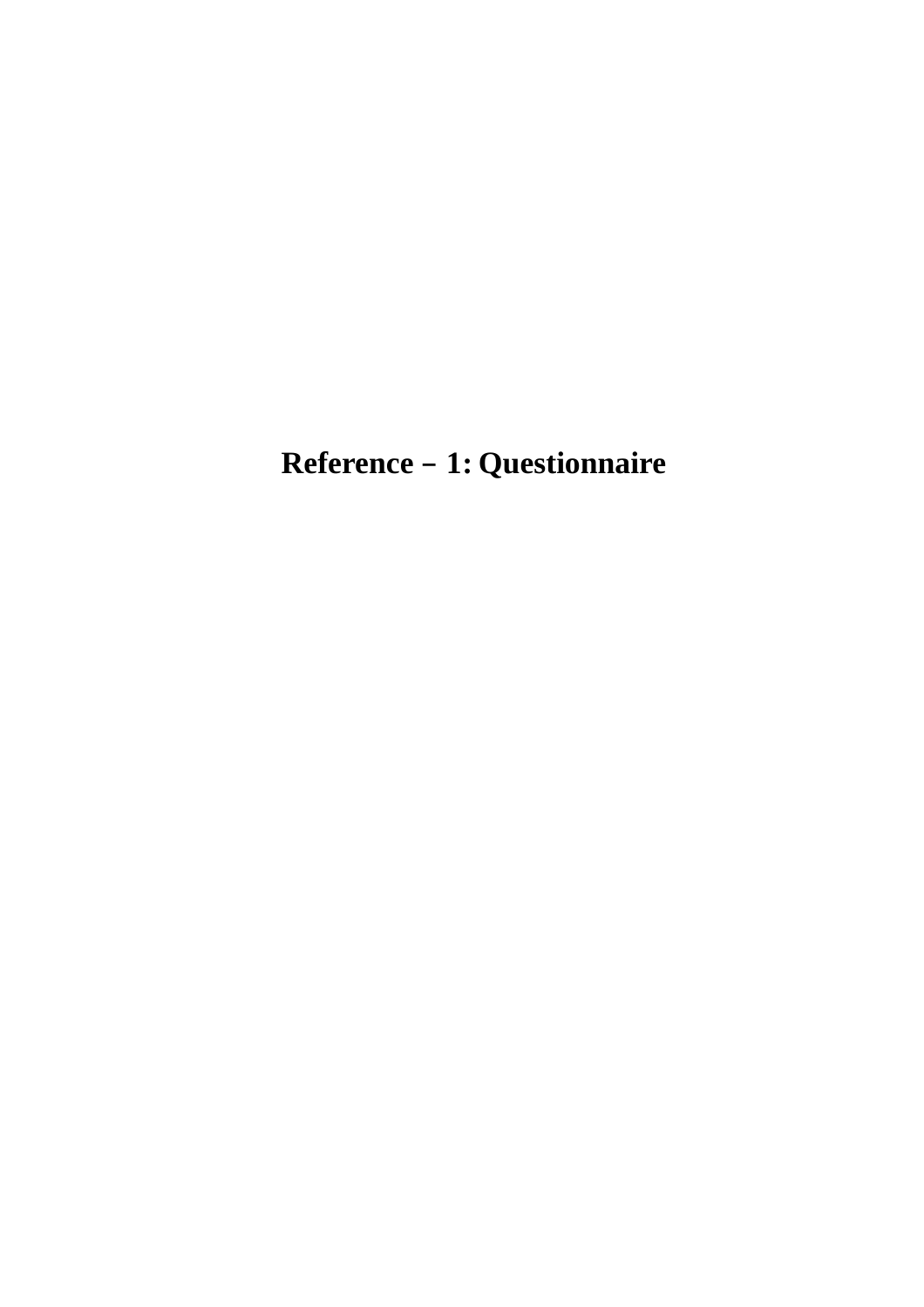# Reference – 1: Questionnaire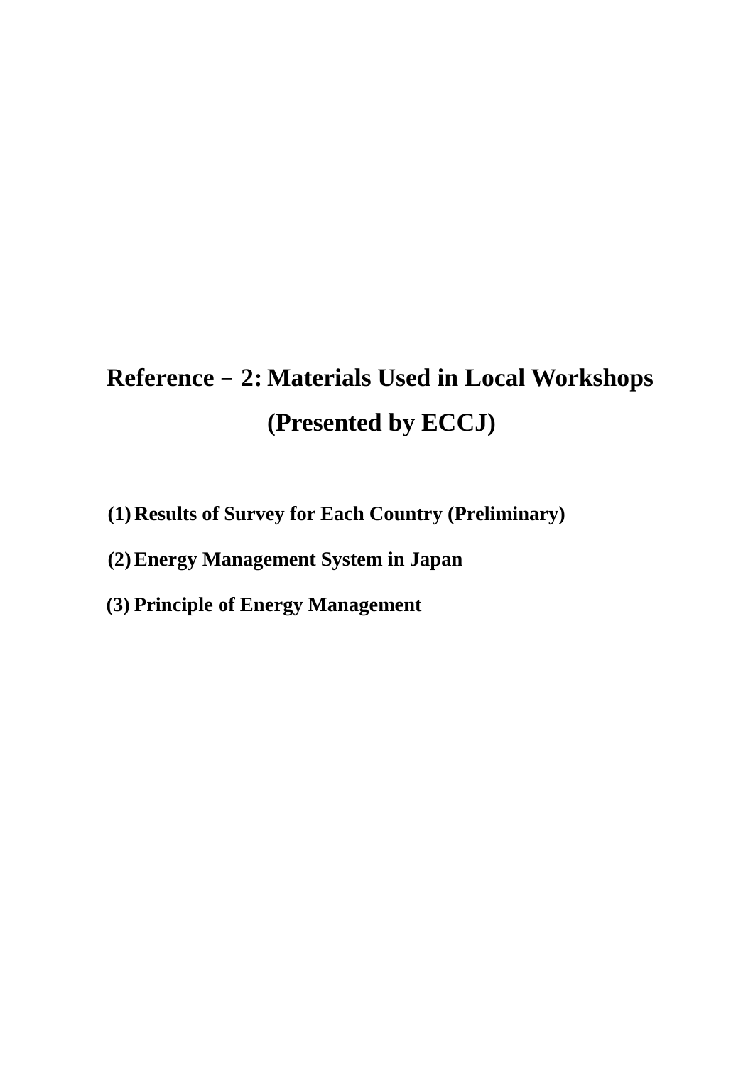# Reference－2: Materials Used in Local Workshops (Presented by ECCJ)

(1) Results of Survey for Each Country (Preliminary)

(2) Energy Management System in Japan

(3) Principle of Energy Management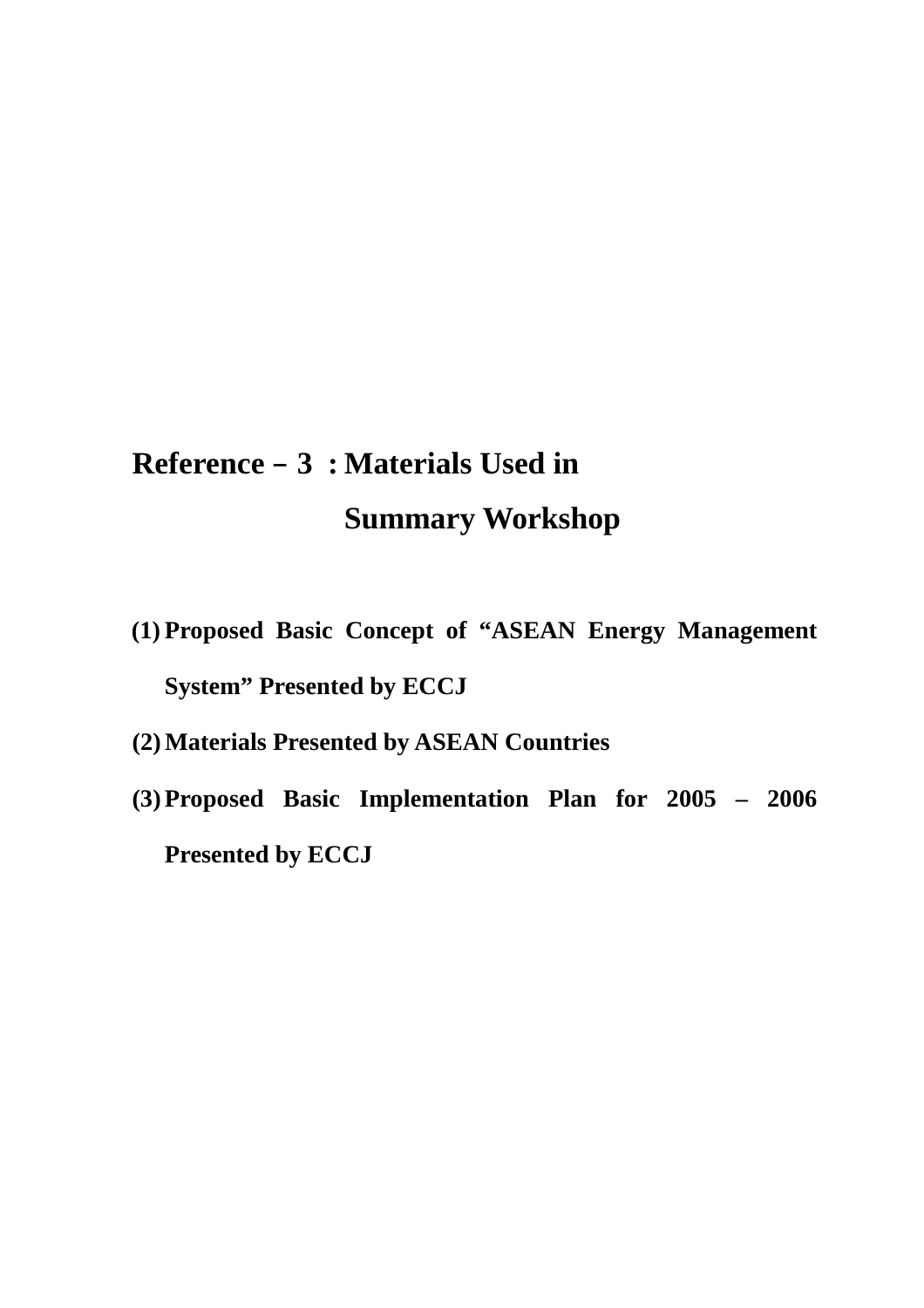# Reference－3 : Materials Used in Summary Workshop

(1) **Proposed Basic Concept of "ASEAN Energy Management System" Presented by ECCJ**

(2) **Materials Presented by ASEAN Countries**

(3) **Proposed Basic Implementation Plan for 2005 – 2006 Presented by ECCJ**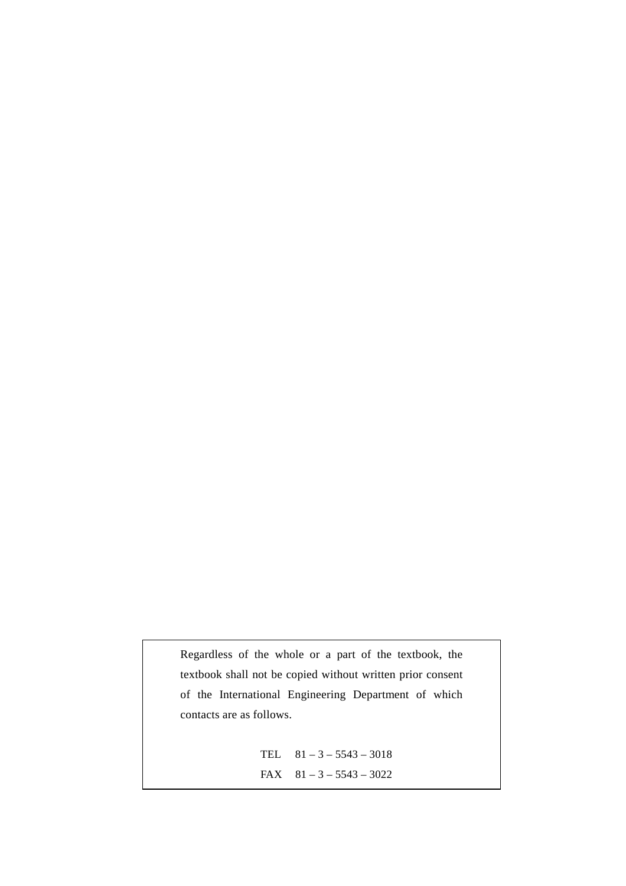Regardless of the whole or a part of the textbook, the textbook shall not be copied without written prior consent of the International Engineering Department of which contacts are as follows.

TEL 81 – 3 – 5543 – 3018

FAX 81 – 3 – 5543 – 3022